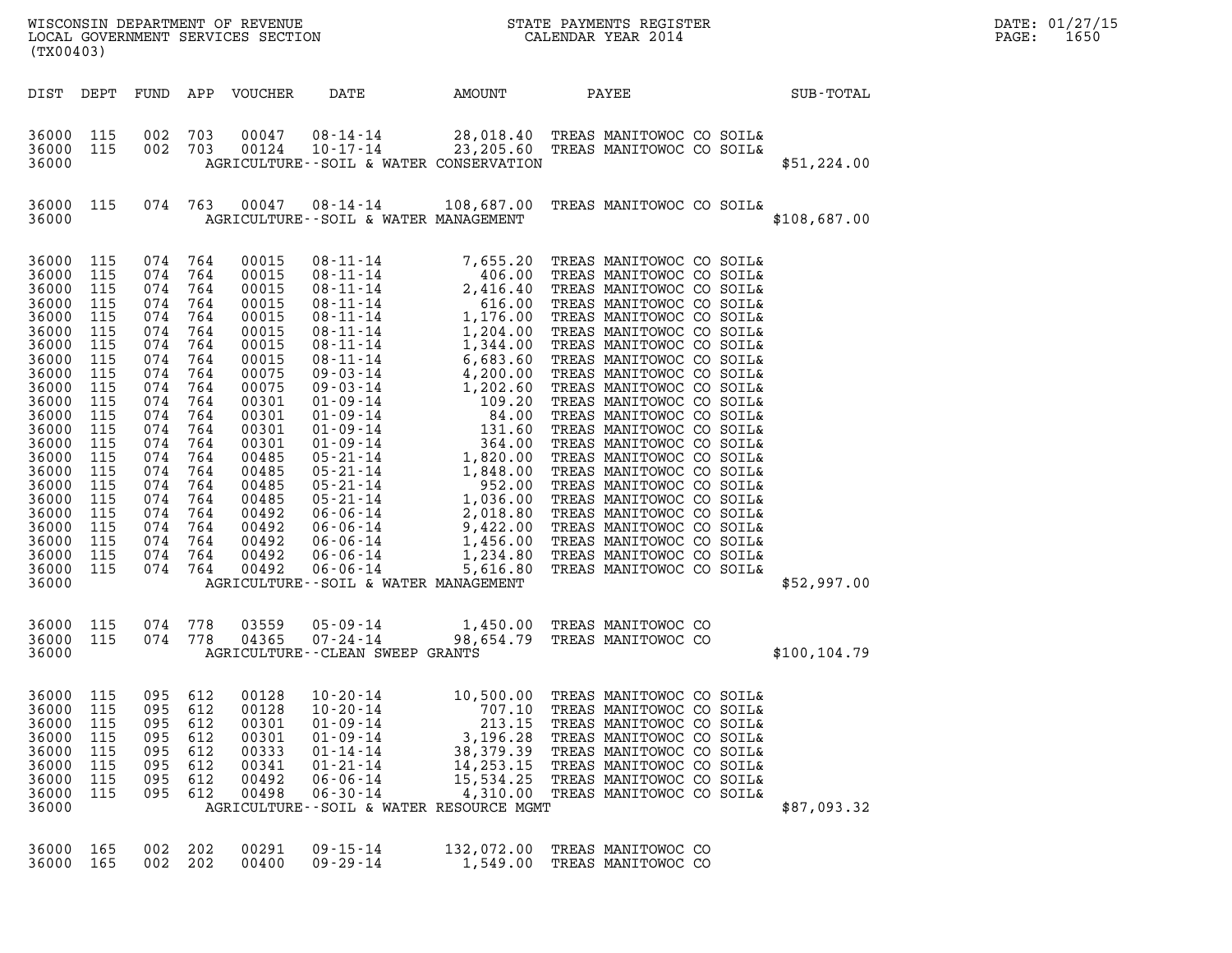WISCONSIN DEPARTMENT OF REVENUE
LOCAL GOVERNMENT SERVICES SECTION
(TX00403)

STATE PAYMENTS REGISTER
CALENDAR YEAR 2014

DATE: 01/27/15
PAGE: 1650

| DIST | DEPT | FUND | APP | VOUCHER | DATE | AMOUNT | PAYEE | SUB-TOTAL |
|---|---|---|---|---|---|---|---|---|
| 36000 | 115 | 002 | 703 | 00047 | 08-14-14 | 28,018.40 | TREAS MANITOWOC CO SOIL& | |
| 36000 | 115 | 002 | 703 | 00124 | 10-17-14 | 23,205.60 | TREAS MANITOWOC CO SOIL& | |
| 36000 | | | | | | AGRICULTURE--SOIL & WATER CONSERVATION | | $51,224.00 |
| 36000 | 115 | 074 | 763 | 00047 | 08-14-14 | 108,687.00 | TREAS MANITOWOC CO SOIL& | |
| 36000 | | | | | | AGRICULTURE--SOIL & WATER MANAGEMENT | | $108,687.00 |
| 36000 | 115 | 074 | 764 | 00015 | 08-11-14 | 7,655.20 | TREAS MANITOWOC CO SOIL& | |
| 36000 | 115 | 074 | 764 | 00015 | 08-11-14 | 406.00 | TREAS MANITOWOC CO SOIL& | |
| 36000 | 115 | 074 | 764 | 00015 | 08-11-14 | 2,416.40 | TREAS MANITOWOC CO SOIL& | |
| 36000 | 115 | 074 | 764 | 00015 | 08-11-14 | 616.00 | TREAS MANITOWOC CO SOIL& | |
| 36000 | 115 | 074 | 764 | 00015 | 08-11-14 | 1,176.00 | TREAS MANITOWOC CO SOIL& | |
| 36000 | 115 | 074 | 764 | 00015 | 08-11-14 | 1,204.00 | TREAS MANITOWOC CO SOIL& | |
| 36000 | 115 | 074 | 764 | 00015 | 08-11-14 | 1,344.00 | TREAS MANITOWOC CO SOIL& | |
| 36000 | 115 | 074 | 764 | 00015 | 08-11-14 | 6,683.60 | TREAS MANITOWOC CO SOIL& | |
| 36000 | 115 | 074 | 764 | 00075 | 09-03-14 | 4,200.00 | TREAS MANITOWOC CO SOIL& | |
| 36000 | 115 | 074 | 764 | 00075 | 09-03-14 | 1,202.60 | TREAS MANITOWOC CO SOIL& | |
| 36000 | 115 | 074 | 764 | 00301 | 01-09-14 | 109.20 | TREAS MANITOWOC CO SOIL& | |
| 36000 | 115 | 074 | 764 | 00301 | 01-09-14 | 84.00 | TREAS MANITOWOC CO SOIL& | |
| 36000 | 115 | 074 | 764 | 00301 | 01-09-14 | 131.60 | TREAS MANITOWOC CO SOIL& | |
| 36000 | 115 | 074 | 764 | 00301 | 01-09-14 | 364.00 | TREAS MANITOWOC CO SOIL& | |
| 36000 | 115 | 074 | 764 | 00485 | 05-21-14 | 1,820.00 | TREAS MANITOWOC CO SOIL& | |
| 36000 | 115 | 074 | 764 | 00485 | 05-21-14 | 1,848.00 | TREAS MANITOWOC CO SOIL& | |
| 36000 | 115 | 074 | 764 | 00485 | 05-21-14 | 952.00 | TREAS MANITOWOC CO SOIL& | |
| 36000 | 115 | 074 | 764 | 00485 | 05-21-14 | 1,036.00 | TREAS MANITOWOC CO SOIL& | |
| 36000 | 115 | 074 | 764 | 00492 | 06-06-14 | 2,018.80 | TREAS MANITOWOC CO SOIL& | |
| 36000 | 115 | 074 | 764 | 00492 | 06-06-14 | 9,422.00 | TREAS MANITOWOC CO SOIL& | |
| 36000 | 115 | 074 | 764 | 00492 | 06-06-14 | 1,456.00 | TREAS MANITOWOC CO SOIL& | |
| 36000 | 115 | 074 | 764 | 00492 | 06-06-14 | 1,234.80 | TREAS MANITOWOC CO SOIL& | |
| 36000 | 115 | 074 | 764 | 00492 | 06-06-14 | 5,616.80 | TREAS MANITOWOC CO SOIL& | |
| 36000 | | | | | | AGRICULTURE--SOIL & WATER MANAGEMENT | | $52,997.00 |
| 36000 | 115 | 074 | 778 | 03559 | 05-09-14 | 1,450.00 | TREAS MANITOWOC CO | |
| 36000 | 115 | 074 | 778 | 04365 | 07-24-14 | 98,654.79 | TREAS MANITOWOC CO | |
| 36000 | | | | | | AGRICULTURE--CLEAN SWEEP GRANTS | | $100,104.79 |
| 36000 | 115 | 095 | 612 | 00128 | 10-20-14 | 10,500.00 | TREAS MANITOWOC CO SOIL& | |
| 36000 | 115 | 095 | 612 | 00128 | 10-20-14 | 707.10 | TREAS MANITOWOC CO SOIL& | |
| 36000 | 115 | 095 | 612 | 00301 | 01-09-14 | 213.15 | TREAS MANITOWOC CO SOIL& | |
| 36000 | 115 | 095 | 612 | 00301 | 01-09-14 | 3,196.28 | TREAS MANITOWOC CO SOIL& | |
| 36000 | 115 | 095 | 612 | 00333 | 01-14-14 | 38,379.39 | TREAS MANITOWOC CO SOIL& | |
| 36000 | 115 | 095 | 612 | 00341 | 01-21-14 | 14,253.15 | TREAS MANITOWOC CO SOIL& | |
| 36000 | 115 | 095 | 612 | 00492 | 06-06-14 | 15,534.25 | TREAS MANITOWOC CO SOIL& | |
| 36000 | 115 | 095 | 612 | 00498 | 06-30-14 | 4,310.00 | TREAS MANITOWOC CO SOIL& | |
| 36000 | | | | | | AGRICULTURE--SOIL & WATER RESOURCE MGMT | | $87,093.32 |
| 36000 | 165 | 002 | 202 | 00291 | 09-15-14 | 132,072.00 | TREAS MANITOWOC CO | |
| 36000 | 165 | 002 | 202 | 00400 | 09-29-14 | 1,549.00 | TREAS MANITOWOC CO | |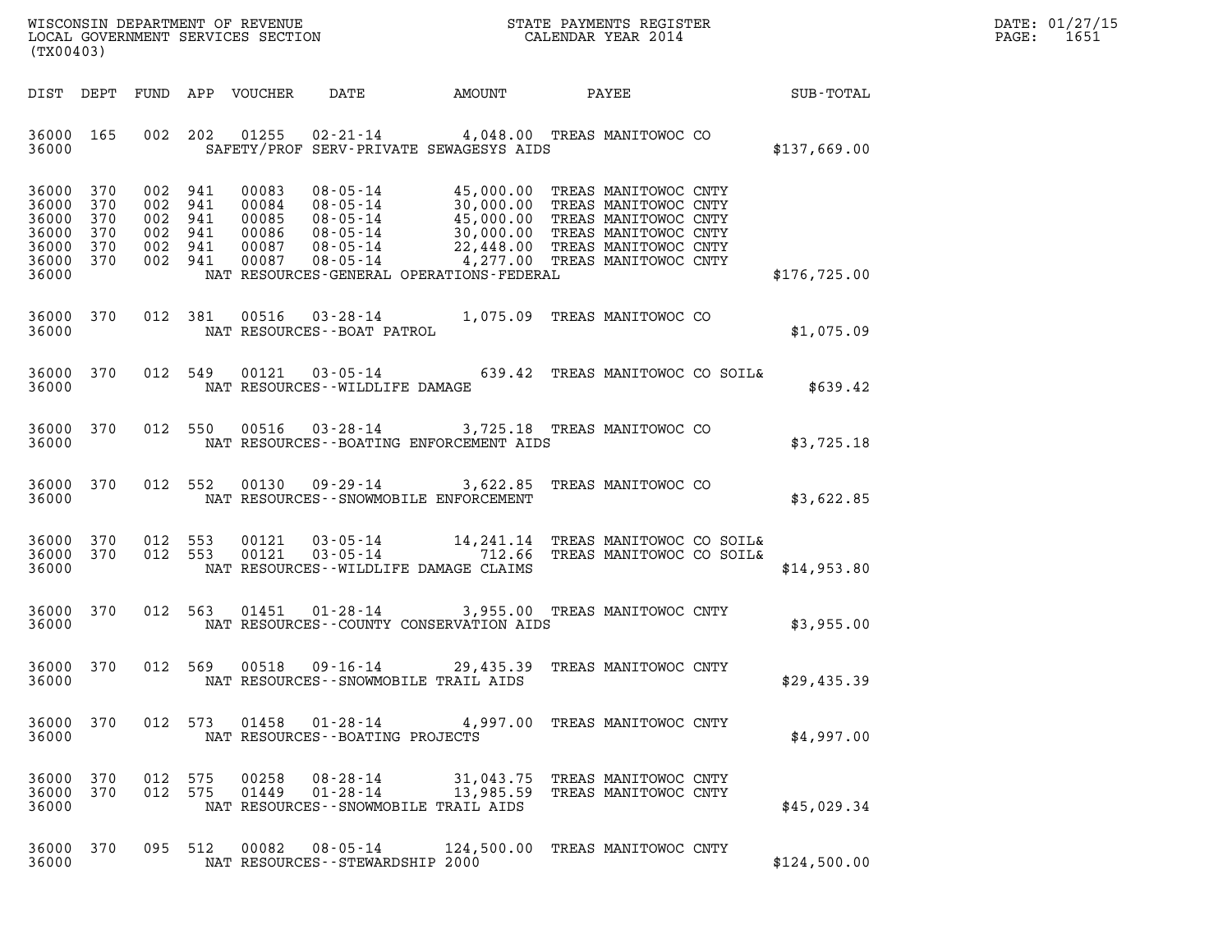| DIST | DEPT | FUND | APP | VOUCHER | DATE | AMOUNT | PAYEE | SUB-TOTAL |
|---|---|---|---|---|---|---|---|---|
| 36000 | 165 | 002 | 202 | 01255 | 02-21-14 | 4,048.00 | TREAS MANITOWOC CO | |
| 36000 | | | | | SAFETY/PROF SERV-PRIVATE SEWAGESYS AIDS | | | $137,669.00 |
| 36000 | 370 | 002 | 941 | 00083 | 08-05-14 | 45,000.00 | TREAS MANITOWOC CNTY | |
| 36000 | 370 | 002 | 941 | 00084 | 08-05-14 | 30,000.00 | TREAS MANITOWOC CNTY | |
| 36000 | 370 | 002 | 941 | 00085 | 08-05-14 | 45,000.00 | TREAS MANITOWOC CNTY | |
| 36000 | 370 | 002 | 941 | 00086 | 08-05-14 | 30,000.00 | TREAS MANITOWOC CNTY | |
| 36000 | 370 | 002 | 941 | 00087 | 08-05-14 | 22,448.00 | TREAS MANITOWOC CNTY | |
| 36000 | 370 | 002 | 941 | 00087 | 08-05-14 | 4,277.00 | TREAS MANITOWOC CNTY | |
| 36000 | | | | | NAT RESOURCES-GENERAL OPERATIONS-FEDERAL | | | $176,725.00 |
| 36000 | 370 | 012 | 381 | 00516 | 03-28-14 | 1,075.09 | TREAS MANITOWOC CO | |
| 36000 | | | | | NAT RESOURCES--BOAT PATROL | | | $1,075.09 |
| 36000 | 370 | 012 | 549 | 00121 | 03-05-14 | 639.42 | TREAS MANITOWOC CO SOIL& | |
| 36000 | | | | | NAT RESOURCES--WILDLIFE DAMAGE | | | $639.42 |
| 36000 | 370 | 012 | 550 | 00516 | 03-28-14 | 3,725.18 | TREAS MANITOWOC CO | |
| 36000 | | | | | NAT RESOURCES--BOATING ENFORCEMENT AIDS | | | $3,725.18 |
| 36000 | 370 | 012 | 552 | 00130 | 09-29-14 | 3,622.85 | TREAS MANITOWOC CO | |
| 36000 | | | | | NAT RESOURCES--SNOWMOBILE ENFORCEMENT | | | $3,622.85 |
| 36000 | 370 | 012 | 553 | 00121 | 03-05-14 | 14,241.14 | TREAS MANITOWOC CO SOIL& | |
| 36000 | 370 | 012 | 553 | 00121 | 03-05-14 | 712.66 | TREAS MANITOWOC CO SOIL& | |
| 36000 | | | | | NAT RESOURCES--WILDLIFE DAMAGE CLAIMS | | | $14,953.80 |
| 36000 | 370 | 012 | 563 | 01451 | 01-28-14 | 3,955.00 | TREAS MANITOWOC CNTY | |
| 36000 | | | | | NAT RESOURCES--COUNTY CONSERVATION AIDS | | | $3,955.00 |
| 36000 | 370 | 012 | 569 | 00518 | 09-16-14 | 29,435.39 | TREAS MANITOWOC CNTY | |
| 36000 | | | | | NAT RESOURCES--SNOWMOBILE TRAIL AIDS | | | $29,435.39 |
| 36000 | 370 | 012 | 573 | 01458 | 01-28-14 | 4,997.00 | TREAS MANITOWOC CNTY | |
| 36000 | | | | | NAT RESOURCES--BOATING PROJECTS | | | $4,997.00 |
| 36000 | 370 | 012 | 575 | 00258 | 08-28-14 | 31,043.75 | TREAS MANITOWOC CNTY | |
| 36000 | 370 | 012 | 575 | 01449 | 01-28-14 | 13,985.59 | TREAS MANITOWOC CNTY | |
| 36000 | | | | | NAT RESOURCES--SNOWMOBILE TRAIL AIDS | | | $45,029.34 |
| 36000 | 370 | 095 | 512 | 00082 | 08-05-14 | 124,500.00 | TREAS MANITOWOC CNTY | |
| 36000 | | | | | NAT RESOURCES--STEWARDSHIP 2000 | | | $124,500.00 |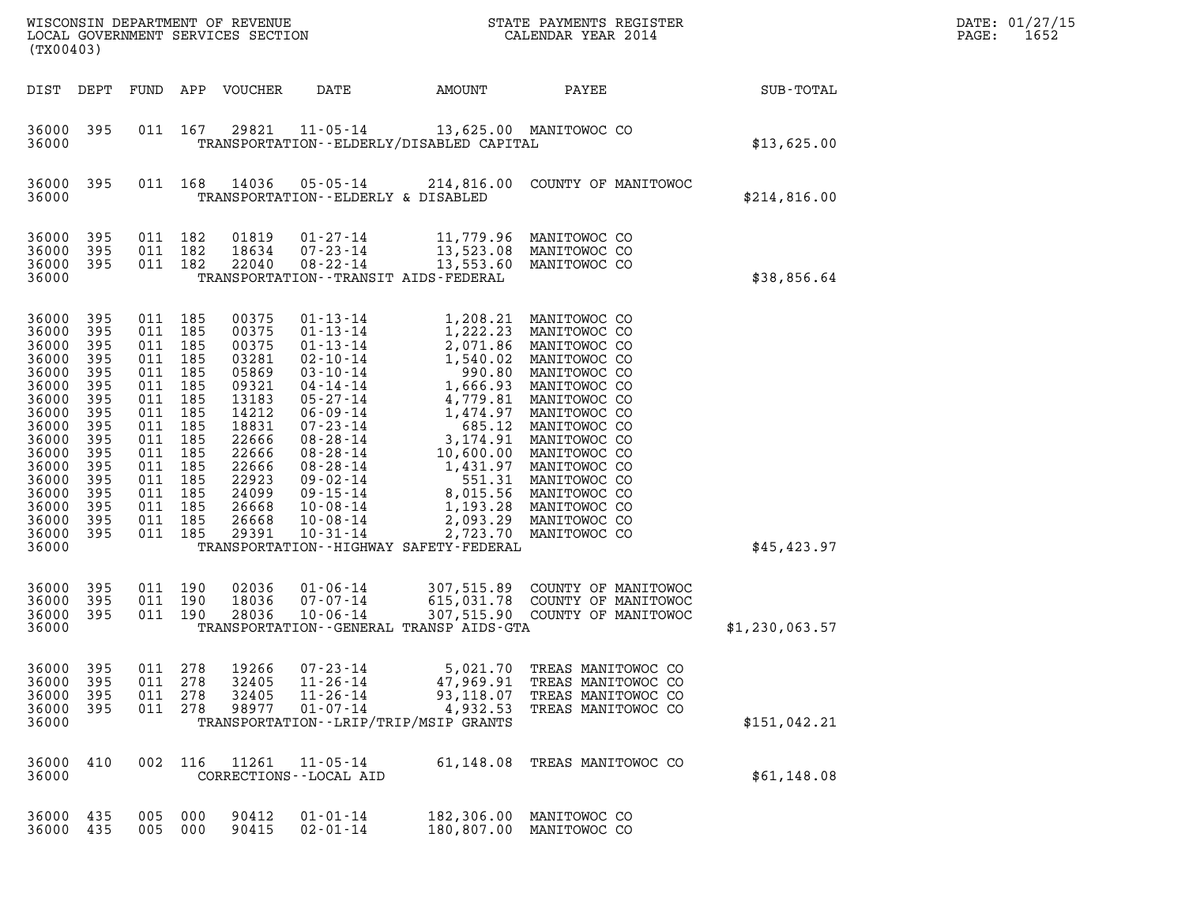| DIST | DEPT | FUND | APP | VOUCHER | DATE | AMOUNT | PAYEE | SUB-TOTAL |
|---|---|---|---|---|---|---|---|---|
| 36000 | 395 | 011 | 167 | 29821 | 11-05-14 | 13,625.00 | MANITOWOC CO | |
| 36000 | | | | | TRANSPORTATION--ELDERLY/DISABLED CAPITAL | | | $13,625.00 |
| 36000 | 395 | 011 | 168 | 14036 | 05-05-14 | 214,816.00 | COUNTY OF MANITOWOC | |
| 36000 | | | | | TRANSPORTATION--ELDERLY & DISABLED | | | $214,816.00 |
| 36000 | 395 | 011 | 182 | 01819 | 01-27-14 | 11,779.96 | MANITOWOC CO | |
| 36000 | 395 | 011 | 182 | 18634 | 07-23-14 | 13,523.08 | MANITOWOC CO | |
| 36000 | 395 | 011 | 182 | 22040 | 08-22-14 | 13,553.60 | MANITOWOC CO | |
| 36000 | | | | | TRANSPORTATION--TRANSIT AIDS-FEDERAL | | | $38,856.64 |
| 36000 | 395 | 011 | 185 | 00375 | 01-13-14 | 1,208.21 | MANITOWOC CO | |
| 36000 | 395 | 011 | 185 | 00375 | 01-13-14 | 1,222.23 | MANITOWOC CO | |
| 36000 | 395 | 011 | 185 | 00375 | 01-13-14 | 2,071.86 | MANITOWOC CO | |
| 36000 | 395 | 011 | 185 | 03281 | 02-10-14 | 1,540.02 | MANITOWOC CO | |
| 36000 | 395 | 011 | 185 | 05869 | 03-10-14 | 990.80 | MANITOWOC CO | |
| 36000 | 395 | 011 | 185 | 09321 | 04-14-14 | 1,666.93 | MANITOWOC CO | |
| 36000 | 395 | 011 | 185 | 13183 | 05-27-14 | 4,779.81 | MANITOWOC CO | |
| 36000 | 395 | 011 | 185 | 14212 | 06-09-14 | 1,474.97 | MANITOWOC CO | |
| 36000 | 395 | 011 | 185 | 18831 | 07-23-14 | 685.12 | MANITOWOC CO | |
| 36000 | 395 | 011 | 185 | 22666 | 08-28-14 | 3,174.91 | MANITOWOC CO | |
| 36000 | 395 | 011 | 185 | 22666 | 08-28-14 | 10,600.00 | MANITOWOC CO | |
| 36000 | 395 | 011 | 185 | 22666 | 08-28-14 | 1,431.97 | MANITOWOC CO | |
| 36000 | 395 | 011 | 185 | 22923 | 09-02-14 | 551.31 | MANITOWOC CO | |
| 36000 | 395 | 011 | 185 | 24099 | 09-15-14 | 8,015.56 | MANITOWOC CO | |
| 36000 | 395 | 011 | 185 | 26668 | 10-08-14 | 1,193.28 | MANITOWOC CO | |
| 36000 | 395 | 011 | 185 | 26668 | 10-08-14 | 2,093.29 | MANITOWOC CO | |
| 36000 | 395 | 011 | 185 | 29391 | 10-31-14 | 2,723.70 | MANITOWOC CO | |
| 36000 | | | | | TRANSPORTATION--HIGHWAY SAFETY-FEDERAL | | | $45,423.97 |
| 36000 | 395 | 011 | 190 | 02036 | 01-06-14 | 307,515.89 | COUNTY OF MANITOWOC | |
| 36000 | 395 | 011 | 190 | 18036 | 07-07-14 | 615,031.78 | COUNTY OF MANITOWOC | |
| 36000 | 395 | 011 | 190 | 28036 | 10-06-14 | 307,515.90 | COUNTY OF MANITOWOC | |
| 36000 | | | | | TRANSPORTATION--GENERAL TRANSP AIDS-GTA | | | $1,230,063.57 |
| 36000 | 395 | 011 | 278 | 19266 | 07-23-14 | 5,021.70 | TREAS MANITOWOC CO | |
| 36000 | 395 | 011 | 278 | 32405 | 11-26-14 | 47,969.91 | TREAS MANITOWOC CO | |
| 36000 | 395 | 011 | 278 | 32405 | 11-26-14 | 93,118.07 | TREAS MANITOWOC CO | |
| 36000 | 395 | 011 | 278 | 98977 | 01-07-14 | 4,932.53 | TREAS MANITOWOC CO | |
| 36000 | | | | | TRANSPORTATION--LRIP/TRIP/MSIP GRANTS | | | $151,042.21 |
| 36000 | 410 | 002 | 116 | 11261 | 11-05-14 | 61,148.08 | TREAS MANITOWOC CO | |
| 36000 | | | | | CORRECTIONS--LOCAL AID | | | $61,148.08 |
| 36000 | 435 | 005 | 000 | 90412 | 01-01-14 | 182,306.00 | MANITOWOC CO | |
| 36000 | 435 | 005 | 000 | 90415 | 02-01-14 | 180,807.00 | MANITOWOC CO | |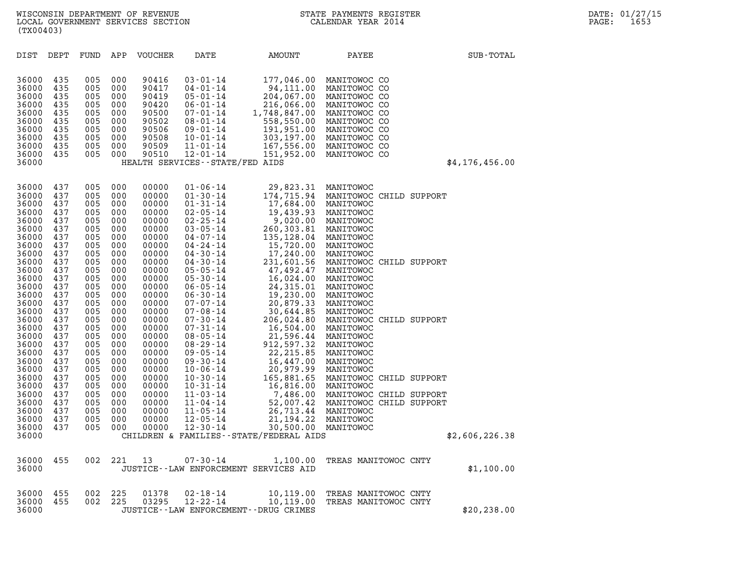WISCONSIN DEPARTMENT OF REVENUE
LOCAL GOVERNMENT SERVICES SECTION
(TX00403)

STATE PAYMENTS REGISTER
CALENDAR YEAR 2014

DATE: 01/27/15

| DIST | DEPT | FUND | APP | VOUCHER | DATE | AMOUNT | PAYEE | SUB-TOTAL |
|---|---|---|---|---|---|---|---|---|
| 36000 | 435 | 005 | 000 | 90416 | 03-01-14 | 177,046.00 | MANITOWOC CO | |
| 36000 | 435 | 005 | 000 | 90417 | 04-01-14 | 94,111.00 | MANITOWOC CO | |
| 36000 | 435 | 005 | 000 | 90419 | 05-01-14 | 204,067.00 | MANITOWOC CO | |
| 36000 | 435 | 005 | 000 | 90420 | 06-01-14 | 216,066.00 | MANITOWOC CO | |
| 36000 | 435 | 005 | 000 | 90500 | 07-01-14 | 1,748,847.00 | MANITOWOC CO | |
| 36000 | 435 | 005 | 000 | 90502 | 08-01-14 | 558,550.00 | MANITOWOC CO | |
| 36000 | 435 | 005 | 000 | 90506 | 09-01-14 | 191,951.00 | MANITOWOC CO | |
| 36000 | 435 | 005 | 000 | 90508 | 10-01-14 | 303,197.00 | MANITOWOC CO | |
| 36000 | 435 | 005 | 000 | 90509 | 11-01-14 | 167,556.00 | MANITOWOC CO | |
| 36000 | 435 | 005 | 000 | 90510 | 12-01-14 | 151,952.00 | MANITOWOC CO | |
| 36000 | | | | | HEALTH SERVICES--STATE/FED AIDS | | | $4,176,456.00 |
| 36000 | 437 | 005 | 000 | 00000 | 01-06-14 | 29,823.31 | MANITOWOC | |
| 36000 | 437 | 005 | 000 | 00000 | 01-30-14 | 174,715.94 | MANITOWOC CHILD SUPPORT | |
| 36000 | 437 | 005 | 000 | 00000 | 01-31-14 | 17,684.00 | MANITOWOC | |
| 36000 | 437 | 005 | 000 | 00000 | 02-05-14 | 19,439.93 | MANITOWOC | |
| 36000 | 437 | 005 | 000 | 00000 | 02-25-14 | 9,020.00 | MANITOWOC | |
| 36000 | 437 | 005 | 000 | 00000 | 03-05-14 | 260,303.81 | MANITOWOC | |
| 36000 | 437 | 005 | 000 | 00000 | 04-07-14 | 135,128.04 | MANITOWOC | |
| 36000 | 437 | 005 | 000 | 00000 | 04-24-14 | 15,720.00 | MANITOWOC | |
| 36000 | 437 | 005 | 000 | 00000 | 04-30-14 | 17,240.00 | MANITOWOC | |
| 36000 | 437 | 005 | 000 | 00000 | 04-30-14 | 231,601.56 | MANITOWOC CHILD SUPPORT | |
| 36000 | 437 | 005 | 000 | 00000 | 05-05-14 | 47,492.47 | MANITOWOC | |
| 36000 | 437 | 005 | 000 | 00000 | 05-30-14 | 16,024.00 | MANITOWOC | |
| 36000 | 437 | 005 | 000 | 00000 | 06-05-14 | 24,315.01 | MANITOWOC | |
| 36000 | 437 | 005 | 000 | 00000 | 06-30-14 | 19,230.00 | MANITOWOC | |
| 36000 | 437 | 005 | 000 | 00000 | 07-07-14 | 20,879.33 | MANITOWOC | |
| 36000 | 437 | 005 | 000 | 00000 | 07-08-14 | 30,644.85 | MANITOWOC | |
| 36000 | 437 | 005 | 000 | 00000 | 07-30-14 | 206,024.80 | MANITOWOC CHILD SUPPORT | |
| 36000 | 437 | 005 | 000 | 00000 | 07-31-14 | 16,504.00 | MANITOWOC | |
| 36000 | 437 | 005 | 000 | 00000 | 08-05-14 | 21,596.44 | MANITOWOC | |
| 36000 | 437 | 005 | 000 | 00000 | 08-29-14 | 912,597.32 | MANITOWOC | |
| 36000 | 437 | 005 | 000 | 00000 | 09-05-14 | 22,215.85 | MANITOWOC | |
| 36000 | 437 | 005 | 000 | 00000 | 09-30-14 | 16,447.00 | MANITOWOC | |
| 36000 | 437 | 005 | 000 | 00000 | 10-06-14 | 20,979.99 | MANITOWOC | |
| 36000 | 437 | 005 | 000 | 00000 | 10-30-14 | 165,881.65 | MANITOWOC CHILD SUPPORT | |
| 36000 | 437 | 005 | 000 | 00000 | 10-31-14 | 16,816.00 | MANITOWOC | |
| 36000 | 437 | 005 | 000 | 00000 | 11-03-14 | 7,486.00 | MANITOWOC CHILD SUPPORT | |
| 36000 | 437 | 005 | 000 | 00000 | 11-04-14 | 52,007.42 | MANITOWOC CHILD SUPPORT | |
| 36000 | 437 | 005 | 000 | 00000 | 11-05-14 | 26,713.44 | MANITOWOC | |
| 36000 | 437 | 005 | 000 | 00000 | 12-05-14 | 21,194.22 | MANITOWOC | |
| 36000 | 437 | 005 | 000 | 00000 | 12-30-14 | 30,500.00 | MANITOWOC | |
| 36000 | | | | | CHILDREN & FAMILIES--STATE/FEDERAL AIDS | | | $2,606,226.38 |
| 36000 | 455 | 002 | 221 | 13 | 07-30-14 | 1,100.00 | TREAS MANITOWOC CNTY | |
| 36000 | | | | | JUSTICE--LAW ENFORCEMENT SERVICES AID | | | $1,100.00 |
| 36000 | 455 | 002 | 225 | 01378 | 02-18-14 | 10,119.00 | TREAS MANITOWOC CNTY | |
| 36000 | 455 | 002 | 225 | 03295 | 12-22-14 | 10,119.00 | TREAS MANITOWOC CNTY | |
| 36000 | | | | | JUSTICE--LAW ENFORCEMENT--DRUG CRIMES | | | $20,238.00 |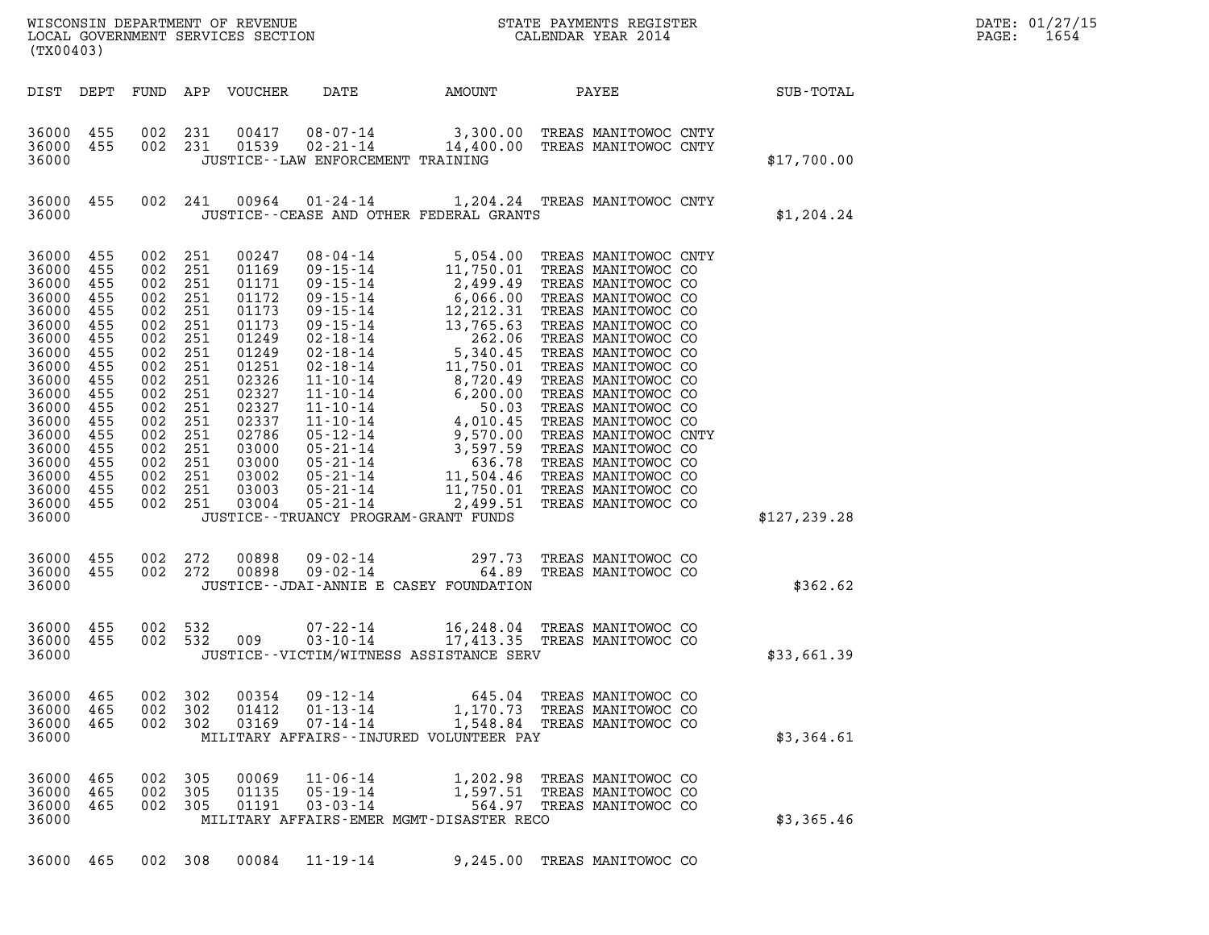| DIST | DEPT | FUND | APP | VOUCHER | DATE | AMOUNT | PAYEE | SUB-TOTAL |
|---|---|---|---|---|---|---|---|---|
| 36000 | 455 | 002 | 231 | 00417 | 08-07-14 | 3,300.00 | TREAS MANITOWOC CNTY | |
| 36000 | 455 | 002 | 231 | 01539 | 02-21-14 | 14,400.00 | TREAS MANITOWOC CNTY | |
| 36000 | | | | | JUSTICE--LAW ENFORCEMENT TRAINING | | | $17,700.00 |
| 36000 | 455 | 002 | 241 | 00964 | 01-24-14 | 1,204.24 | TREAS MANITOWOC CNTY | |
| 36000 | | | | | JUSTICE--CEASE AND OTHER FEDERAL GRANTS | | | $1,204.24 |
| 36000 | 455 | 002 | 251 | 00247 | 08-04-14 | 5,054.00 | TREAS MANITOWOC CNTY | |
| 36000 | 455 | 002 | 251 | 01169 | 09-15-14 | 11,750.01 | TREAS MANITOWOC CO | |
| 36000 | 455 | 002 | 251 | 01171 | 09-15-14 | 2,499.49 | TREAS MANITOWOC CO | |
| 36000 | 455 | 002 | 251 | 01172 | 09-15-14 | 6,066.00 | TREAS MANITOWOC CO | |
| 36000 | 455 | 002 | 251 | 01173 | 09-15-14 | 12,212.31 | TREAS MANITOWOC CO | |
| 36000 | 455 | 002 | 251 | 01173 | 09-15-14 | 13,765.63 | TREAS MANITOWOC CO | |
| 36000 | 455 | 002 | 251 | 01249 | 02-18-14 | 262.06 | TREAS MANITOWOC CO | |
| 36000 | 455 | 002 | 251 | 01249 | 02-18-14 | 5,340.45 | TREAS MANITOWOC CO | |
| 36000 | 455 | 002 | 251 | 01251 | 02-18-14 | 11,750.01 | TREAS MANITOWOC CO | |
| 36000 | 455 | 002 | 251 | 02326 | 11-10-14 | 8,720.49 | TREAS MANITOWOC CO | |
| 36000 | 455 | 002 | 251 | 02327 | 11-10-14 | 6,200.00 | TREAS MANITOWOC CO | |
| 36000 | 455 | 002 | 251 | 02327 | 11-10-14 | 50.03 | TREAS MANITOWOC CO | |
| 36000 | 455 | 002 | 251 | 02337 | 11-10-14 | 4,010.45 | TREAS MANITOWOC CO | |
| 36000 | 455 | 002 | 251 | 02786 | 05-12-14 | 9,570.00 | TREAS MANITOWOC CNTY | |
| 36000 | 455 | 002 | 251 | 03000 | 05-21-14 | 3,597.59 | TREAS MANITOWOC CO | |
| 36000 | 455 | 002 | 251 | 03000 | 05-21-14 | 636.78 | TREAS MANITOWOC CO | |
| 36000 | 455 | 002 | 251 | 03002 | 05-21-14 | 11,504.46 | TREAS MANITOWOC CO | |
| 36000 | 455 | 002 | 251 | 03003 | 05-21-14 | 11,750.01 | TREAS MANITOWOC CO | |
| 36000 | 455 | 002 | 251 | 03004 | 05-21-14 | 2,499.51 | TREAS MANITOWOC CO | |
| 36000 | | | | | JUSTICE--TRUANCY PROGRAM-GRANT FUNDS | | | $127,239.28 |
| 36000 | 455 | 002 | 272 | 00898 | 09-02-14 | 297.73 | TREAS MANITOWOC CO | |
| 36000 | 455 | 002 | 272 | 00898 | 09-02-14 | 64.89 | TREAS MANITOWOC CO | |
| 36000 | | | | | JUSTICE--JDAI-ANNIE E CASEY FOUNDATION | | | $362.62 |
| 36000 | 455 | 002 | 532 | | 07-22-14 | 16,248.04 | TREAS MANITOWOC CO | |
| 36000 | 455 | 002 | 532 | 009 | 03-10-14 | 17,413.35 | TREAS MANITOWOC CO | |
| 36000 | | | | | JUSTICE--VICTIM/WITNESS ASSISTANCE SERV | | | $33,661.39 |
| 36000 | 465 | 002 | 302 | 00354 | 09-12-14 | 645.04 | TREAS MANITOWOC CO | |
| 36000 | 465 | 002 | 302 | 01412 | 01-13-14 | 1,170.73 | TREAS MANITOWOC CO | |
| 36000 | 465 | 002 | 302 | 03169 | 07-14-14 | 1,548.84 | TREAS MANITOWOC CO | |
| 36000 | | | | | MILITARY AFFAIRS--INJURED VOLUNTEER PAY | | | $3,364.61 |
| 36000 | 465 | 002 | 305 | 00069 | 11-06-14 | 1,202.98 | TREAS MANITOWOC CO | |
| 36000 | 465 | 002 | 305 | 01135 | 05-19-14 | 1,597.51 | TREAS MANITOWOC CO | |
| 36000 | 465 | 002 | 305 | 01191 | 03-03-14 | 564.97 | TREAS MANITOWOC CO | |
| 36000 | | | | | MILITARY AFFAIRS-EMER MGMT-DISASTER RECO | | | $3,365.46 |
| 36000 | 465 | 002 | 308 | 00084 | 11-19-14 | 9,245.00 | TREAS MANITOWOC CO | |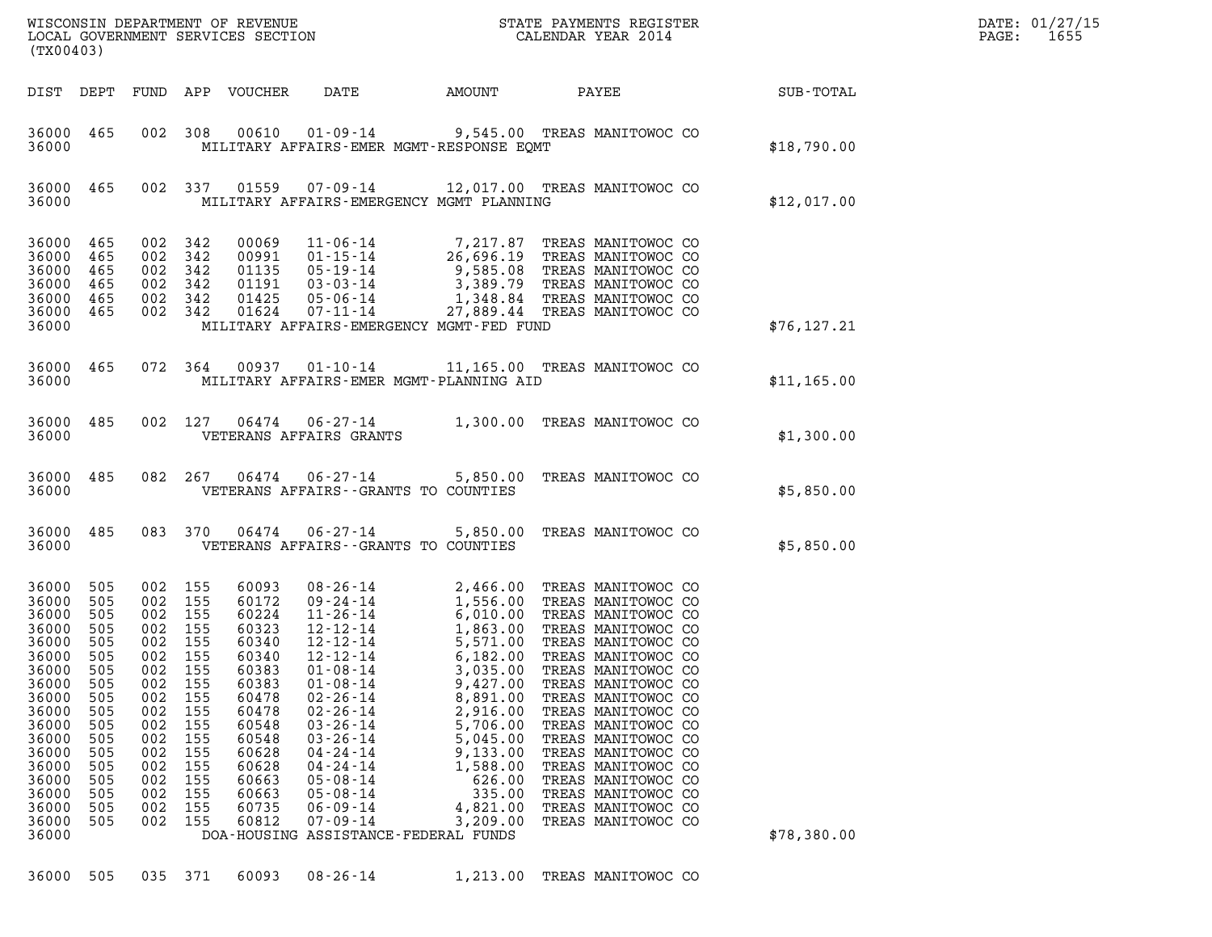| DIST | DEPT | FUND | APP | VOUCHER | DATE | AMOUNT | PAYEE | SUB-TOTAL |
|---|---|---|---|---|---|---|---|---|
| 36000 | 465 | 002 | 308 | 00610 | 01-09-14 | 9,545.00 | TREAS MANITOWOC CO | |
| 36000 | | | | | MILITARY AFFAIRS-EMER MGMT-RESPONSE EQMT | | | $18,790.00 |
| 36000 | 465 | 002 | 337 | 01559 | 07-09-14 | 12,017.00 | TREAS MANITOWOC CO | |
| 36000 | | | | | MILITARY AFFAIRS-EMERGENCY MGMT PLANNING | | | $12,017.00 |
| 36000 | 465 | 002 | 342 | 00069 | 11-06-14 | 7,217.87 | TREAS MANITOWOC CO | |
| 36000 | 465 | 002 | 342 | 00991 | 01-15-14 | 26,696.19 | TREAS MANITOWOC CO | |
| 36000 | 465 | 002 | 342 | 01135 | 05-19-14 | 9,585.08 | TREAS MANITOWOC CO | |
| 36000 | 465 | 002 | 342 | 01191 | 03-03-14 | 3,389.79 | TREAS MANITOWOC CO | |
| 36000 | 465 | 002 | 342 | 01425 | 05-06-14 | 1,348.84 | TREAS MANITOWOC CO | |
| 36000 | 465 | 002 | 342 | 01624 | 07-11-14 | 27,889.44 | TREAS MANITOWOC CO | |
| 36000 | | | | | MILITARY AFFAIRS-EMERGENCY MGMT-FED FUND | | | $76,127.21 |
| 36000 | 465 | 072 | 364 | 00937 | 01-10-14 | 11,165.00 | TREAS MANITOWOC CO | |
| 36000 | | | | | MILITARY AFFAIRS-EMER MGMT-PLANNING AID | | | $11,165.00 |
| 36000 | 485 | 002 | 127 | 06474 | 06-27-14 | 1,300.00 | TREAS MANITOWOC CO | |
| 36000 | | | | | VETERANS AFFAIRS GRANTS | | | $1,300.00 |
| 36000 | 485 | 082 | 267 | 06474 | 06-27-14 | 5,850.00 | TREAS MANITOWOC CO | |
| 36000 | | | | | VETERANS AFFAIRS--GRANTS TO COUNTIES | | | $5,850.00 |
| 36000 | 485 | 083 | 370 | 06474 | 06-27-14 | 5,850.00 | TREAS MANITOWOC CO | |
| 36000 | | | | | VETERANS AFFAIRS--GRANTS TO COUNTIES | | | $5,850.00 |
| 36000 | 505 | 002 | 155 | 60093 | 08-26-14 | 2,466.00 | TREAS MANITOWOC CO | |
| 36000 | 505 | 002 | 155 | 60172 | 09-24-14 | 1,556.00 | TREAS MANITOWOC CO | |
| 36000 | 505 | 002 | 155 | 60224 | 11-26-14 | 6,010.00 | TREAS MANITOWOC CO | |
| 36000 | 505 | 002 | 155 | 60323 | 12-12-14 | 1,863.00 | TREAS MANITOWOC CO | |
| 36000 | 505 | 002 | 155 | 60340 | 12-12-14 | 5,571.00 | TREAS MANITOWOC CO | |
| 36000 | 505 | 002 | 155 | 60340 | 12-12-14 | 6,182.00 | TREAS MANITOWOC CO | |
| 36000 | 505 | 002 | 155 | 60383 | 01-08-14 | 3,035.00 | TREAS MANITOWOC CO | |
| 36000 | 505 | 002 | 155 | 60383 | 01-08-14 | 9,427.00 | TREAS MANITOWOC CO | |
| 36000 | 505 | 002 | 155 | 60478 | 02-26-14 | 8,891.00 | TREAS MANITOWOC CO | |
| 36000 | 505 | 002 | 155 | 60478 | 02-26-14 | 2,916.00 | TREAS MANITOWOC CO | |
| 36000 | 505 | 002 | 155 | 60548 | 03-26-14 | 5,706.00 | TREAS MANITOWOC CO | |
| 36000 | 505 | 002 | 155 | 60548 | 03-26-14 | 5,045.00 | TREAS MANITOWOC CO | |
| 36000 | 505 | 002 | 155 | 60628 | 04-24-14 | 9,133.00 | TREAS MANITOWOC CO | |
| 36000 | 505 | 002 | 155 | 60628 | 04-24-14 | 1,588.00 | TREAS MANITOWOC CO | |
| 36000 | 505 | 002 | 155 | 60663 | 05-08-14 | 626.00 | TREAS MANITOWOC CO | |
| 36000 | 505 | 002 | 155 | 60663 | 05-08-14 | 335.00 | TREAS MANITOWOC CO | |
| 36000 | 505 | 002 | 155 | 60735 | 06-09-14 | 4,821.00 | TREAS MANITOWOC CO | |
| 36000 | 505 | 002 | 155 | 60812 | 07-09-14 | 3,209.00 | TREAS MANITOWOC CO | |
| 36000 | | | | | DOA-HOUSING ASSISTANCE-FEDERAL FUNDS | | | $78,380.00 |
| 36000 | 505 | 035 | 371 | 60093 | 08-26-14 | 1,213.00 | TREAS MANITOWOC CO | |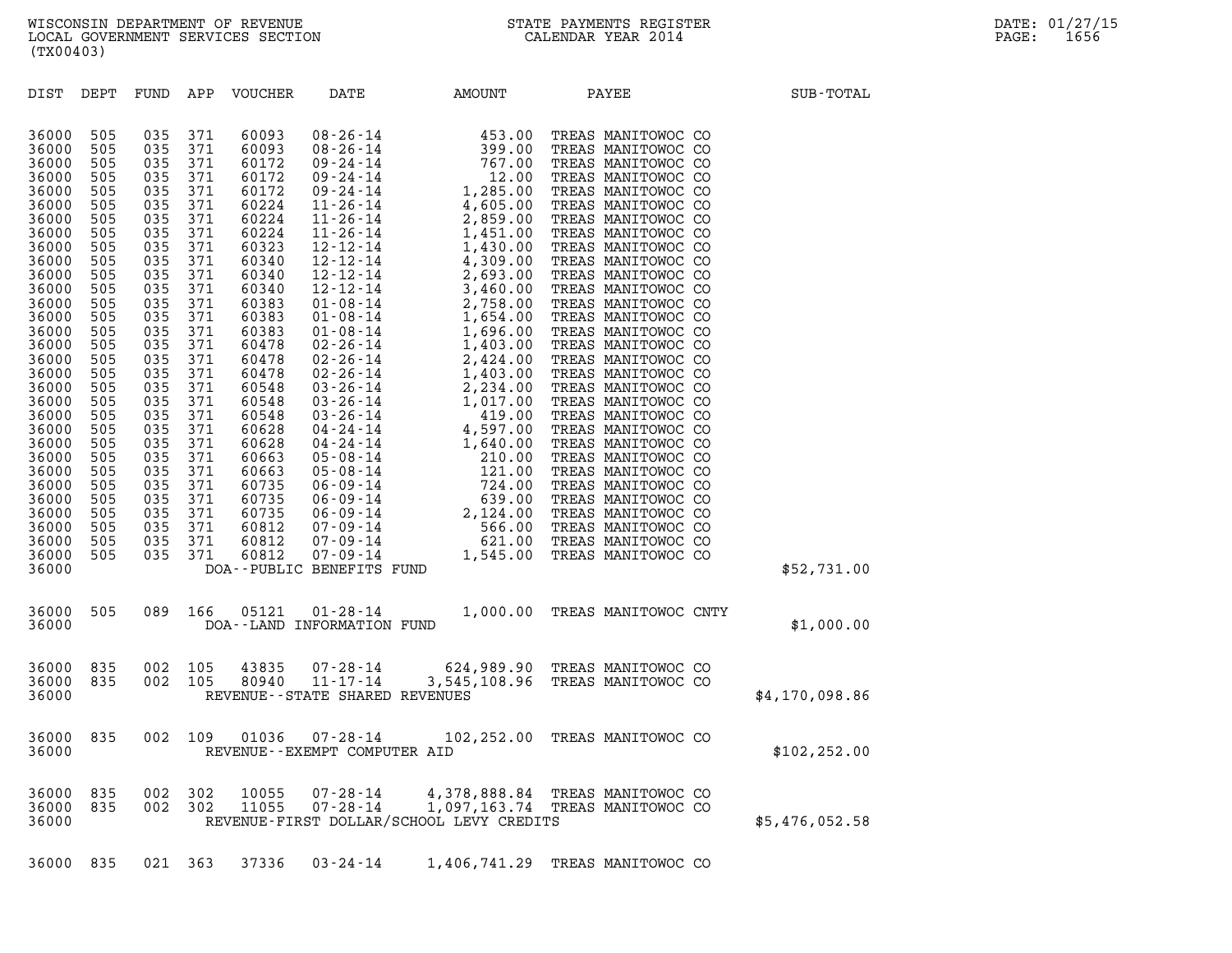WISCONSIN DEPARTMENT OF REVENUE
LOCAL GOVERNMENT SERVICES SECTION
(TX00403)

STATE PAYMENTS REGISTER
CALENDAR YEAR 2014

DATE: 01/27/15
PAGE: 1656

| DIST | DEPT | FUND | APP | VOUCHER | DATE | AMOUNT | PAYEE | SUB-TOTAL |
|---|---|---|---|---|---|---|---|---|
| 36000 | 505 | 035 | 371 | 60093 | 08-26-14 | 453.00 | TREAS MANITOWOC CO | |
| 36000 | 505 | 035 | 371 | 60093 | 08-26-14 | 399.00 | TREAS MANITOWOC CO | |
| 36000 | 505 | 035 | 371 | 60172 | 09-24-14 | 767.00 | TREAS MANITOWOC CO | |
| 36000 | 505 | 035 | 371 | 60172 | 09-24-14 | 12.00 | TREAS MANITOWOC CO | |
| 36000 | 505 | 035 | 371 | 60172 | 09-24-14 | 1,285.00 | TREAS MANITOWOC CO | |
| 36000 | 505 | 035 | 371 | 60224 | 11-26-14 | 4,605.00 | TREAS MANITOWOC CO | |
| 36000 | 505 | 035 | 371 | 60224 | 11-26-14 | 2,859.00 | TREAS MANITOWOC CO | |
| 36000 | 505 | 035 | 371 | 60224 | 11-26-14 | 1,451.00 | TREAS MANITOWOC CO | |
| 36000 | 505 | 035 | 371 | 60323 | 12-12-14 | 1,430.00 | TREAS MANITOWOC CO | |
| 36000 | 505 | 035 | 371 | 60340 | 12-12-14 | 4,309.00 | TREAS MANITOWOC CO | |
| 36000 | 505 | 035 | 371 | 60340 | 12-12-14 | 2,693.00 | TREAS MANITOWOC CO | |
| 36000 | 505 | 035 | 371 | 60340 | 12-12-14 | 3,460.00 | TREAS MANITOWOC CO | |
| 36000 | 505 | 035 | 371 | 60383 | 01-08-14 | 2,758.00 | TREAS MANITOWOC CO | |
| 36000 | 505 | 035 | 371 | 60383 | 01-08-14 | 1,654.00 | TREAS MANITOWOC CO | |
| 36000 | 505 | 035 | 371 | 60383 | 01-08-14 | 1,696.00 | TREAS MANITOWOC CO | |
| 36000 | 505 | 035 | 371 | 60478 | 02-26-14 | 1,403.00 | TREAS MANITOWOC CO | |
| 36000 | 505 | 035 | 371 | 60478 | 02-26-14 | 2,424.00 | TREAS MANITOWOC CO | |
| 36000 | 505 | 035 | 371 | 60478 | 02-26-14 | 1,403.00 | TREAS MANITOWOC CO | |
| 36000 | 505 | 035 | 371 | 60548 | 03-26-14 | 2,234.00 | TREAS MANITOWOC CO | |
| 36000 | 505 | 035 | 371 | 60548 | 03-26-14 | 1,017.00 | TREAS MANITOWOC CO | |
| 36000 | 505 | 035 | 371 | 60548 | 03-26-14 | 419.00 | TREAS MANITOWOC CO | |
| 36000 | 505 | 035 | 371 | 60628 | 04-24-14 | 4,597.00 | TREAS MANITOWOC CO | |
| 36000 | 505 | 035 | 371 | 60628 | 04-24-14 | 1,640.00 | TREAS MANITOWOC CO | |
| 36000 | 505 | 035 | 371 | 60663 | 05-08-14 | 210.00 | TREAS MANITOWOC CO | |
| 36000 | 505 | 035 | 371 | 60663 | 05-08-14 | 121.00 | TREAS MANITOWOC CO | |
| 36000 | 505 | 035 | 371 | 60735 | 06-09-14 | 724.00 | TREAS MANITOWOC CO | |
| 36000 | 505 | 035 | 371 | 60735 | 06-09-14 | 639.00 | TREAS MANITOWOC CO | |
| 36000 | 505 | 035 | 371 | 60735 | 06-09-14 | 2,124.00 | TREAS MANITOWOC CO | |
| 36000 | 505 | 035 | 371 | 60812 | 07-09-14 | 566.00 | TREAS MANITOWOC CO | |
| 36000 | 505 | 035 | 371 | 60812 | 07-09-14 | 621.00 | TREAS MANITOWOC CO | |
| 36000 | 505 | 035 | 371 | 60812 | 07-09-14 | 1,545.00 | TREAS MANITOWOC CO | |
| 36000 | | | | DOA--PUBLIC BENEFITS FUND | | | | $52,731.00 |
| 36000 | 505 | 089 | 166 | 05121 | 01-28-14 | 1,000.00 | TREAS MANITOWOC CNTY | |
| 36000 | | | | DOA--LAND INFORMATION FUND | | | | $1,000.00 |
| 36000 | 835 | 002 | 105 | 43835 | 07-28-14 | 624,989.90 | TREAS MANITOWOC CO | |
| 36000 | 835 | 002 | 105 | 80940 | 11-17-14 | 3,545,108.96 | TREAS MANITOWOC CO | |
| 36000 | | | | REVENUE--STATE SHARED REVENUES | | | | $4,170,098.86 |
| 36000 | 835 | 002 | 109 | 01036 | 07-28-14 | 102,252.00 | TREAS MANITOWOC CO | |
| 36000 | | | | REVENUE--EXEMPT COMPUTER AID | | | | $102,252.00 |
| 36000 | 835 | 002 | 302 | 10055 | 07-28-14 | 4,378,888.84 | TREAS MANITOWOC CO | |
| 36000 | 835 | 002 | 302 | 11055 | 07-28-14 | 1,097,163.74 | TREAS MANITOWOC CO | |
| 36000 | | | | REVENUE-FIRST DOLLAR/SCHOOL LEVY CREDITS | | | | $5,476,052.58 |
| 36000 | 835 | 021 | 363 | 37336 | 03-24-14 | 1,406,741.29 | TREAS MANITOWOC CO | |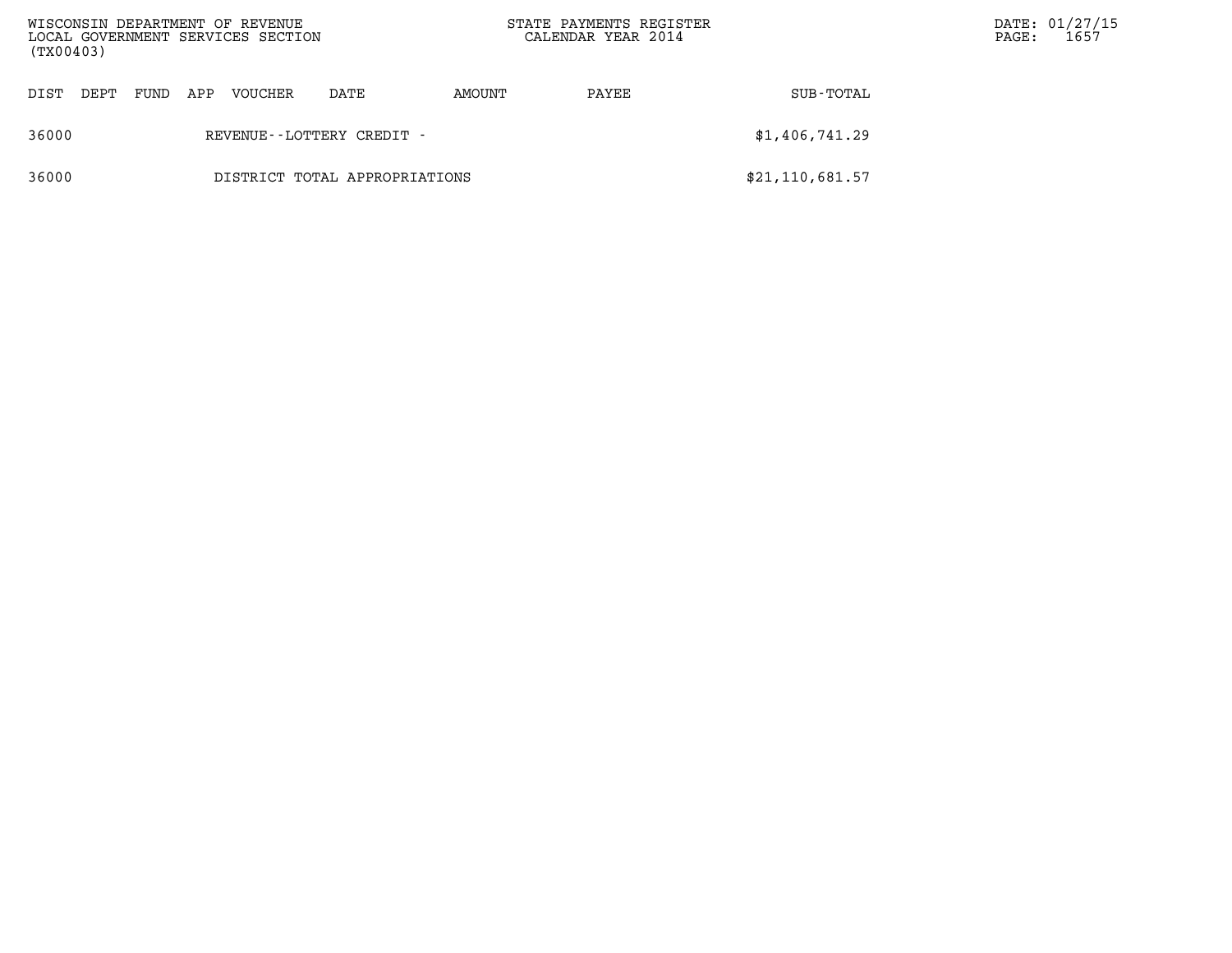| DIST | DEPT | FUND | APP | VOUCHER | DATE | AMOUNT | PAYEE | SUB-TOTAL |
|---|---|---|---|---|---|---|---|---|
| 36000 | | | | REVENUE--LOTTERY CREDIT - | | | | $1,406,741.29 |
| 36000 | | | | DISTRICT TOTAL APPROPRIATIONS | | | | $21,110,681.57 |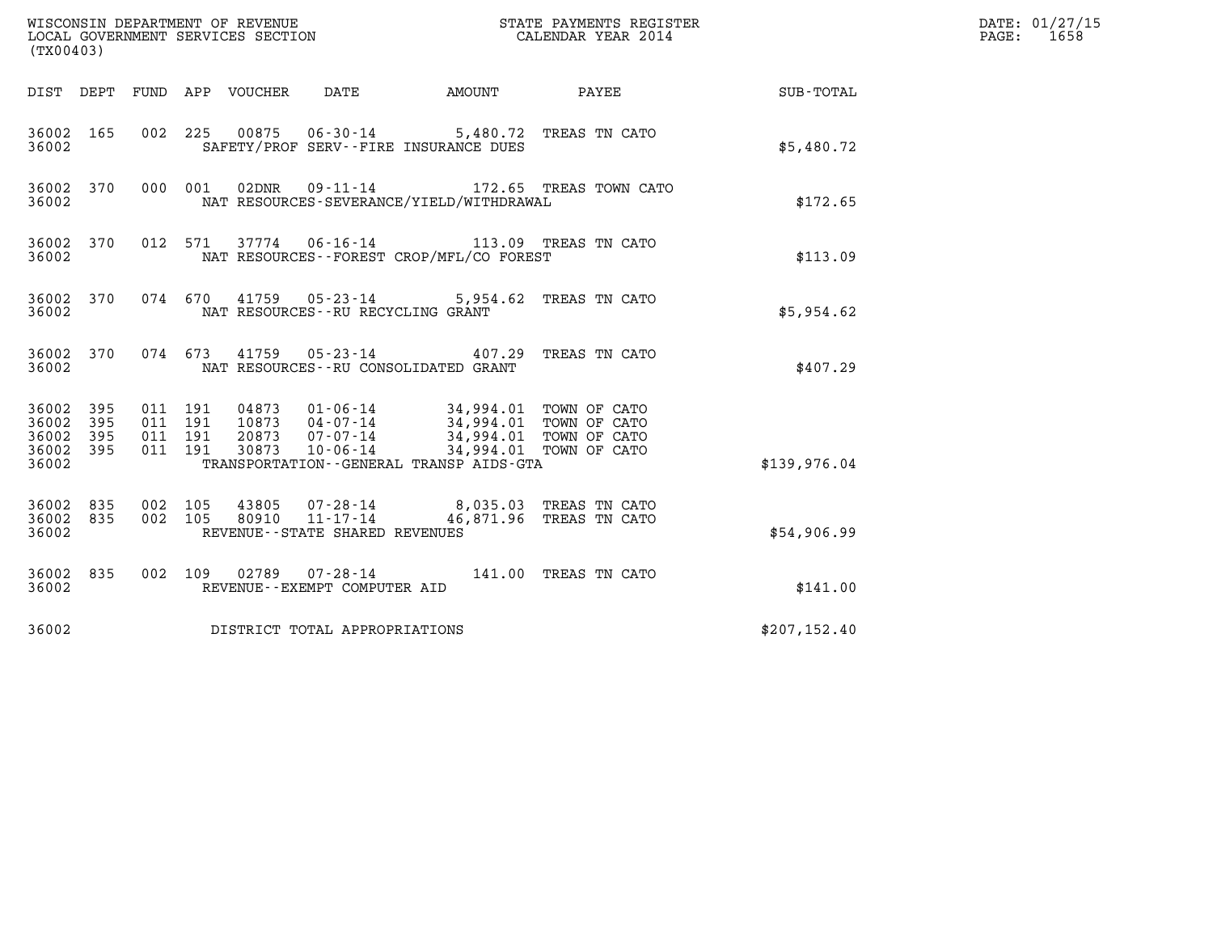WISCONSIN DEPARTMENT OF REVENUE
LOCAL GOVERNMENT SERVICES SECTION
(TX00403)

STATE PAYMENTS REGISTER
CALENDAR YEAR 2014

DATE: 01/27/15
PAGE: 1658

| DIST | DEPT | FUND | APP | VOUCHER | DATE | AMOUNT | PAYEE | SUB-TOTAL |
|---|---|---|---|---|---|---|---|---|
| 36002 | 165 | 002 | 225 | 00875 | 06-30-14 | 5,480.72 | TREAS TN CATO | |
| 36002 | | | | SAFETY/PROF SERV--FIRE INSURANCE DUES | | | | $5,480.72 |
| 36002 | 370 | 000 | 001 | 02DNR | 09-11-14 | 172.65 | TREAS TOWN CATO | |
| 36002 | | | | NAT RESOURCES-SEVERANCE/YIELD/WITHDRAWAL | | | | $172.65 |
| 36002 | 370 | 012 | 571 | 37774 | 06-16-14 | 113.09 | TREAS TN CATO | |
| 36002 | | | | NAT RESOURCES--FOREST CROP/MFL/CO FOREST | | | | $113.09 |
| 36002 | 370 | 074 | 670 | 41759 | 05-23-14 | 5,954.62 | TREAS TN CATO | |
| 36002 | | | | NAT RESOURCES--RU RECYCLING GRANT | | | | $5,954.62 |
| 36002 | 370 | 074 | 673 | 41759 | 05-23-14 | 407.29 | TREAS TN CATO | |
| 36002 | | | | NAT RESOURCES--RU CONSOLIDATED GRANT | | | | $407.29 |
| 36002 | 395 | 011 | 191 | 04873 | 01-06-14 | 34,994.01 | TOWN OF CATO | |
| 36002 | 395 | 011 | 191 | 10873 | 04-07-14 | 34,994.01 | TOWN OF CATO | |
| 36002 | 395 | 011 | 191 | 20873 | 07-07-14 | 34,994.01 | TOWN OF CATO | |
| 36002 | 395 | 011 | 191 | 30873 | 10-06-14 | 34,994.01 | TOWN OF CATO | |
| 36002 | | | | TRANSPORTATION--GENERAL TRANSP AIDS-GTA | | | | $139,976.04 |
| 36002 | 835 | 002 | 105 | 43805 | 07-28-14 | 8,035.03 | TREAS TN CATO | |
| 36002 | 835 | 002 | 105 | 80910 | 11-17-14 | 46,871.96 | TREAS TN CATO | |
| 36002 | | | | REVENUE--STATE SHARED REVENUES | | | | $54,906.99 |
| 36002 | 835 | 002 | 109 | 02789 | 07-28-14 | 141.00 | TREAS TN CATO | |
| 36002 | | | | REVENUE--EXEMPT COMPUTER AID | | | | $141.00 |
| 36002 | | | | DISTRICT TOTAL APPROPRIATIONS | | | | $207,152.40 |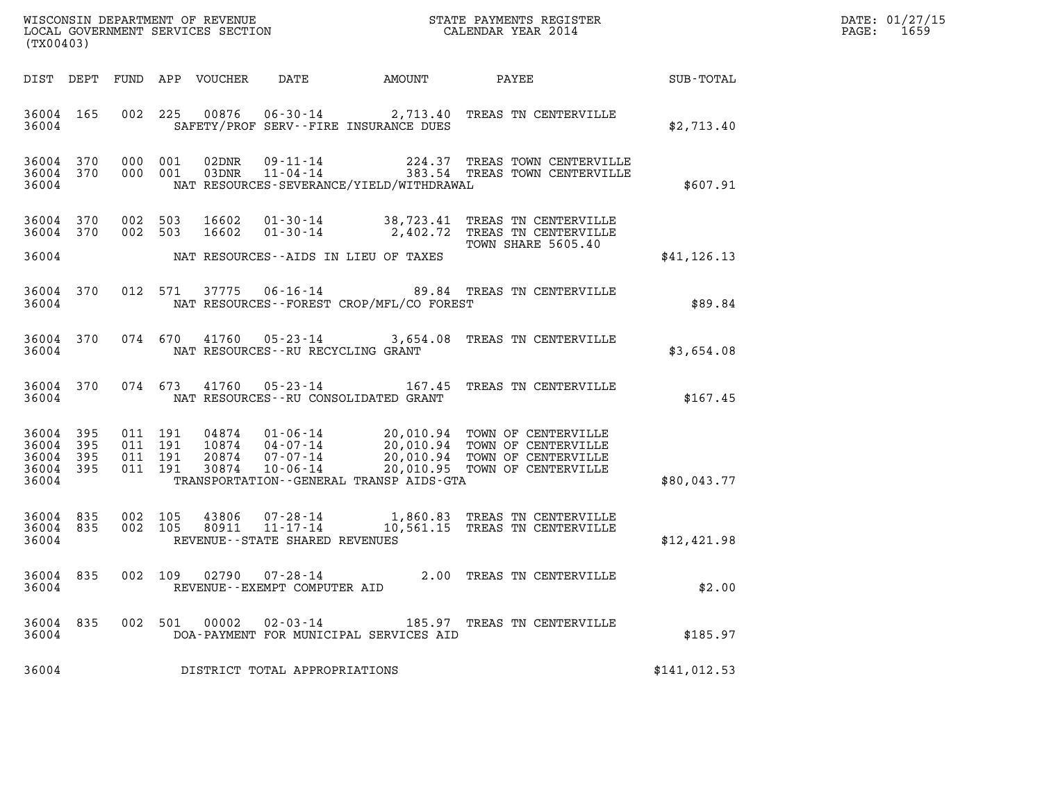WISCONSIN DEPARTMENT OF REVENUE
LOCAL GOVERNMENT SERVICES SECTION
(TX00403)

STATE PAYMENTS REGISTER
CALENDAR YEAR 2014

DATE: 01/27/15

| DIST | DEPT | FUND | APP | VOUCHER | DATE | AMOUNT | PAYEE | SUB-TOTAL |
|---|---|---|---|---|---|---|---|---|
| 36004 | 165 | 002 | 225 | 00876 | 06-30-14 | 2,713.40 | TREAS TN CENTERVILLE | |
| 36004 | | | | | SAFETY/PROF SERV--FIRE INSURANCE DUES | | | $2,713.40 |
| 36004 | 370 | 000 | 001 | 02DNR | 09-11-14 | 224.37 | TREAS TOWN CENTERVILLE | |
| 36004 | 370 | 000 | 001 | 03DNR | 11-04-14 | 383.54 | TREAS TOWN CENTERVILLE | |
| 36004 | | | | | NAT RESOURCES-SEVERANCE/YIELD/WITHDRAWAL | | | $607.91 |
| 36004 | 370 | 002 | 503 | 16602 | 01-30-14 | 38,723.41 | TREAS TN CENTERVILLE | |
| 36004 | 370 | 002 | 503 | 16602 | 01-30-14 | 2,402.72 | TREAS TN CENTERVILLE TOWN SHARE 5605.40 | |
| 36004 | | | | | NAT RESOURCES--AIDS IN LIEU OF TAXES | | | $41,126.13 |
| 36004 | 370 | 012 | 571 | 37775 | 06-16-14 | 89.84 | TREAS TN CENTERVILLE | |
| 36004 | | | | | NAT RESOURCES--FOREST CROP/MFL/CO FOREST | | | $89.84 |
| 36004 | 370 | 074 | 670 | 41760 | 05-23-14 | 3,654.08 | TREAS TN CENTERVILLE | |
| 36004 | | | | | NAT RESOURCES--RU RECYCLING GRANT | | | $3,654.08 |
| 36004 | 370 | 074 | 673 | 41760 | 05-23-14 | 167.45 | TREAS TN CENTERVILLE | |
| 36004 | | | | | NAT RESOURCES--RU CONSOLIDATED GRANT | | | $167.45 |
| 36004 | 395 | 011 | 191 | 04874 | 01-06-14 | 20,010.94 | TOWN OF CENTERVILLE | |
| 36004 | 395 | 011 | 191 | 10874 | 04-07-14 | 20,010.94 | TOWN OF CENTERVILLE | |
| 36004 | 395 | 011 | 191 | 20874 | 07-07-14 | 20,010.94 | TOWN OF CENTERVILLE | |
| 36004 | 395 | 011 | 191 | 30874 | 10-06-14 | 20,010.95 | TOWN OF CENTERVILLE | |
| 36004 | | | | | TRANSPORTATION--GENERAL TRANSP AIDS-GTA | | | $80,043.77 |
| 36004 | 835 | 002 | 105 | 43806 | 07-28-14 | 1,860.83 | TREAS TN CENTERVILLE | |
| 36004 | 835 | 002 | 105 | 80911 | 11-17-14 | 10,561.15 | TREAS TN CENTERVILLE | |
| 36004 | | | | | REVENUE--STATE SHARED REVENUES | | | $12,421.98 |
| 36004 | 835 | 002 | 109 | 02790 | 07-28-14 | 2.00 | TREAS TN CENTERVILLE | |
| 36004 | | | | | REVENUE--EXEMPT COMPUTER AID | | | $2.00 |
| 36004 | 835 | 002 | 501 | 00002 | 02-03-14 | 185.97 | TREAS TN CENTERVILLE | |
| 36004 | | | | | DOA-PAYMENT FOR MUNICIPAL SERVICES AID | | | $185.97 |
| 36004 | | | | | DISTRICT TOTAL APPROPRIATIONS | | | $141,012.53 |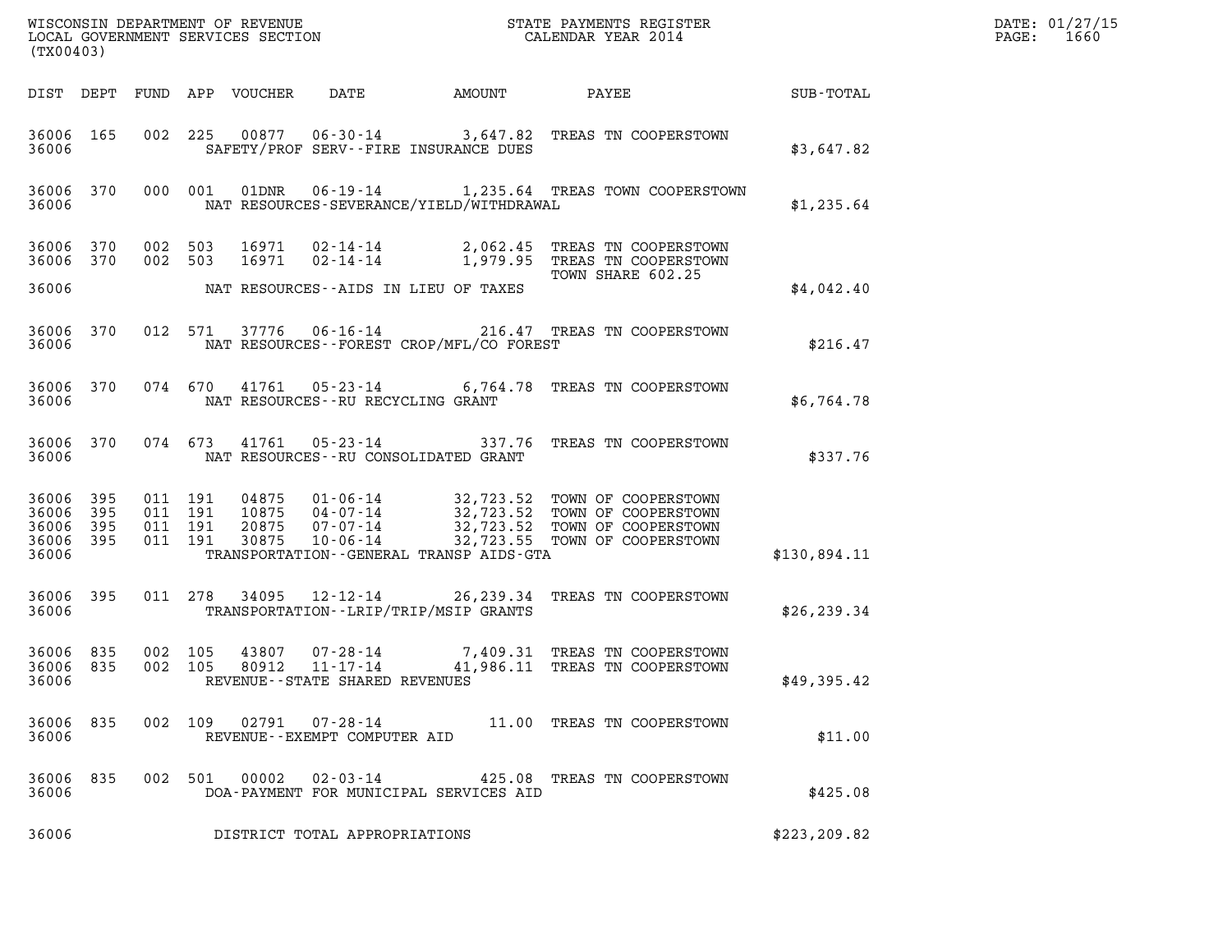WISCONSIN DEPARTMENT OF REVENUE
LOCAL GOVERNMENT SERVICES SECTION
(TX00403)

STATE PAYMENTS REGISTER
CALENDAR YEAR 2014

DATE: 01/27/15
PAGE: 1660

| DIST | DEPT | FUND | APP | VOUCHER | DATE | AMOUNT | PAYEE | SUB-TOTAL |
|---|---|---|---|---|---|---|---|---|
| 36006 | 165 | 002 | 225 | 00877 | 06-30-14 | 3,647.82 | TREAS TN COOPERSTOWN | |
| 36006 | | | | | SAFETY/PROF SERV--FIRE INSURANCE DUES | | | $3,647.82 |
| 36006 | 370 | 000 | 001 | 01DNR | 06-19-14 | 1,235.64 | TREAS TOWN COOPERSTOWN | |
| 36006 | | | | | NAT RESOURCES-SEVERANCE/YIELD/WITHDRAWAL | | | $1,235.64 |
| 36006 | 370 | 002 | 503 | 16971 | 02-14-14 | 2,062.45 | TREAS TN COOPERSTOWN | |
| 36006 | 370 | 002 | 503 | 16971 | 02-14-14 | 1,979.95 | TREAS TN COOPERSTOWN TOWN SHARE 602.25 | |
| 36006 | | | | | NAT RESOURCES--AIDS IN LIEU OF TAXES | | | $4,042.40 |
| 36006 | 370 | 012 | 571 | 37776 | 06-16-14 | 216.47 | TREAS TN COOPERSTOWN | |
| 36006 | | | | | NAT RESOURCES--FOREST CROP/MFL/CO FOREST | | | $216.47 |
| 36006 | 370 | 074 | 670 | 41761 | 05-23-14 | 6,764.78 | TREAS TN COOPERSTOWN | |
| 36006 | | | | | NAT RESOURCES--RU RECYCLING GRANT | | | $6,764.78 |
| 36006 | 370 | 074 | 673 | 41761 | 05-23-14 | 337.76 | TREAS TN COOPERSTOWN | |
| 36006 | | | | | NAT RESOURCES--RU CONSOLIDATED GRANT | | | $337.76 |
| 36006 | 395 | 011 | 191 | 04875 | 01-06-14 | 32,723.52 | TOWN OF COOPERSTOWN | |
| 36006 | 395 | 011 | 191 | 10875 | 04-07-14 | 32,723.52 | TOWN OF COOPERSTOWN | |
| 36006 | 395 | 011 | 191 | 20875 | 07-07-14 | 32,723.52 | TOWN OF COOPERSTOWN | |
| 36006 | 395 | 011 | 191 | 30875 | 10-06-14 | 32,723.55 | TOWN OF COOPERSTOWN | |
| 36006 | | | | | TRANSPORTATION--GENERAL TRANSP AIDS-GTA | | | $130,894.11 |
| 36006 | 395 | 011 | 278 | 34095 | 12-12-14 | 26,239.34 | TREAS TN COOPERSTOWN | |
| 36006 | | | | | TRANSPORTATION--LRIP/TRIP/MSIP GRANTS | | | $26,239.34 |
| 36006 | 835 | 002 | 105 | 43807 | 07-28-14 | 7,409.31 | TREAS TN COOPERSTOWN | |
| 36006 | 835 | 002 | 105 | 80912 | 11-17-14 | 41,986.11 | TREAS TN COOPERSTOWN | |
| 36006 | | | | | REVENUE--STATE SHARED REVENUES | | | $49,395.42 |
| 36006 | 835 | 002 | 109 | 02791 | 07-28-14 | 11.00 | TREAS TN COOPERSTOWN | |
| 36006 | | | | | REVENUE--EXEMPT COMPUTER AID | | | $11.00 |
| 36006 | 835 | 002 | 501 | 00002 | 02-03-14 | 425.08 | TREAS TN COOPERSTOWN | |
| 36006 | | | | | DOA-PAYMENT FOR MUNICIPAL SERVICES AID | | | $425.08 |
| 36006 | | | | | DISTRICT TOTAL APPROPRIATIONS | | | $223,209.82 |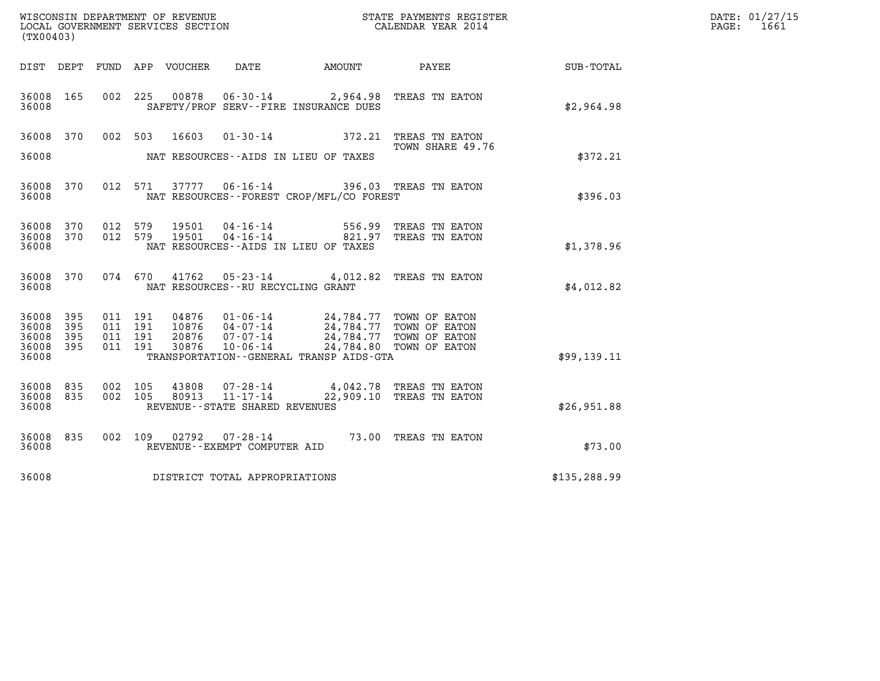WISCONSIN DEPARTMENT OF REVENUE
LOCAL GOVERNMENT SERVICES SECTION
(TX00403)

STATE PAYMENTS REGISTER
CALENDAR YEAR 2014

DATE: 01/27/15
PAGE: 1661

| DIST | DEPT | FUND | APP | VOUCHER | DATE | AMOUNT | PAYEE | SUB-TOTAL |
|---|---|---|---|---|---|---|---|---|
| 36008 | 165 | 002 | 225 | 00878 | 06-30-14 | 2,964.98 | TREAS TN EATON | |
| 36008 | | | | | SAFETY/PROF SERV--FIRE INSURANCE DUES | | | $2,964.98 |
| 36008 | 370 | 002 | 503 | 16603 | 01-30-14 | 372.21 | TREAS TN EATON<br>TOWN SHARE 49.76 | |
| 36008 | | | | | NAT RESOURCES--AIDS IN LIEU OF TAXES | | | $372.21 |
| 36008 | 370 | 012 | 571 | 37777 | 06-16-14 | 396.03 | TREAS TN EATON | |
| 36008 | | | | | NAT RESOURCES--FOREST CROP/MFL/CO FOREST | | | $396.03 |
| 36008 | 370 | 012 | 579 | 19501 | 04-16-14 | 556.99 | TREAS TN EATON | |
| 36008 | 370 | 012 | 579 | 19501 | 04-16-14 | 821.97 | TREAS TN EATON | |
| 36008 | | | | | NAT RESOURCES--AIDS IN LIEU OF TAXES | | | $1,378.96 |
| 36008 | 370 | 074 | 670 | 41762 | 05-23-14 | 4,012.82 | TREAS TN EATON | |
| 36008 | | | | | NAT RESOURCES--RU RECYCLING GRANT | | | $4,012.82 |
| 36008 | 395 | 011 | 191 | 04876 | 01-06-14 | 24,784.77 | TOWN OF EATON | |
| 36008 | 395 | 011 | 191 | 10876 | 04-07-14 | 24,784.77 | TOWN OF EATON | |
| 36008 | 395 | 011 | 191 | 20876 | 07-07-14 | 24,784.77 | TOWN OF EATON | |
| 36008 | 395 | 011 | 191 | 30876 | 10-06-14 | 24,784.80 | TOWN OF EATON | |
| 36008 | | | | | TRANSPORTATION--GENERAL TRANSP AIDS-GTA | | | $99,139.11 |
| 36008 | 835 | 002 | 105 | 43808 | 07-28-14 | 4,042.78 | TREAS TN EATON | |
| 36008 | 835 | 002 | 105 | 80913 | 11-17-14 | 22,909.10 | TREAS TN EATON | |
| 36008 | | | | | REVENUE--STATE SHARED REVENUES | | | $26,951.88 |
| 36008 | 835 | 002 | 109 | 02792 | 07-28-14 | 73.00 | TREAS TN EATON | |
| 36008 | | | | | REVENUE--EXEMPT COMPUTER AID | | | $73.00 |
| 36008 | | | | | DISTRICT TOTAL APPROPRIATIONS | | | $135,288.99 |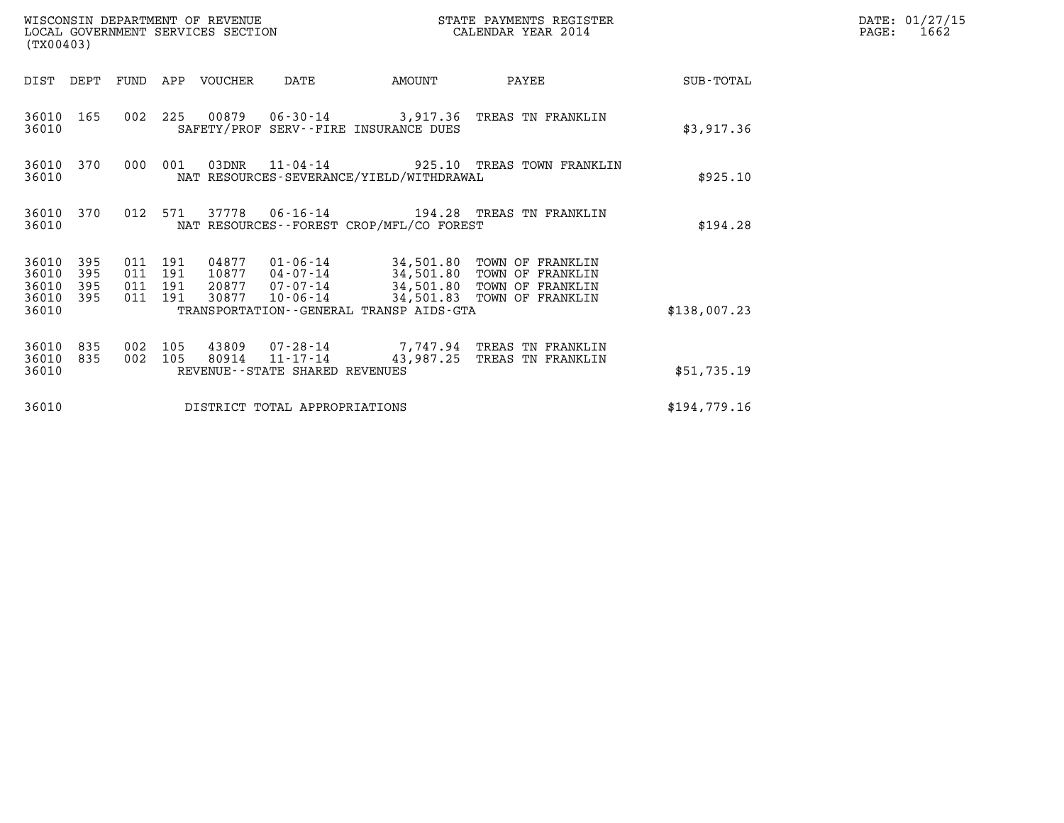WISCONSIN DEPARTMENT OF REVENUE
LOCAL GOVERNMENT SERVICES SECTION
(TX00403)

STATE PAYMENTS REGISTER
CALENDAR YEAR 2014

DATE: 01/27/15
PAGE: 1662

| DIST | DEPT | FUND | APP | VOUCHER | DATE | AMOUNT | PAYEE | SUB-TOTAL |
|---|---|---|---|---|---|---|---|---|
| 36010 | 165 | 002 | 225 | 00879 | 06-30-14 | 3,917.36 | TREAS TN FRANKLIN | |
| 36010 | | | | | SAFETY/PROF SERV--FIRE INSURANCE DUES | | | $3,917.36 |
| 36010 | 370 | 000 | 001 | 03DNR | 11-04-14 | 925.10 | TREAS TOWN FRANKLIN | |
| 36010 | | | | | NAT RESOURCES-SEVERANCE/YIELD/WITHDRAWAL | | | $925.10 |
| 36010 | 370 | 012 | 571 | 37778 | 06-16-14 | 194.28 | TREAS TN FRANKLIN | |
| 36010 | | | | | NAT RESOURCES--FOREST CROP/MFL/CO FOREST | | | $194.28 |
| 36010 | 395 | 011 | 191 | 04877 | 01-06-14 | 34,501.80 | TOWN OF FRANKLIN | |
| 36010 | 395 | 011 | 191 | 10877 | 04-07-14 | 34,501.80 | TOWN OF FRANKLIN | |
| 36010 | 395 | 011 | 191 | 20877 | 07-07-14 | 34,501.80 | TOWN OF FRANKLIN | |
| 36010 | 395 | 011 | 191 | 30877 | 10-06-14 | 34,501.83 | TOWN OF FRANKLIN | |
| 36010 | | | | | TRANSPORTATION--GENERAL TRANSP AIDS-GTA | | | $138,007.23 |
| 36010 | 835 | 002 | 105 | 43809 | 07-28-14 | 7,747.94 | TREAS TN FRANKLIN | |
| 36010 | 835 | 002 | 105 | 80914 | 11-17-14 | 43,987.25 | TREAS TN FRANKLIN | |
| 36010 | | | | | REVENUE--STATE SHARED REVENUES | | | $51,735.19 |
| 36010 | | | | | DISTRICT TOTAL APPROPRIATIONS | | | $194,779.16 |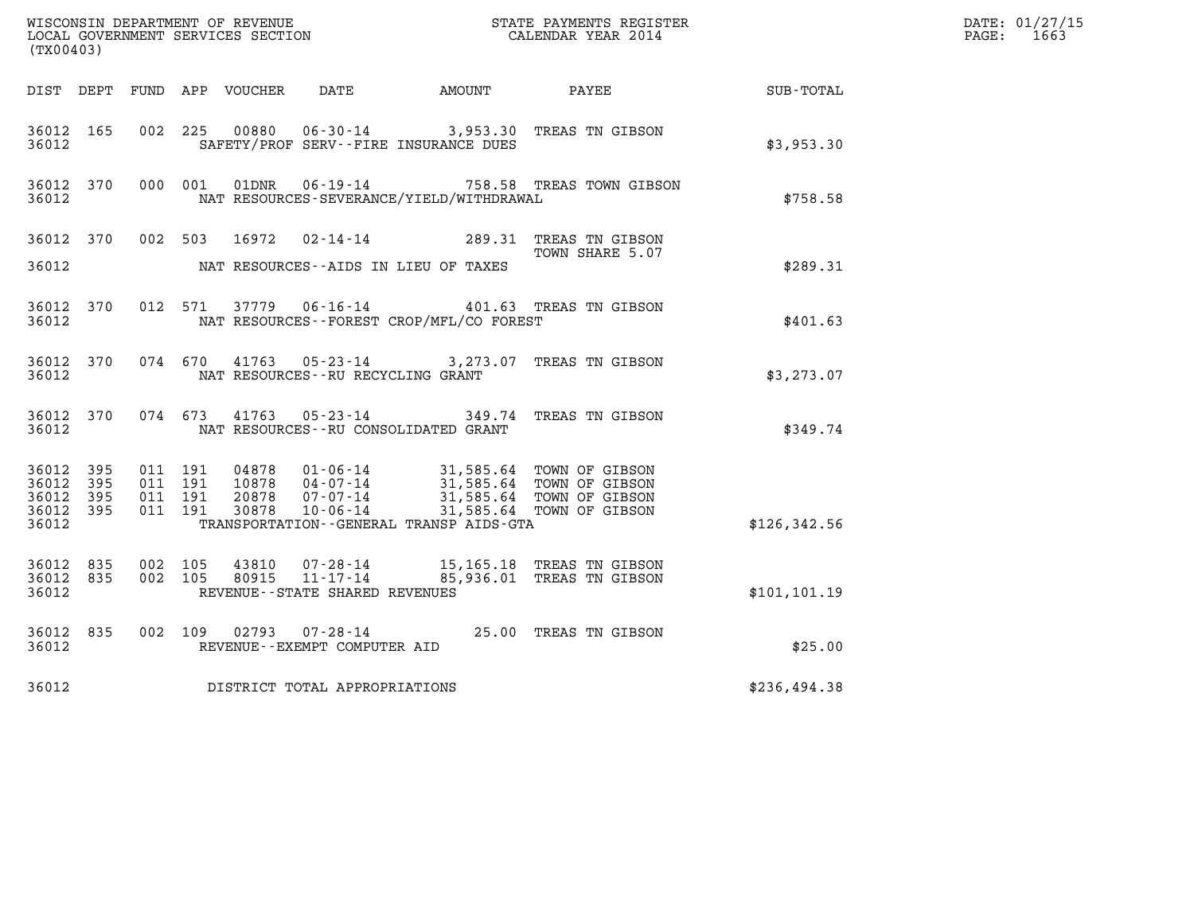WISCONSIN DEPARTMENT OF REVENUE
LOCAL GOVERNMENT SERVICES SECTION
(TX00403)

STATE PAYMENTS REGISTER
CALENDAR YEAR 2014

DATE: 01/27/15
PAGE: 1663

| DIST | DEPT | FUND | APP | VOUCHER | DATE | AMOUNT | PAYEE | SUB-TOTAL |
|---|---|---|---|---|---|---|---|---|
| 36012 | 165 | 002 | 225 | 00880 | 06-30-14 | 3,953.30 | TREAS TN GIBSON | |
| 36012 | | | | SAFETY/PROF SERV--FIRE INSURANCE DUES | | | | $3,953.30 |
| 36012 | 370 | 000 | 001 | 01DNR | 06-19-14 | 758.58 | TREAS TOWN GIBSON | |
| 36012 | | | | NAT RESOURCES-SEVERANCE/YIELD/WITHDRAWAL | | | | $758.58 |
| 36012 | 370 | 002 | 503 | 16972 | 02-14-14 | 289.31 | TREAS TN GIBSON TOWN SHARE 5.07 | |
| 36012 | | | | NAT RESOURCES--AIDS IN LIEU OF TAXES | | | | $289.31 |
| 36012 | 370 | 012 | 571 | 37779 | 06-16-14 | 401.63 | TREAS TN GIBSON | |
| 36012 | | | | NAT RESOURCES--FOREST CROP/MFL/CO FOREST | | | | $401.63 |
| 36012 | 370 | 074 | 670 | 41763 | 05-23-14 | 3,273.07 | TREAS TN GIBSON | |
| 36012 | | | | NAT RESOURCES--RU RECYCLING GRANT | | | | $3,273.07 |
| 36012 | 370 | 074 | 673 | 41763 | 05-23-14 | 349.74 | TREAS TN GIBSON | |
| 36012 | | | | NAT RESOURCES--RU CONSOLIDATED GRANT | | | | $349.74 |
| 36012 | 395 | 011 | 191 | 04878 | 01-06-14 | 31,585.64 | TOWN OF GIBSON | |
| 36012 | 395 | 011 | 191 | 10878 | 04-07-14 | 31,585.64 | TOWN OF GIBSON | |
| 36012 | 395 | 011 | 191 | 20878 | 07-07-14 | 31,585.64 | TOWN OF GIBSON | |
| 36012 | 395 | 011 | 191 | 30878 | 10-06-14 | 31,585.64 | TOWN OF GIBSON | |
| 36012 | | | | TRANSPORTATION--GENERAL TRANSP AIDS-GTA | | | | $126,342.56 |
| 36012 | 835 | 002 | 105 | 43810 | 07-28-14 | 15,165.18 | TREAS TN GIBSON | |
| 36012 | 835 | 002 | 105 | 80915 | 11-17-14 | 85,936.01 | TREAS TN GIBSON | |
| 36012 | | | | REVENUE--STATE SHARED REVENUES | | | | $101,101.19 |
| 36012 | 835 | 002 | 109 | 02793 | 07-28-14 | 25.00 | TREAS TN GIBSON | |
| 36012 | | | | REVENUE--EXEMPT COMPUTER AID | | | | $25.00 |
| 36012 | | | | DISTRICT TOTAL APPROPRIATIONS | | | | $236,494.38 |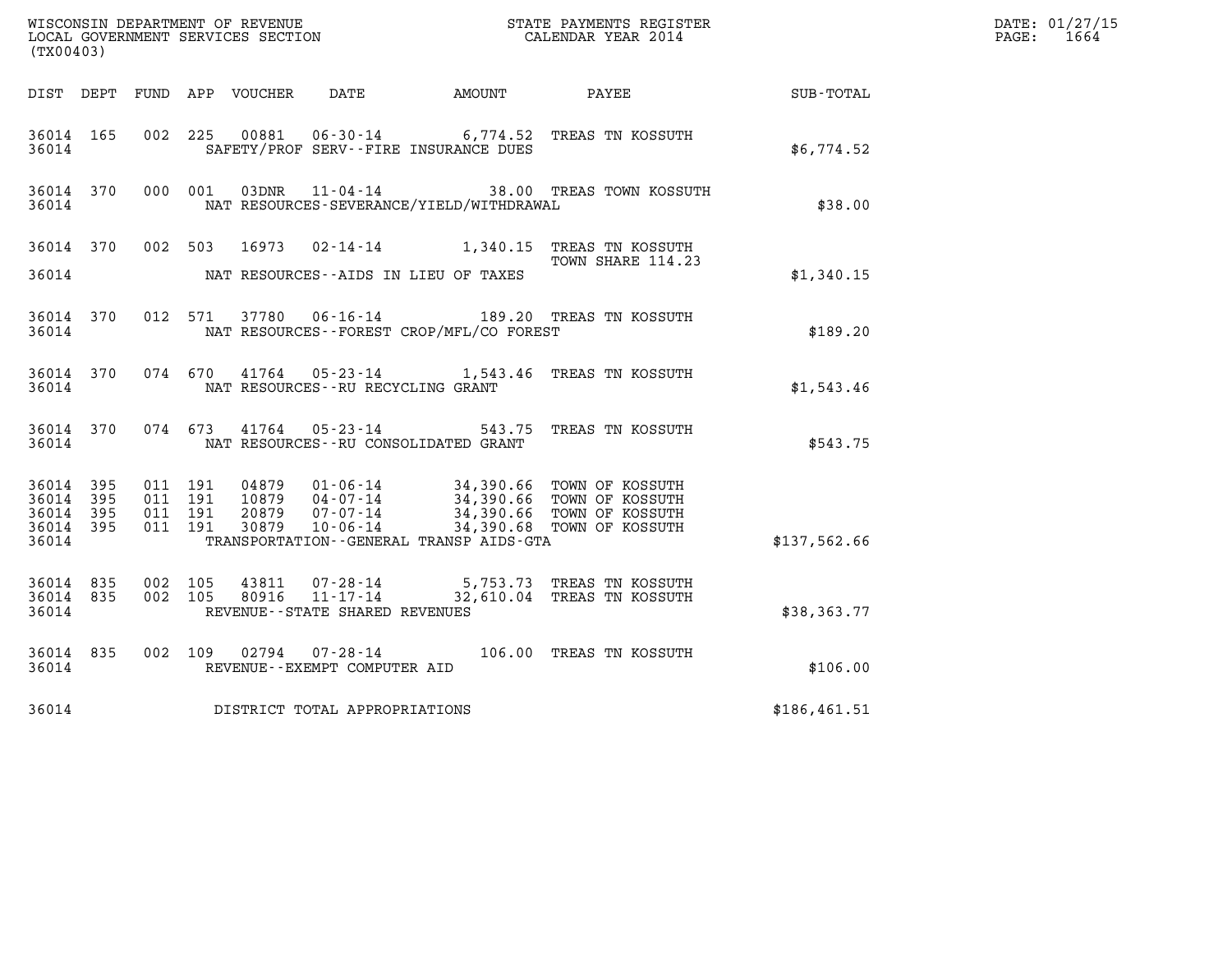WISCONSIN DEPARTMENT OF REVENUE
LOCAL GOVERNMENT SERVICES SECTION
(TX00403)

STATE PAYMENTS REGISTER
CALENDAR YEAR 2014

DATE: 01/27/15
PAGE: 1664

| DIST | DEPT | FUND | APP | VOUCHER | DATE | AMOUNT | PAYEE | SUB-TOTAL |
|---|---|---|---|---|---|---|---|---|
| 36014 | 165 | 002 | 225 | 00881 | 06-30-14 | 6,774.52 | TREAS TN KOSSUTH | |
| 36014 | | | | SAFETY/PROF SERV--FIRE INSURANCE DUES | | | | $6,774.52 |
| 36014 | 370 | 000 | 001 | 03DNR | 11-04-14 | 38.00 | TREAS TOWN KOSSUTH | |
| 36014 | | | | NAT RESOURCES-SEVERANCE/YIELD/WITHDRAWAL | | | | $38.00 |
| 36014 | 370 | 002 | 503 | 16973 | 02-14-14 | 1,340.15 | TREAS TN KOSSUTH<br>TOWN SHARE 114.23 | |
| 36014 | | | | NAT RESOURCES--AIDS IN LIEU OF TAXES | | | | $1,340.15 |
| 36014 | 370 | 012 | 571 | 37780 | 06-16-14 | 189.20 | TREAS TN KOSSUTH | |
| 36014 | | | | NAT RESOURCES--FOREST CROP/MFL/CO FOREST | | | | $189.20 |
| 36014 | 370 | 074 | 670 | 41764 | 05-23-14 | 1,543.46 | TREAS TN KOSSUTH | |
| 36014 | | | | NAT RESOURCES--RU RECYCLING GRANT | | | | $1,543.46 |
| 36014 | 370 | 074 | 673 | 41764 | 05-23-14 | 543.75 | TREAS TN KOSSUTH | |
| 36014 | | | | NAT RESOURCES--RU CONSOLIDATED GRANT | | | | $543.75 |
| 36014 | 395 | 011 | 191 | 04879 | 01-06-14 | 34,390.66 | TOWN OF KOSSUTH | |
| 36014 | 395 | 011 | 191 | 10879 | 04-07-14 | 34,390.66 | TOWN OF KOSSUTH | |
| 36014 | 395 | 011 | 191 | 20879 | 07-07-14 | 34,390.66 | TOWN OF KOSSUTH | |
| 36014 | 395 | 011 | 191 | 30879 | 10-06-14 | 34,390.68 | TOWN OF KOSSUTH | |
| 36014 | | | | TRANSPORTATION--GENERAL TRANSP AIDS-GTA | | | | $137,562.66 |
| 36014 | 835 | 002 | 105 | 43811 | 07-28-14 | 5,753.73 | TREAS TN KOSSUTH | |
| 36014 | 835 | 002 | 105 | 80916 | 11-17-14 | 32,610.04 | TREAS TN KOSSUTH | |
| 36014 | | | | REVENUE--STATE SHARED REVENUES | | | | $38,363.77 |
| 36014 | 835 | 002 | 109 | 02794 | 07-28-14 | 106.00 | TREAS TN KOSSUTH | |
| 36014 | | | | REVENUE--EXEMPT COMPUTER AID | | | | $106.00 |
| 36014 | | | | DISTRICT TOTAL APPROPRIATIONS | | | | $186,461.51 |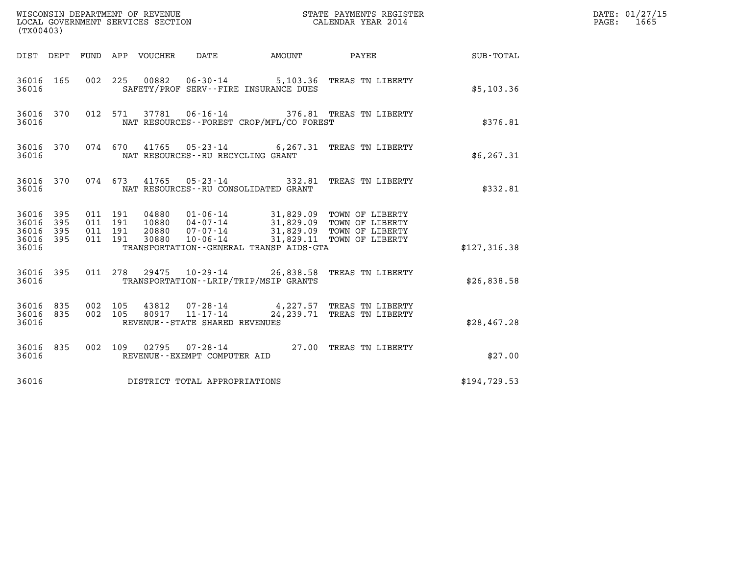WISCONSIN DEPARTMENT OF REVENUE
LOCAL GOVERNMENT SERVICES SECTION
(TX00403)

STATE PAYMENTS REGISTER
CALENDAR YEAR 2014

DATE: 01/27/15
PAGE: 1665

| DIST | DEPT | FUND | APP | VOUCHER | DATE | AMOUNT | PAYEE | SUB-TOTAL |
|---|---|---|---|---|---|---|---|---|
| 36016 | 165 | 002 | 225 | 00882 | 06-30-14 | 5,103.36 | TREAS TN LIBERTY | |
| 36016 | | | | SAFETY/PROF SERV--FIRE INSURANCE DUES | | | | $5,103.36 |
| 36016 | 370 | 012 | 571 | 37781 | 06-16-14 | 376.81 | TREAS TN LIBERTY | |
| 36016 | | | | NAT RESOURCES--FOREST CROP/MFL/CO FOREST | | | | $376.81 |
| 36016 | 370 | 074 | 670 | 41765 | 05-23-14 | 6,267.31 | TREAS TN LIBERTY | |
| 36016 | | | | NAT RESOURCES--RU RECYCLING GRANT | | | | $6,267.31 |
| 36016 | 370 | 074 | 673 | 41765 | 05-23-14 | 332.81 | TREAS TN LIBERTY | |
| 36016 | | | | NAT RESOURCES--RU CONSOLIDATED GRANT | | | | $332.81 |
| 36016 | 395 | 011 | 191 | 04880 | 01-06-14 | 31,829.09 | TOWN OF LIBERTY | |
| 36016 | 395 | 011 | 191 | 10880 | 04-07-14 | 31,829.09 | TOWN OF LIBERTY | |
| 36016 | 395 | 011 | 191 | 20880 | 07-07-14 | 31,829.09 | TOWN OF LIBERTY | |
| 36016 | 395 | 011 | 191 | 30880 | 10-06-14 | 31,829.11 | TOWN OF LIBERTY | |
| 36016 | | | | TRANSPORTATION--GENERAL TRANSP AIDS-GTA | | | | $127,316.38 |
| 36016 | 395 | 011 | 278 | 29475 | 10-29-14 | 26,838.58 | TREAS TN LIBERTY | |
| 36016 | | | | TRANSPORTATION--LRIP/TRIP/MSIP GRANTS | | | | $26,838.58 |
| 36016 | 835 | 002 | 105 | 43812 | 07-28-14 | 4,227.57 | TREAS TN LIBERTY | |
| 36016 | 835 | 002 | 105 | 80917 | 11-17-14 | 24,239.71 | TREAS TN LIBERTY | |
| 36016 | | | | REVENUE--STATE SHARED REVENUES | | | | $28,467.28 |
| 36016 | 835 | 002 | 109 | 02795 | 07-28-14 | 27.00 | TREAS TN LIBERTY | |
| 36016 | | | | REVENUE--EXEMPT COMPUTER AID | | | | $27.00 |
| 36016 | | | | DISTRICT TOTAL APPROPRIATIONS | | | | $194,729.53 |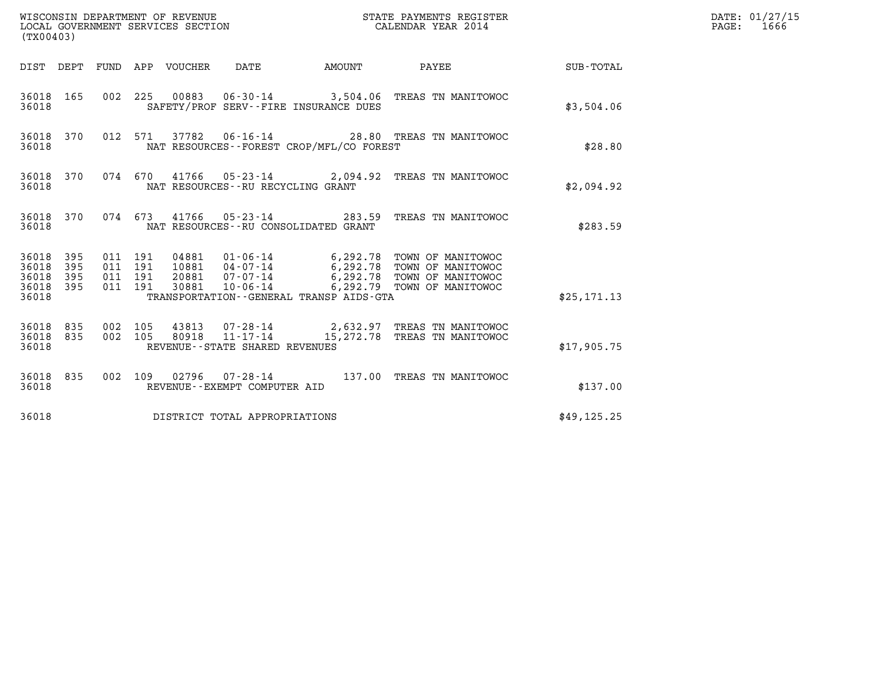WISCONSIN DEPARTMENT OF REVENUE
LOCAL GOVERNMENT SERVICES SECTION
(TX00403)

STATE PAYMENTS REGISTER
CALENDAR YEAR 2014

DATE: 01/27/15
PAGE: 1666

| DIST | DEPT | FUND | APP | VOUCHER | DATE | AMOUNT | PAYEE | SUB-TOTAL |
|---|---|---|---|---|---|---|---|---|
| 36018 | 165 | 002 | 225 | 00883 | 06-30-14 | 3,504.06 | TREAS TN MANITOWOC | |
| 36018 | | | | SAFETY/PROF SERV--FIRE INSURANCE DUES | | | | $3,504.06 |
| 36018 | 370 | 012 | 571 | 37782 | 06-16-14 | 28.80 | TREAS TN MANITOWOC | |
| 36018 | | | | NAT RESOURCES--FOREST CROP/MFL/CO FOREST | | | | $28.80 |
| 36018 | 370 | 074 | 670 | 41766 | 05-23-14 | 2,094.92 | TREAS TN MANITOWOC | |
| 36018 | | | | NAT RESOURCES--RU RECYCLING GRANT | | | | $2,094.92 |
| 36018 | 370 | 074 | 673 | 41766 | 05-23-14 | 283.59 | TREAS TN MANITOWOC | |
| 36018 | | | | NAT RESOURCES--RU CONSOLIDATED GRANT | | | | $283.59 |
| 36018 | 395 | 011 | 191 | 04881 | 01-06-14 | 6,292.78 | TOWN OF MANITOWOC | |
| 36018 | 395 | 011 | 191 | 10881 | 04-07-14 | 6,292.78 | TOWN OF MANITOWOC | |
| 36018 | 395 | 011 | 191 | 20881 | 07-07-14 | 6,292.78 | TOWN OF MANITOWOC | |
| 36018 | 395 | 011 | 191 | 30881 | 10-06-14 | 6,292.79 | TOWN OF MANITOWOC | |
| 36018 | | | | TRANSPORTATION--GENERAL TRANSP AIDS-GTA | | | | $25,171.13 |
| 36018 | 835 | 002 | 105 | 43813 | 07-28-14 | 2,632.97 | TREAS TN MANITOWOC | |
| 36018 | 835 | 002 | 105 | 80918 | 11-17-14 | 15,272.78 | TREAS TN MANITOWOC | |
| 36018 | | | | REVENUE--STATE SHARED REVENUES | | | | $17,905.75 |
| 36018 | 835 | 002 | 109 | 02796 | 07-28-14 | 137.00 | TREAS TN MANITOWOC | |
| 36018 | | | | REVENUE--EXEMPT COMPUTER AID | | | | $137.00 |
| 36018 | | | | DISTRICT TOTAL APPROPRIATIONS | | | | $49,125.25 |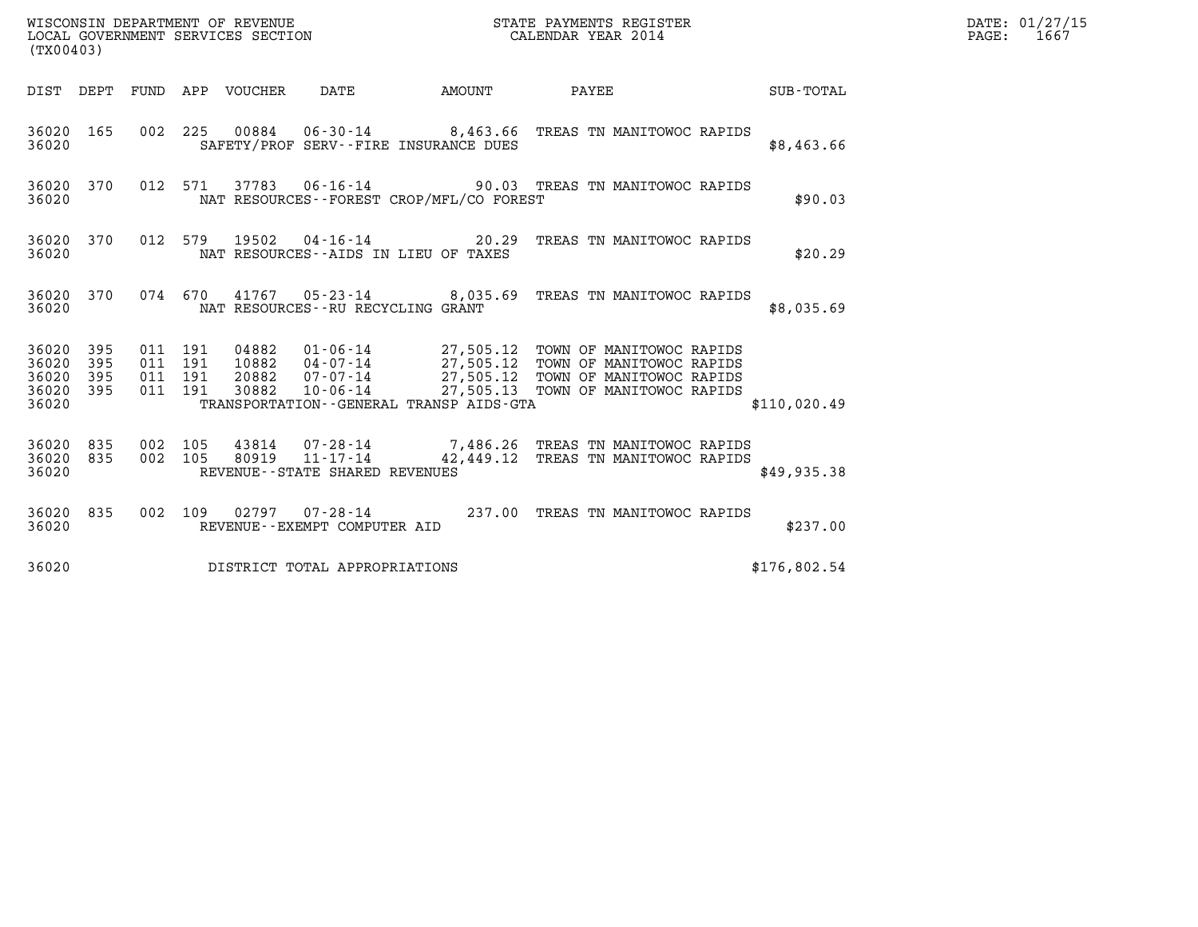WISCONSIN DEPARTMENT OF REVENUE
LOCAL GOVERNMENT SERVICES SECTION
(TX00403)

STATE PAYMENTS REGISTER
CALENDAR YEAR 2014

DATE: 01/27/15
PAGE: 1667

| DIST | DEPT | FUND | APP | VOUCHER | DATE | AMOUNT | PAYEE | SUB-TOTAL |
|---|---|---|---|---|---|---|---|---|
| 36020 | 165 | 002 | 225 | 00884 | 06-30-14 | 8,463.66 | TREAS TN MANITOWOC RAPIDS | |
| 36020 | | | | | SAFETY/PROF SERV--FIRE INSURANCE DUES | | | $8,463.66 |
| 36020 | 370 | 012 | 571 | 37783 | 06-16-14 | 90.03 | TREAS TN MANITOWOC RAPIDS | |
| 36020 | | | | | NAT RESOURCES--FOREST CROP/MFL/CO FOREST | | | $90.03 |
| 36020 | 370 | 012 | 579 | 19502 | 04-16-14 | 20.29 | TREAS TN MANITOWOC RAPIDS | |
| 36020 | | | | | NAT RESOURCES--AIDS IN LIEU OF TAXES | | | $20.29 |
| 36020 | 370 | 074 | 670 | 41767 | 05-23-14 | 8,035.69 | TREAS TN MANITOWOC RAPIDS | |
| 36020 | | | | | NAT RESOURCES--RU RECYCLING GRANT | | | $8,035.69 |
| 36020 | 395 | 011 | 191 | 04882 | 01-06-14 | 27,505.12 | TOWN OF MANITOWOC RAPIDS | |
| 36020 | 395 | 011 | 191 | 10882 | 04-07-14 | 27,505.12 | TOWN OF MANITOWOC RAPIDS | |
| 36020 | 395 | 011 | 191 | 20882 | 07-07-14 | 27,505.12 | TOWN OF MANITOWOC RAPIDS | |
| 36020 | 395 | 011 | 191 | 30882 | 10-06-14 | 27,505.13 | TOWN OF MANITOWOC RAPIDS | |
| 36020 | | | | | TRANSPORTATION--GENERAL TRANSP AIDS-GTA | | | $110,020.49 |
| 36020 | 835 | 002 | 105 | 43814 | 07-28-14 | 7,486.26 | TREAS TN MANITOWOC RAPIDS | |
| 36020 | 835 | 002 | 105 | 80919 | 11-17-14 | 42,449.12 | TREAS TN MANITOWOC RAPIDS | |
| 36020 | | | | | REVENUE--STATE SHARED REVENUES | | | $49,935.38 |
| 36020 | 835 | 002 | 109 | 02797 | 07-28-14 | 237.00 | TREAS TN MANITOWOC RAPIDS | |
| 36020 | | | | | REVENUE--EXEMPT COMPUTER AID | | | $237.00 |
| 36020 | | | | | DISTRICT TOTAL APPROPRIATIONS | | | $176,802.54 |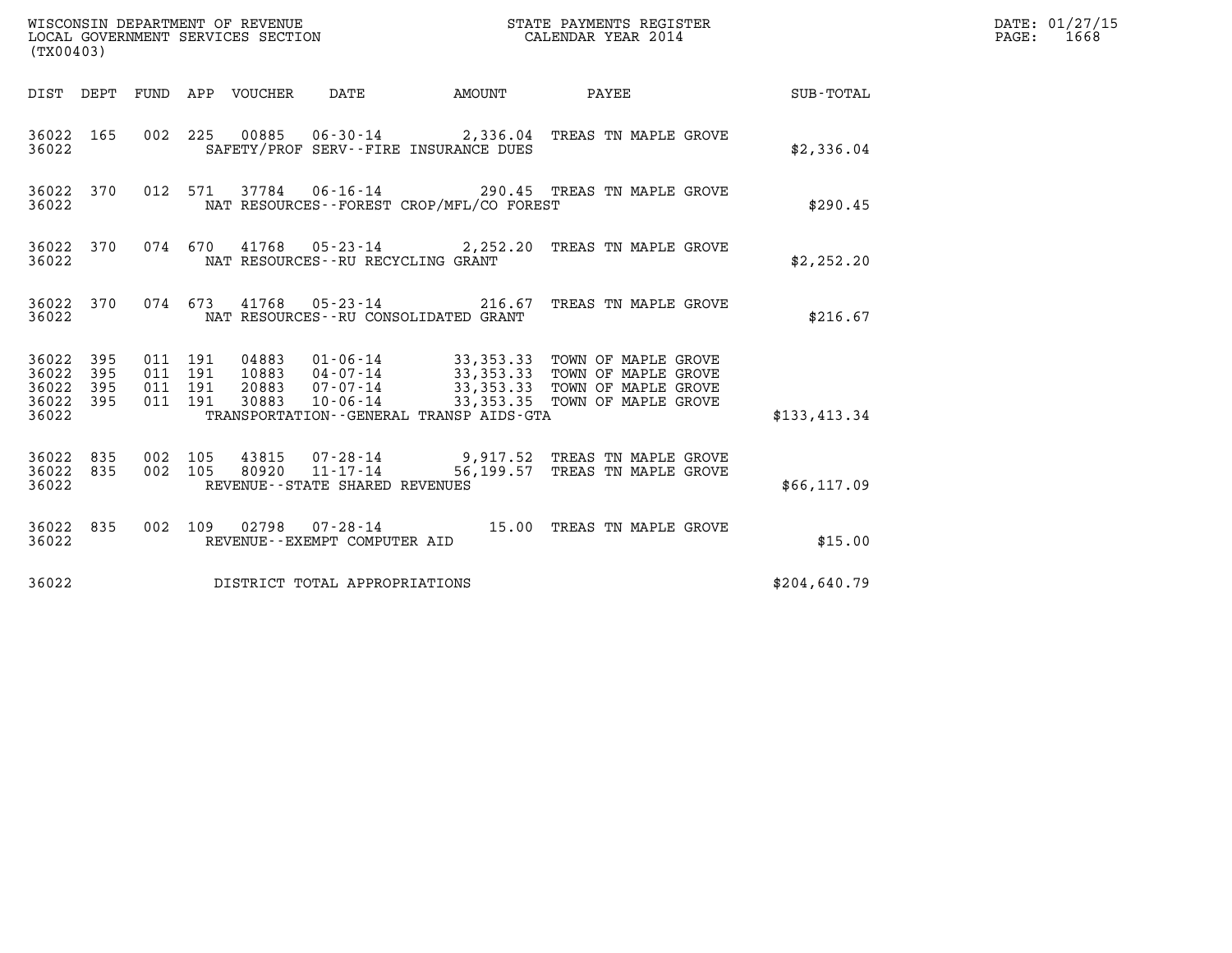WISCONSIN DEPARTMENT OF REVENUE
LOCAL GOVERNMENT SERVICES SECTION
(TX00403)

STATE PAYMENTS REGISTER
CALENDAR YEAR 2014

DATE: 01/27/15
PAGE: 1668

| DIST | DEPT | FUND | APP | VOUCHER | DATE | AMOUNT | PAYEE | SUB-TOTAL |
|---|---|---|---|---|---|---|---|---|
| 36022 | 165 | 002 | 225 | 00885 | 06-30-14 | 2,336.04 | TREAS TN MAPLE GROVE | |
| 36022 | | | | | SAFETY/PROF SERV--FIRE INSURANCE DUES | | | $2,336.04 |
| 36022 | 370 | 012 | 571 | 37784 | 06-16-14 | 290.45 | TREAS TN MAPLE GROVE | |
| 36022 | | | | | NAT RESOURCES--FOREST CROP/MFL/CO FOREST | | | $290.45 |
| 36022 | 370 | 074 | 670 | 41768 | 05-23-14 | 2,252.20 | TREAS TN MAPLE GROVE | |
| 36022 | | | | | NAT RESOURCES--RU RECYCLING GRANT | | | $2,252.20 |
| 36022 | 370 | 074 | 673 | 41768 | 05-23-14 | 216.67 | TREAS TN MAPLE GROVE | |
| 36022 | | | | | NAT RESOURCES--RU CONSOLIDATED GRANT | | | $216.67 |
| 36022 | 395 | 011 | 191 | 04883 | 01-06-14 | 33,353.33 | TOWN OF MAPLE GROVE | |
| 36022 | 395 | 011 | 191 | 10883 | 04-07-14 | 33,353.33 | TOWN OF MAPLE GROVE | |
| 36022 | 395 | 011 | 191 | 20883 | 07-07-14 | 33,353.33 | TOWN OF MAPLE GROVE | |
| 36022 | 395 | 011 | 191 | 30883 | 10-06-14 | 33,353.35 | TOWN OF MAPLE GROVE | |
| 36022 | | | | | TRANSPORTATION--GENERAL TRANSP AIDS-GTA | | | $133,413.34 |
| 36022 | 835 | 002 | 105 | 43815 | 07-28-14 | 9,917.52 | TREAS TN MAPLE GROVE | |
| 36022 | 835 | 002 | 105 | 80920 | 11-17-14 | 56,199.57 | TREAS TN MAPLE GROVE | |
| 36022 | | | | | REVENUE--STATE SHARED REVENUES | | | $66,117.09 |
| 36022 | 835 | 002 | 109 | 02798 | 07-28-14 | 15.00 | TREAS TN MAPLE GROVE | |
| 36022 | | | | | REVENUE--EXEMPT COMPUTER AID | | | $15.00 |
| 36022 | | | | | DISTRICT TOTAL APPROPRIATIONS | | | $204,640.79 |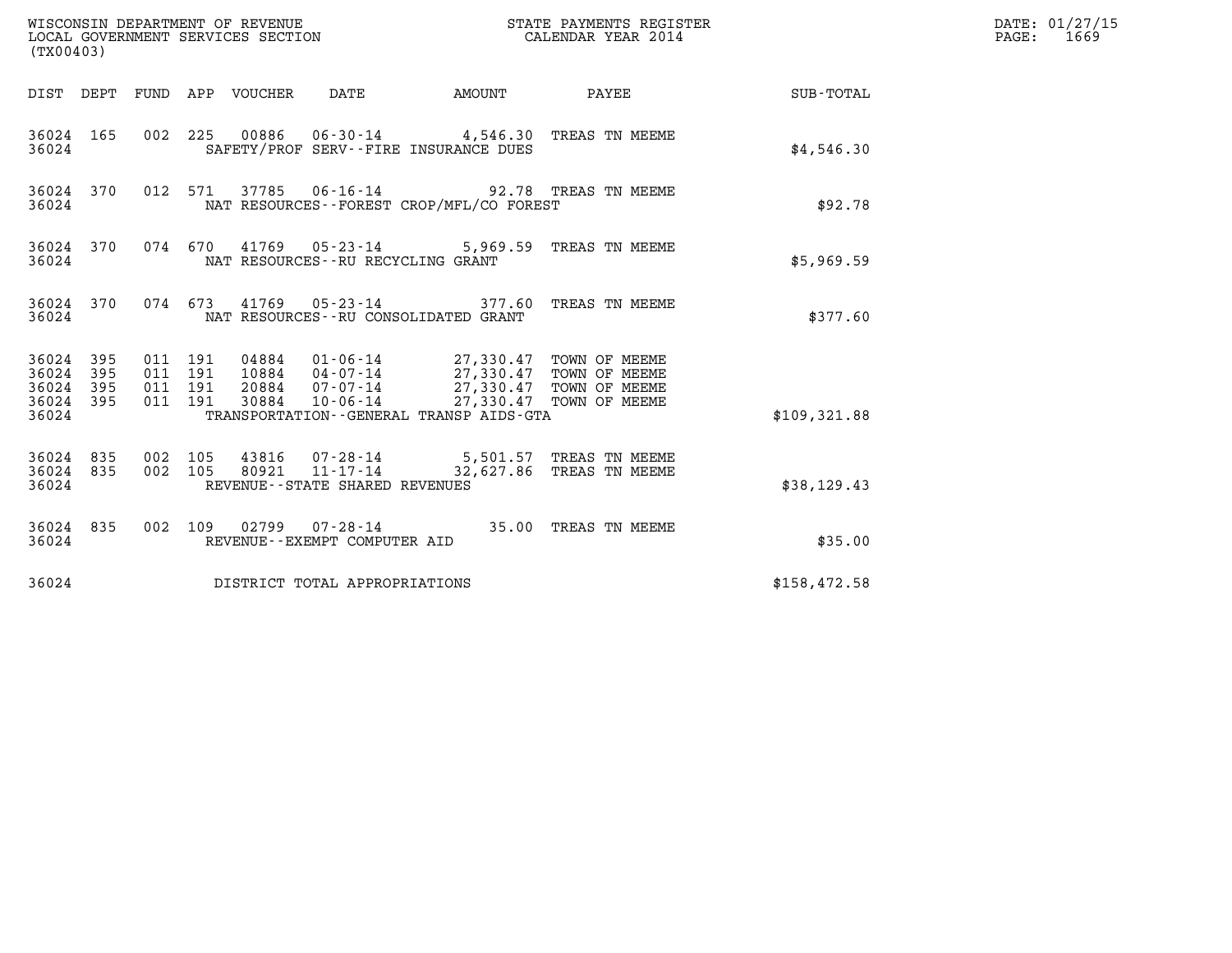WISCONSIN DEPARTMENT OF REVENUE
LOCAL GOVERNMENT SERVICES SECTION
(TX00403)

STATE PAYMENTS REGISTER
CALENDAR YEAR 2014

DATE: 01/27/15
PAGE: 1669

| DIST | DEPT | FUND | APP | VOUCHER | DATE | AMOUNT | PAYEE | SUB-TOTAL |
|---|---|---|---|---|---|---|---|---|
| 36024 | 165 | 002 | 225 | 00886 | 06-30-14 | 4,546.30 | TREAS TN MEEME | |
| 36024 | | | | SAFETY/PROF SERV--FIRE INSURANCE DUES | | | | $4,546.30 |
| 36024 | 370 | 012 | 571 | 37785 | 06-16-14 | 92.78 | TREAS TN MEEME | |
| 36024 | | | | NAT RESOURCES--FOREST CROP/MFL/CO FOREST | | | | $92.78 |
| 36024 | 370 | 074 | 670 | 41769 | 05-23-14 | 5,969.59 | TREAS TN MEEME | |
| 36024 | | | | NAT RESOURCES--RU RECYCLING GRANT | | | | $5,969.59 |
| 36024 | 370 | 074 | 673 | 41769 | 05-23-14 | 377.60 | TREAS TN MEEME | |
| 36024 | | | | NAT RESOURCES--RU CONSOLIDATED GRANT | | | | $377.60 |
| 36024 | 395 | 011 | 191 | 04884 | 01-06-14 | 27,330.47 | TOWN OF MEEME | |
| 36024 | 395 | 011 | 191 | 10884 | 04-07-14 | 27,330.47 | TOWN OF MEEME | |
| 36024 | 395 | 011 | 191 | 20884 | 07-07-14 | 27,330.47 | TOWN OF MEEME | |
| 36024 | 395 | 011 | 191 | 30884 | 10-06-14 | 27,330.47 | TOWN OF MEEME | |
| 36024 | | | | TRANSPORTATION--GENERAL TRANSP AIDS-GTA | | | | $109,321.88 |
| 36024 | 835 | 002 | 105 | 43816 | 07-28-14 | 5,501.57 | TREAS TN MEEME | |
| 36024 | 835 | 002 | 105 | 80921 | 11-17-14 | 32,627.86 | TREAS TN MEEME | |
| 36024 | | | | REVENUE--STATE SHARED REVENUES | | | | $38,129.43 |
| 36024 | 835 | 002 | 109 | 02799 | 07-28-14 | 35.00 | TREAS TN MEEME | |
| 36024 | | | | REVENUE--EXEMPT COMPUTER AID | | | | $35.00 |
| 36024 | | | | DISTRICT TOTAL APPROPRIATIONS | | | | $158,472.58 |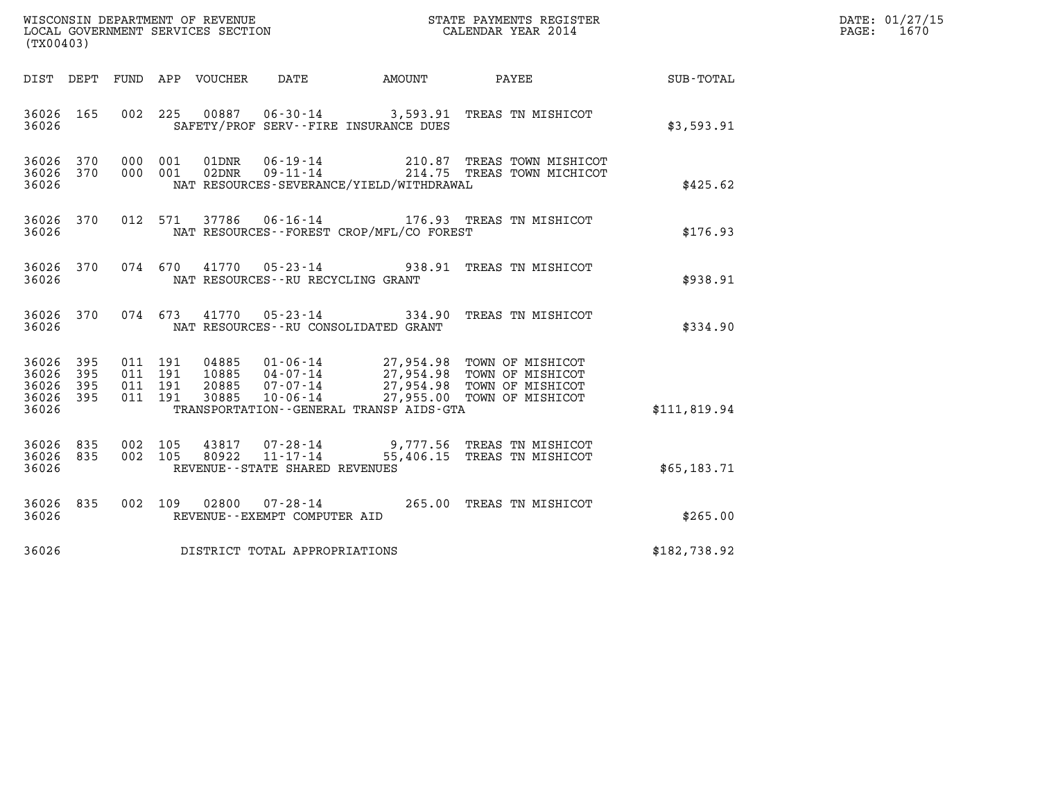WISCONSIN DEPARTMENT OF REVENUE
LOCAL GOVERNMENT SERVICES SECTION
(TX00403)

STATE PAYMENTS REGISTER
CALENDAR YEAR 2014

DATE: 01/27/15
PAGE: 1670

| DIST | DEPT | FUND | APP | VOUCHER | DATE | AMOUNT | PAYEE | SUB-TOTAL |
|---|---|---|---|---|---|---|---|---|
| 36026 | 165 | 002 | 225 | 00887 | 06-30-14 | 3,593.91 | TREAS TN MISHICOT | |
| 36026 | | | | | SAFETY/PROF SERV--FIRE INSURANCE DUES | | | $3,593.91 |
| 36026 | 370 | 000 | 001 | 01DNR | 06-19-14 | 210.87 | TREAS TOWN MISHICOT | |
| 36026 | 370 | 000 | 001 | 02DNR | 09-11-14 | 214.75 | TREAS TOWN MICHICOT | |
| 36026 | | | | | NAT RESOURCES-SEVERANCE/YIELD/WITHDRAWAL | | | $425.62 |
| 36026 | 370 | 012 | 571 | 37786 | 06-16-14 | 176.93 | TREAS TN MISHICOT | |
| 36026 | | | | | NAT RESOURCES--FOREST CROP/MFL/CO FOREST | | | $176.93 |
| 36026 | 370 | 074 | 670 | 41770 | 05-23-14 | 938.91 | TREAS TN MISHICOT | |
| 36026 | | | | | NAT RESOURCES--RU RECYCLING GRANT | | | $938.91 |
| 36026 | 370 | 074 | 673 | 41770 | 05-23-14 | 334.90 | TREAS TN MISHICOT | |
| 36026 | | | | | NAT RESOURCES--RU CONSOLIDATED GRANT | | | $334.90 |
| 36026 | 395 | 011 | 191 | 04885 | 01-06-14 | 27,954.98 | TOWN OF MISHICOT | |
| 36026 | 395 | 011 | 191 | 10885 | 04-07-14 | 27,954.98 | TOWN OF MISHICOT | |
| 36026 | 395 | 011 | 191 | 20885 | 07-07-14 | 27,954.98 | TOWN OF MISHICOT | |
| 36026 | 395 | 011 | 191 | 30885 | 10-06-14 | 27,955.00 | TOWN OF MISHICOT | |
| 36026 | | | | | TRANSPORTATION--GENERAL TRANSP AIDS-GTA | | | $111,819.94 |
| 36026 | 835 | 002 | 105 | 43817 | 07-28-14 | 9,777.56 | TREAS TN MISHICOT | |
| 36026 | 835 | 002 | 105 | 80922 | 11-17-14 | 55,406.15 | TREAS TN MISHICOT | |
| 36026 | | | | | REVENUE--STATE SHARED REVENUES | | | $65,183.71 |
| 36026 | 835 | 002 | 109 | 02800 | 07-28-14 | 265.00 | TREAS TN MISHICOT | |
| 36026 | | | | | REVENUE--EXEMPT COMPUTER AID | | | $265.00 |
| 36026 | | | | | DISTRICT TOTAL APPROPRIATIONS | | | $182,738.92 |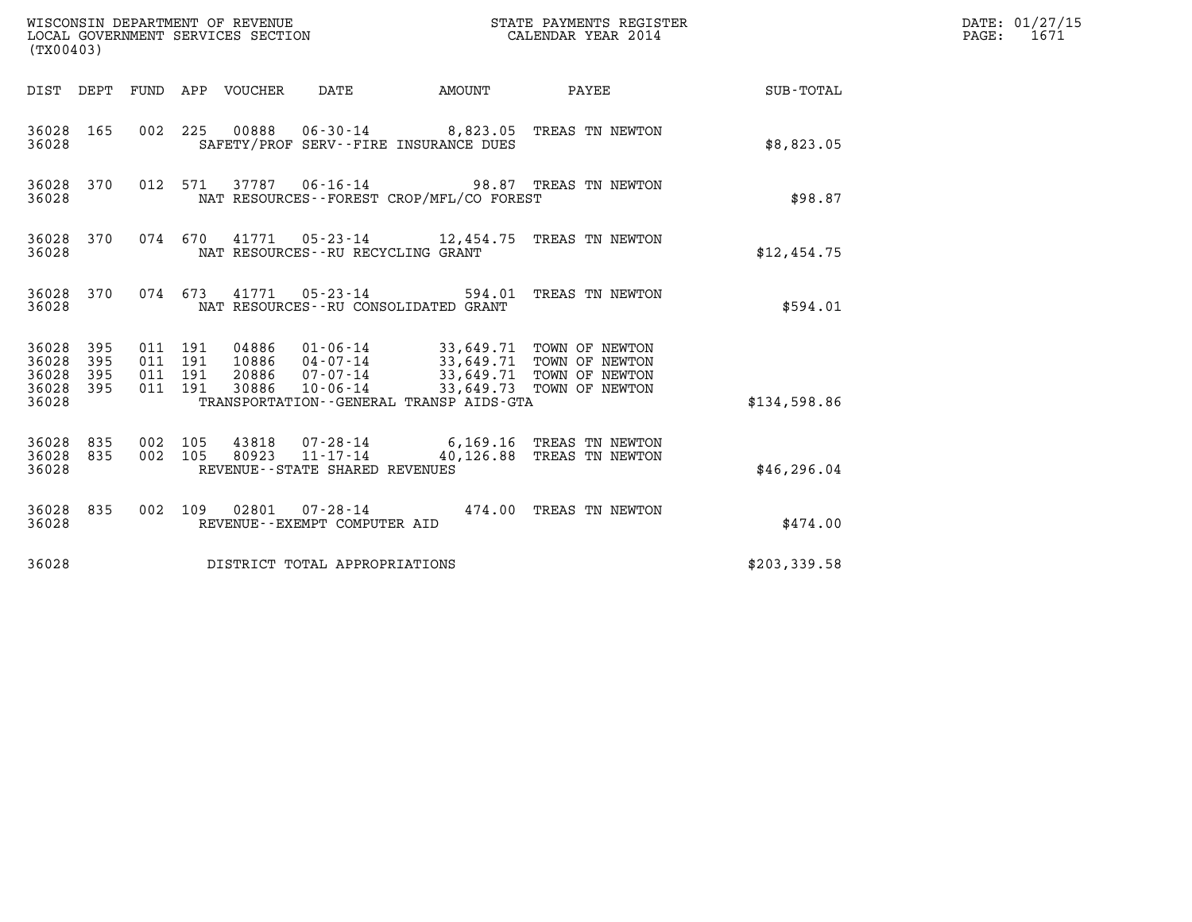WISCONSIN DEPARTMENT OF REVENUE
LOCAL GOVERNMENT SERVICES SECTION
(TX00403)

STATE PAYMENTS REGISTER
CALENDAR YEAR 2014

DATE: 01/27/15
PAGE: 1671

| DIST | DEPT | FUND | APP | VOUCHER | DATE | AMOUNT | PAYEE | SUB-TOTAL |
|---|---|---|---|---|---|---|---|---|
| 36028 | 165 | 002 | 225 | 00888 | 06-30-14 | 8,823.05 | TREAS TN NEWTON | |
| 36028 | | | | | SAFETY/PROF SERV--FIRE INSURANCE DUES | | | $8,823.05 |
| 36028 | 370 | 012 | 571 | 37787 | 06-16-14 | 98.87 | TREAS TN NEWTON | |
| 36028 | | | | | NAT RESOURCES--FOREST CROP/MFL/CO FOREST | | | $98.87 |
| 36028 | 370 | 074 | 670 | 41771 | 05-23-14 | 12,454.75 | TREAS TN NEWTON | |
| 36028 | | | | | NAT RESOURCES--RU RECYCLING GRANT | | | $12,454.75 |
| 36028 | 370 | 074 | 673 | 41771 | 05-23-14 | 594.01 | TREAS TN NEWTON | |
| 36028 | | | | | NAT RESOURCES--RU CONSOLIDATED GRANT | | | $594.01 |
| 36028 | 395 | 011 | 191 | 04886 | 01-06-14 | 33,649.71 | TOWN OF NEWTON | |
| 36028 | 395 | 011 | 191 | 10886 | 04-07-14 | 33,649.71 | TOWN OF NEWTON | |
| 36028 | 395 | 011 | 191 | 20886 | 07-07-14 | 33,649.71 | TOWN OF NEWTON | |
| 36028 | 395 | 011 | 191 | 30886 | 10-06-14 | 33,649.73 | TOWN OF NEWTON | |
| 36028 | | | | | TRANSPORTATION--GENERAL TRANSP AIDS-GTA | | | $134,598.86 |
| 36028 | 835 | 002 | 105 | 43818 | 07-28-14 | 6,169.16 | TREAS TN NEWTON | |
| 36028 | 835 | 002 | 105 | 80923 | 11-17-14 | 40,126.88 | TREAS TN NEWTON | |
| 36028 | | | | | REVENUE--STATE SHARED REVENUES | | | $46,296.04 |
| 36028 | 835 | 002 | 109 | 02801 | 07-28-14 | 474.00 | TREAS TN NEWTON | |
| 36028 | | | | | REVENUE--EXEMPT COMPUTER AID | | | $474.00 |
| 36028 | | | | | DISTRICT TOTAL APPROPRIATIONS | | | $203,339.58 |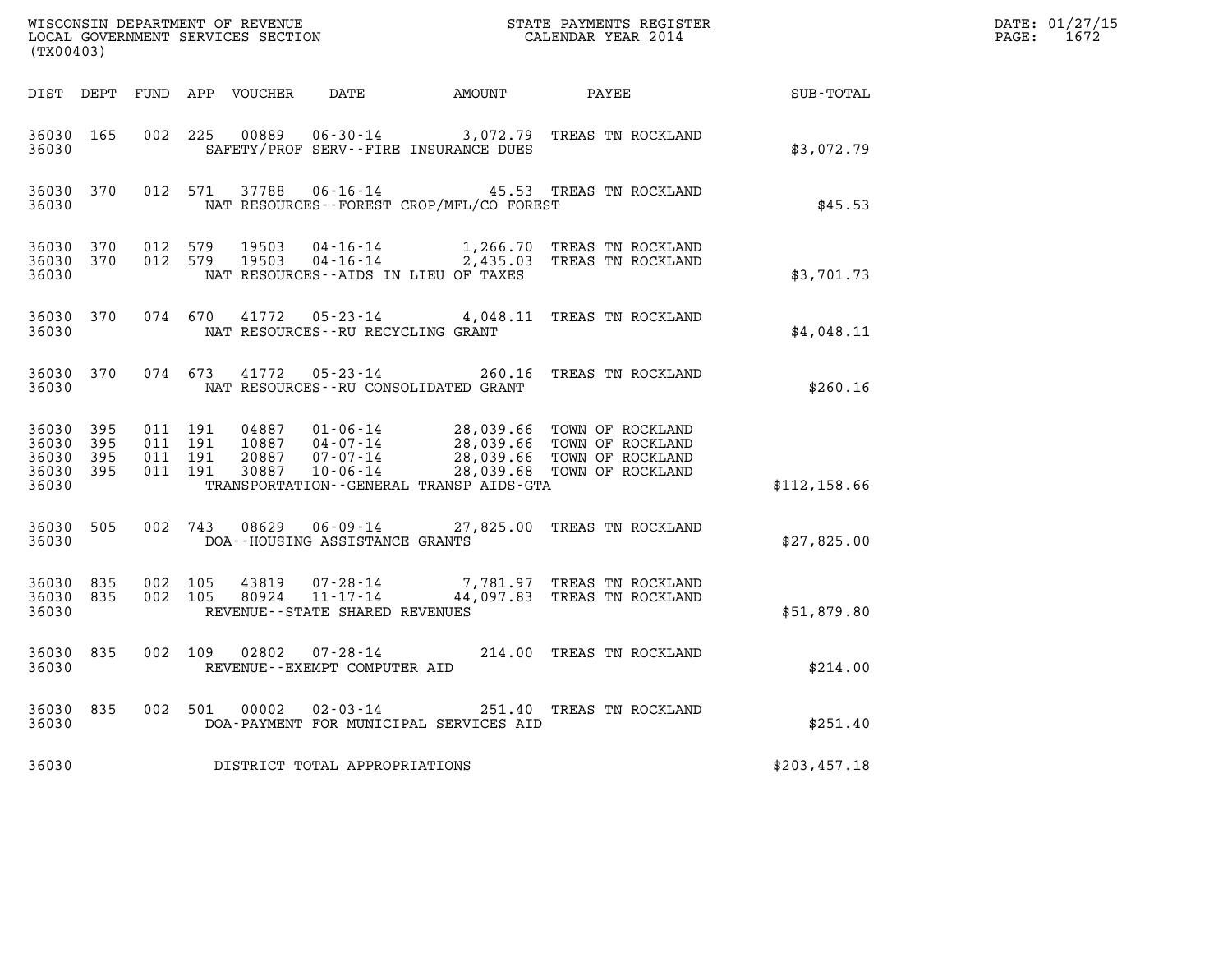WISCONSIN DEPARTMENT OF REVENUE
LOCAL GOVERNMENT SERVICES SECTION
(TX00403)

STATE PAYMENTS REGISTER
CALENDAR YEAR 2014

DATE: 01/27/15
PAGE: 1672

| DIST | DEPT | FUND | APP | VOUCHER | DATE | AMOUNT | PAYEE | SUB-TOTAL |
|---|---|---|---|---|---|---|---|---|
| 36030 | 165 | 002 | 225 | 00889 | 06-30-14 | 3,072.79 | TREAS TN ROCKLAND | |
| 36030 | | | | | SAFETY/PROF SERV--FIRE INSURANCE DUES | | | $3,072.79 |
| 36030 | 370 | 012 | 571 | 37788 | 06-16-14 | 45.53 | TREAS TN ROCKLAND | |
| 36030 | | | | | NAT RESOURCES--FOREST CROP/MFL/CO FOREST | | | $45.53 |
| 36030 | 370 | 012 | 579 | 19503 | 04-16-14 | 1,266.70 | TREAS TN ROCKLAND | |
| 36030 | 370 | 012 | 579 | 19503 | 04-16-14 | 2,435.03 | TREAS TN ROCKLAND | |
| 36030 | | | | | NAT RESOURCES--AIDS IN LIEU OF TAXES | | | $3,701.73 |
| 36030 | 370 | 074 | 670 | 41772 | 05-23-14 | 4,048.11 | TREAS TN ROCKLAND | |
| 36030 | | | | | NAT RESOURCES--RU RECYCLING GRANT | | | $4,048.11 |
| 36030 | 370 | 074 | 673 | 41772 | 05-23-14 | 260.16 | TREAS TN ROCKLAND | |
| 36030 | | | | | NAT RESOURCES--RU CONSOLIDATED GRANT | | | $260.16 |
| 36030 | 395 | 011 | 191 | 04887 | 01-06-14 | 28,039.66 | TOWN OF ROCKLAND | |
| 36030 | 395 | 011 | 191 | 10887 | 04-07-14 | 28,039.66 | TOWN OF ROCKLAND | |
| 36030 | 395 | 011 | 191 | 20887 | 07-07-14 | 28,039.66 | TOWN OF ROCKLAND | |
| 36030 | 395 | 011 | 191 | 30887 | 10-06-14 | 28,039.68 | TOWN OF ROCKLAND | |
| 36030 | | | | | TRANSPORTATION--GENERAL TRANSP AIDS-GTA | | | $112,158.66 |
| 36030 | 505 | 002 | 743 | 08629 | 06-09-14 | 27,825.00 | TREAS TN ROCKLAND | |
| 36030 | | | | | DOA--HOUSING ASSISTANCE GRANTS | | | $27,825.00 |
| 36030 | 835 | 002 | 105 | 43819 | 07-28-14 | 7,781.97 | TREAS TN ROCKLAND | |
| 36030 | 835 | 002 | 105 | 80924 | 11-17-14 | 44,097.83 | TREAS TN ROCKLAND | |
| 36030 | | | | | REVENUE--STATE SHARED REVENUES | | | $51,879.80 |
| 36030 | 835 | 002 | 109 | 02802 | 07-28-14 | 214.00 | TREAS TN ROCKLAND | |
| 36030 | | | | | REVENUE--EXEMPT COMPUTER AID | | | $214.00 |
| 36030 | 835 | 002 | 501 | 00002 | 02-03-14 | 251.40 | TREAS TN ROCKLAND | |
| 36030 | | | | | DOA-PAYMENT FOR MUNICIPAL SERVICES AID | | | $251.40 |
| 36030 | | | | | DISTRICT TOTAL APPROPRIATIONS | | | $203,457.18 |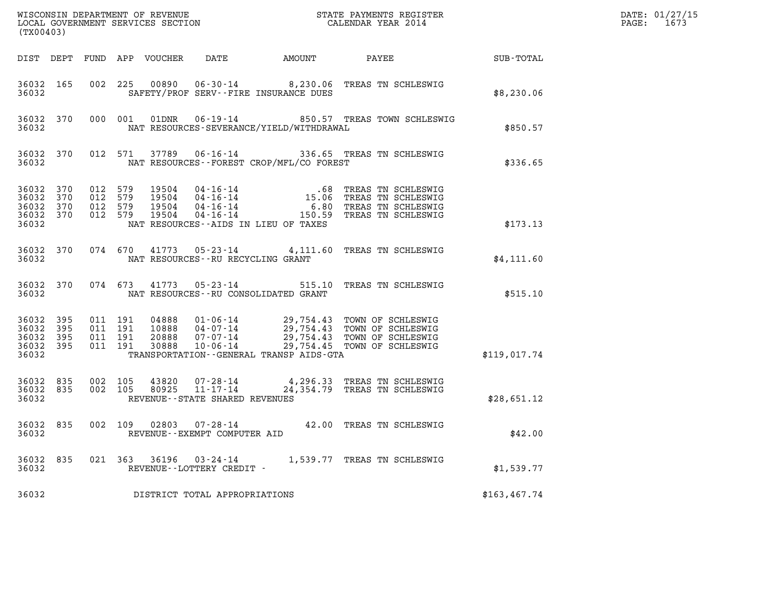WISCONSIN DEPARTMENT OF REVENUE
LOCAL GOVERNMENT SERVICES SECTION
(TX00403)

STATE PAYMENTS REGISTER
CALENDAR YEAR 2014

DATE: 01/27/15

| DIST | DEPT | FUND | APP | VOUCHER | DATE | AMOUNT | PAYEE | SUB-TOTAL |
|---|---|---|---|---|---|---|---|---|
| 36032 | 165 | 002 | 225 | 00890 | 06-30-14 | 8,230.06 | TREAS TN SCHLESWIG | |
| 36032 | | | | | SAFETY/PROF SERV--FIRE INSURANCE DUES | | | $8,230.06 |
| 36032 | 370 | 000 | 001 | 01DNR | 06-19-14 | 850.57 | TREAS TOWN SCHLESWIG | |
| 36032 | | | | | NAT RESOURCES-SEVERANCE/YIELD/WITHDRAWAL | | | $850.57 |
| 36032 | 370 | 012 | 571 | 37789 | 06-16-14 | 336.65 | TREAS TN SCHLESWIG | |
| 36032 | | | | | NAT RESOURCES--FOREST CROP/MFL/CO FOREST | | | $336.65 |
| 36032 | 370 | 012 | 579 | 19504 | 04-16-14 | .68 | TREAS TN SCHLESWIG | |
| 36032 | 370 | 012 | 579 | 19504 | 04-16-14 | 15.06 | TREAS TN SCHLESWIG | |
| 36032 | 370 | 012 | 579 | 19504 | 04-16-14 | 6.80 | TREAS TN SCHLESWIG | |
| 36032 | 370 | 012 | 579 | 19504 | 04-16-14 | 150.59 | TREAS TN SCHLESWIG | |
| 36032 | | | | | NAT RESOURCES--AIDS IN LIEU OF TAXES | | | $173.13 |
| 36032 | 370 | 074 | 670 | 41773 | 05-23-14 | 4,111.60 | TREAS TN SCHLESWIG | |
| 36032 | | | | | NAT RESOURCES--RU RECYCLING GRANT | | | $4,111.60 |
| 36032 | 370 | 074 | 673 | 41773 | 05-23-14 | 515.10 | TREAS TN SCHLESWIG | |
| 36032 | | | | | NAT RESOURCES--RU CONSOLIDATED GRANT | | | $515.10 |
| 36032 | 395 | 011 | 191 | 04888 | 01-06-14 | 29,754.43 | TOWN OF SCHLESWIG | |
| 36032 | 395 | 011 | 191 | 10888 | 04-07-14 | 29,754.43 | TOWN OF SCHLESWIG | |
| 36032 | 395 | 011 | 191 | 20888 | 07-07-14 | 29,754.43 | TOWN OF SCHLESWIG | |
| 36032 | 395 | 011 | 191 | 30888 | 10-06-14 | 29,754.45 | TOWN OF SCHLESWIG | |
| 36032 | | | | | TRANSPORTATION--GENERAL TRANSP AIDS-GTA | | | $119,017.74 |
| 36032 | 835 | 002 | 105 | 43820 | 07-28-14 | 4,296.33 | TREAS TN SCHLESWIG | |
| 36032 | 835 | 002 | 105 | 80925 | 11-17-14 | 24,354.79 | TREAS TN SCHLESWIG | |
| 36032 | | | | | REVENUE--STATE SHARED REVENUES | | | $28,651.12 |
| 36032 | 835 | 002 | 109 | 02803 | 07-28-14 | 42.00 | TREAS TN SCHLESWIG | |
| 36032 | | | | | REVENUE--EXEMPT COMPUTER AID | | | $42.00 |
| 36032 | 835 | 021 | 363 | 36196 | 03-24-14 | 1,539.77 | TREAS TN SCHLESWIG | |
| 36032 | | | | | REVENUE--LOTTERY CREDIT - | | | $1,539.77 |
| 36032 | | | | | DISTRICT TOTAL APPROPRIATIONS | | | $163,467.74 |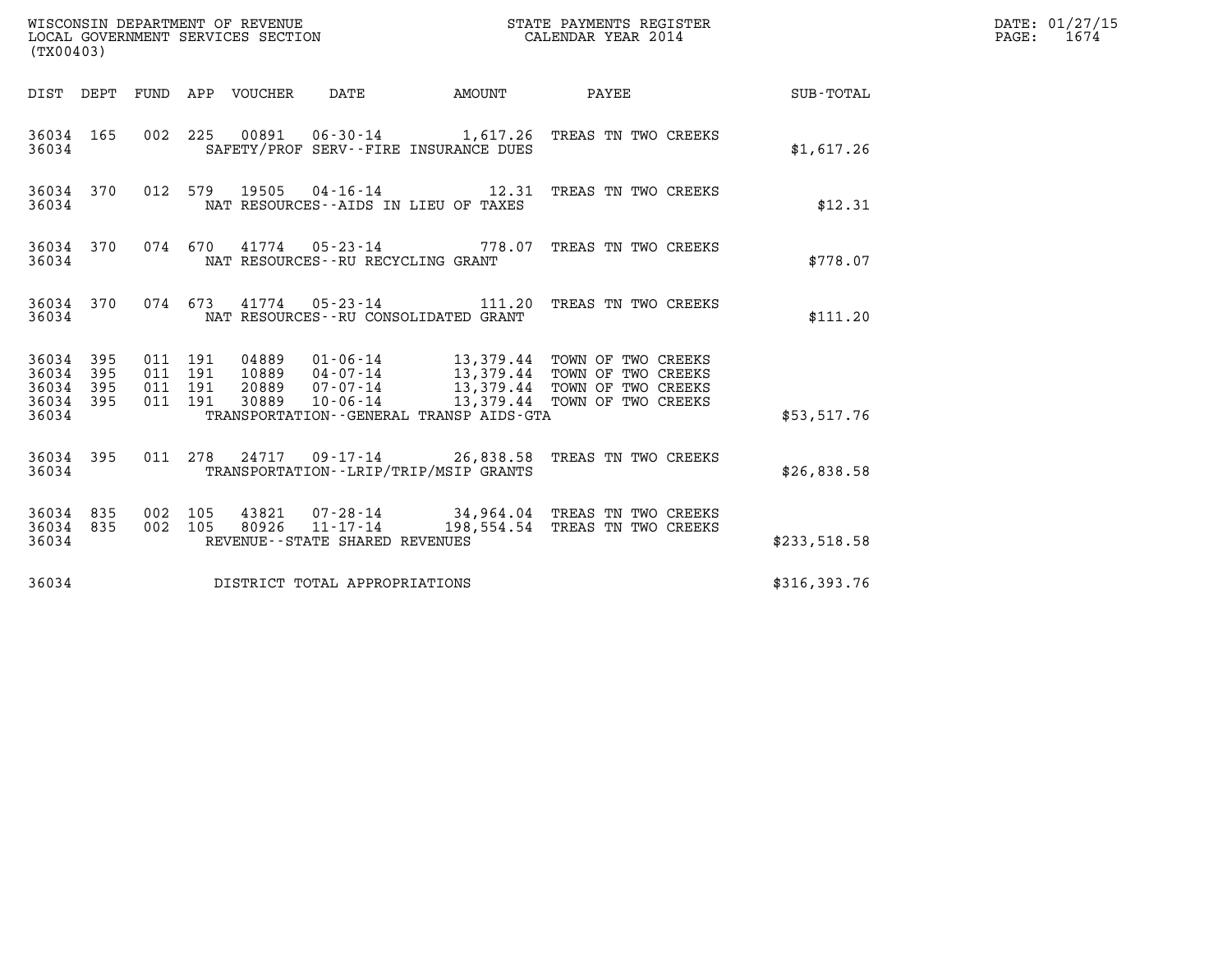WISCONSIN DEPARTMENT OF REVENUE
LOCAL GOVERNMENT SERVICES SECTION
(TX00403)

STATE PAYMENTS REGISTER
CALENDAR YEAR 2014

DATE: 01/27/15

| DIST | DEPT | FUND | APP | VOUCHER | DATE | AMOUNT | PAYEE | SUB-TOTAL |
|---|---|---|---|---|---|---|---|---|
| 36034 | 165 | 002 | 225 | 00891 | 06-30-14 | 1,617.26 | TREAS TN TWO CREEKS | |
| 36034 | | | | SAFETY/PROF SERV--FIRE INSURANCE DUES | | | | $1,617.26 |
| 36034 | 370 | 012 | 579 | 19505 | 04-16-14 | 12.31 | TREAS TN TWO CREEKS | |
| 36034 | | | | NAT RESOURCES--AIDS IN LIEU OF TAXES | | | | $12.31 |
| 36034 | 370 | 074 | 670 | 41774 | 05-23-14 | 778.07 | TREAS TN TWO CREEKS | |
| 36034 | | | | NAT RESOURCES--RU RECYCLING GRANT | | | | $778.07 |
| 36034 | 370 | 074 | 673 | 41774 | 05-23-14 | 111.20 | TREAS TN TWO CREEKS | |
| 36034 | | | | NAT RESOURCES--RU CONSOLIDATED GRANT | | | | $111.20 |
| 36034 | 395 | 011 | 191 | 04889 | 01-06-14 | 13,379.44 | TOWN OF TWO CREEKS | |
| 36034 | 395 | 011 | 191 | 10889 | 04-07-14 | 13,379.44 | TOWN OF TWO CREEKS | |
| 36034 | 395 | 011 | 191 | 20889 | 07-07-14 | 13,379.44 | TOWN OF TWO CREEKS | |
| 36034 | 395 | 011 | 191 | 30889 | 10-06-14 | 13,379.44 | TOWN OF TWO CREEKS | |
| 36034 | | | | TRANSPORTATION--GENERAL TRANSP AIDS-GTA | | | | $53,517.76 |
| 36034 | 395 | 011 | 278 | 24717 | 09-17-14 | 26,838.58 | TREAS TN TWO CREEKS | |
| 36034 | | | | TRANSPORTATION--LRIP/TRIP/MSIP GRANTS | | | | $26,838.58 |
| 36034 | 835 | 002 | 105 | 43821 | 07-28-14 | 34,964.04 | TREAS TN TWO CREEKS | |
| 36034 | 835 | 002 | 105 | 80926 | 11-17-14 | 198,554.54 | TREAS TN TWO CREEKS | |
| 36034 | | | | REVENUE--STATE SHARED REVENUES | | | | $233,518.58 |
| 36034 | | | | DISTRICT TOTAL APPROPRIATIONS | | | | $316,393.76 |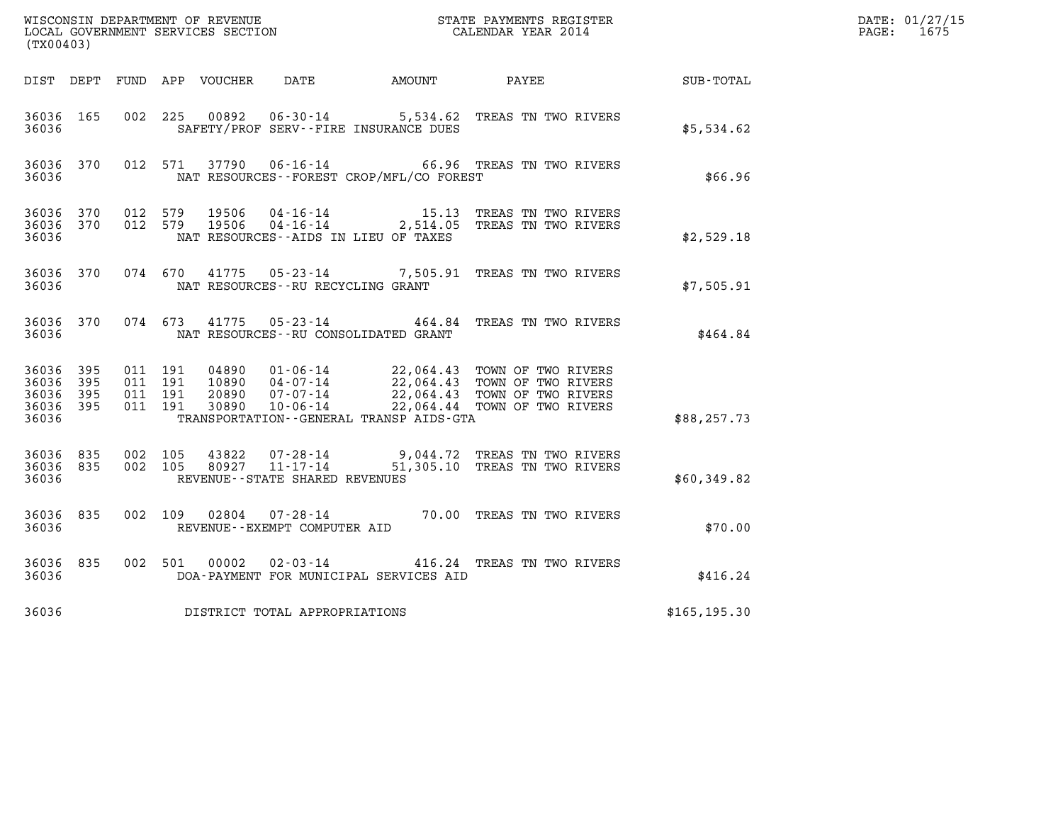WISCONSIN DEPARTMENT OF REVENUE
LOCAL GOVERNMENT SERVICES SECTION
(TX00403)

STATE PAYMENTS REGISTER
CALENDAR YEAR 2014

DATE: 01/27/15
PAGE: 1675

| DIST | DEPT | FUND | APP | VOUCHER | DATE | AMOUNT | PAYEE | SUB-TOTAL |
|---|---|---|---|---|---|---|---|---|
| 36036 | 165 | 002 | 225 | 00892 | 06-30-14 | 5,534.62 | TREAS TN TWO RIVERS | |
| 36036 | | | | | SAFETY/PROF SERV--FIRE INSURANCE DUES | | | $5,534.62 |
| 36036 | 370 | 012 | 571 | 37790 | 06-16-14 | 66.96 | TREAS TN TWO RIVERS | |
| 36036 | | | | | NAT RESOURCES--FOREST CROP/MFL/CO FOREST | | | $66.96 |
| 36036 | 370 | 012 | 579 | 19506 | 04-16-14 | 15.13 | TREAS TN TWO RIVERS | |
| 36036 | 370 | 012 | 579 | 19506 | 04-16-14 | 2,514.05 | TREAS TN TWO RIVERS | |
| 36036 | | | | | NAT RESOURCES--AIDS IN LIEU OF TAXES | | | $2,529.18 |
| 36036 | 370 | 074 | 670 | 41775 | 05-23-14 | 7,505.91 | TREAS TN TWO RIVERS | |
| 36036 | | | | | NAT RESOURCES--RU RECYCLING GRANT | | | $7,505.91 |
| 36036 | 370 | 074 | 673 | 41775 | 05-23-14 | 464.84 | TREAS TN TWO RIVERS | |
| 36036 | | | | | NAT RESOURCES--RU CONSOLIDATED GRANT | | | $464.84 |
| 36036 | 395 | 011 | 191 | 04890 | 01-06-14 | 22,064.43 | TOWN OF TWO RIVERS | |
| 36036 | 395 | 011 | 191 | 10890 | 04-07-14 | 22,064.43 | TOWN OF TWO RIVERS | |
| 36036 | 395 | 011 | 191 | 20890 | 07-07-14 | 22,064.43 | TOWN OF TWO RIVERS | |
| 36036 | 395 | 011 | 191 | 30890 | 10-06-14 | 22,064.44 | TOWN OF TWO RIVERS | |
| 36036 | | | | | TRANSPORTATION--GENERAL TRANSP AIDS-GTA | | | $88,257.73 |
| 36036 | 835 | 002 | 105 | 43822 | 07-28-14 | 9,044.72 | TREAS TN TWO RIVERS | |
| 36036 | 835 | 002 | 105 | 80927 | 11-17-14 | 51,305.10 | TREAS TN TWO RIVERS | |
| 36036 | | | | | REVENUE--STATE SHARED REVENUES | | | $60,349.82 |
| 36036 | 835 | 002 | 109 | 02804 | 07-28-14 | 70.00 | TREAS TN TWO RIVERS | |
| 36036 | | | | | REVENUE--EXEMPT COMPUTER AID | | | $70.00 |
| 36036 | 835 | 002 | 501 | 00002 | 02-03-14 | 416.24 | TREAS TN TWO RIVERS | |
| 36036 | | | | | DOA-PAYMENT FOR MUNICIPAL SERVICES AID | | | $416.24 |
| 36036 | | | | | DISTRICT TOTAL APPROPRIATIONS | | | $165,195.30 |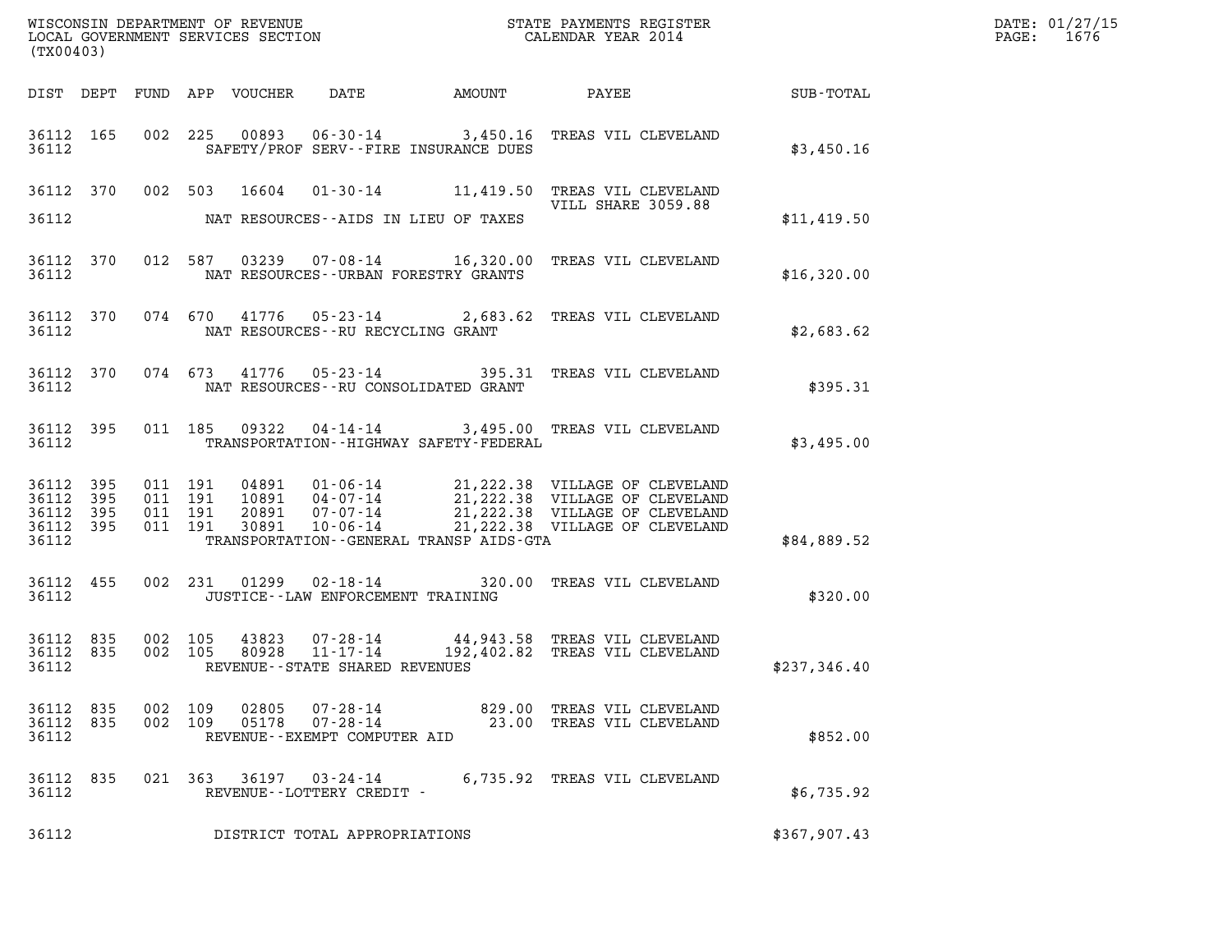WISCONSIN DEPARTMENT OF REVENUE
LOCAL GOVERNMENT SERVICES SECTION
(TX00403)

STATE PAYMENTS REGISTER
CALENDAR YEAR 2014

DATE: 01/27/15

| DIST | DEPT | FUND | APP | VOUCHER | DATE | AMOUNT | PAYEE | SUB-TOTAL |
|---|---|---|---|---|---|---|---|---|
| 36112 | 165 | 002 | 225 | 00893 | 06-30-14 | 3,450.16 | TREAS VIL CLEVELAND | |
| 36112 | | | | SAFETY/PROF SERV--FIRE INSURANCE DUES | | | | $3,450.16 |
| 36112 | 370 | 002 | 503 | 16604 | 01-30-14 | 11,419.50 | TREAS VIL CLEVELAND VILL SHARE 3059.88 | |
| 36112 | | | | NAT RESOURCES--AIDS IN LIEU OF TAXES | | | | $11,419.50 |
| 36112 | 370 | 012 | 587 | 03239 | 07-08-14 | 16,320.00 | TREAS VIL CLEVELAND | |
| 36112 | | | | NAT RESOURCES--URBAN FORESTRY GRANTS | | | | $16,320.00 |
| 36112 | 370 | 074 | 670 | 41776 | 05-23-14 | 2,683.62 | TREAS VIL CLEVELAND | |
| 36112 | | | | NAT RESOURCES--RU RECYCLING GRANT | | | | $2,683.62 |
| 36112 | 370 | 074 | 673 | 41776 | 05-23-14 | 395.31 | TREAS VIL CLEVELAND | |
| 36112 | | | | NAT RESOURCES--RU CONSOLIDATED GRANT | | | | $395.31 |
| 36112 | 395 | 011 | 185 | 09322 | 04-14-14 | 3,495.00 | TREAS VIL CLEVELAND | |
| 36112 | | | | TRANSPORTATION--HIGHWAY SAFETY-FEDERAL | | | | $3,495.00 |
| 36112 | 395 | 011 | 191 | 04891 | 01-06-14 | 21,222.38 | VILLAGE OF CLEVELAND | |
| 36112 | 395 | 011 | 191 | 10891 | 04-07-14 | 21,222.38 | VILLAGE OF CLEVELAND | |
| 36112 | 395 | 011 | 191 | 20891 | 07-07-14 | 21,222.38 | VILLAGE OF CLEVELAND | |
| 36112 | 395 | 011 | 191 | 30891 | 10-06-14 | 21,222.38 | VILLAGE OF CLEVELAND | |
| 36112 | | | | TRANSPORTATION--GENERAL TRANSP AIDS-GTA | | | | $84,889.52 |
| 36112 | 455 | 002 | 231 | 01299 | 02-18-14 | 320.00 | TREAS VIL CLEVELAND | |
| 36112 | | | | JUSTICE--LAW ENFORCEMENT TRAINING | | | | $320.00 |
| 36112 | 835 | 002 | 105 | 43823 | 07-28-14 | 44,943.58 | TREAS VIL CLEVELAND | |
| 36112 | 835 | 002 | 105 | 80928 | 11-17-14 | 192,402.82 | TREAS VIL CLEVELAND | |
| 36112 | | | | REVENUE--STATE SHARED REVENUES | | | | $237,346.40 |
| 36112 | 835 | 002 | 109 | 02805 | 07-28-14 | 829.00 | TREAS VIL CLEVELAND | |
| 36112 | 835 | 002 | 109 | 05178 | 07-28-14 | 23.00 | TREAS VIL CLEVELAND | |
| 36112 | | | | REVENUE--EXEMPT COMPUTER AID | | | | $852.00 |
| 36112 | 835 | 021 | 363 | 36197 | 03-24-14 | 6,735.92 | TREAS VIL CLEVELAND | |
| 36112 | | | | REVENUE--LOTTERY CREDIT - | | | | $6,735.92 |
| 36112 | | | | DISTRICT TOTAL APPROPRIATIONS | | | | $367,907.43 |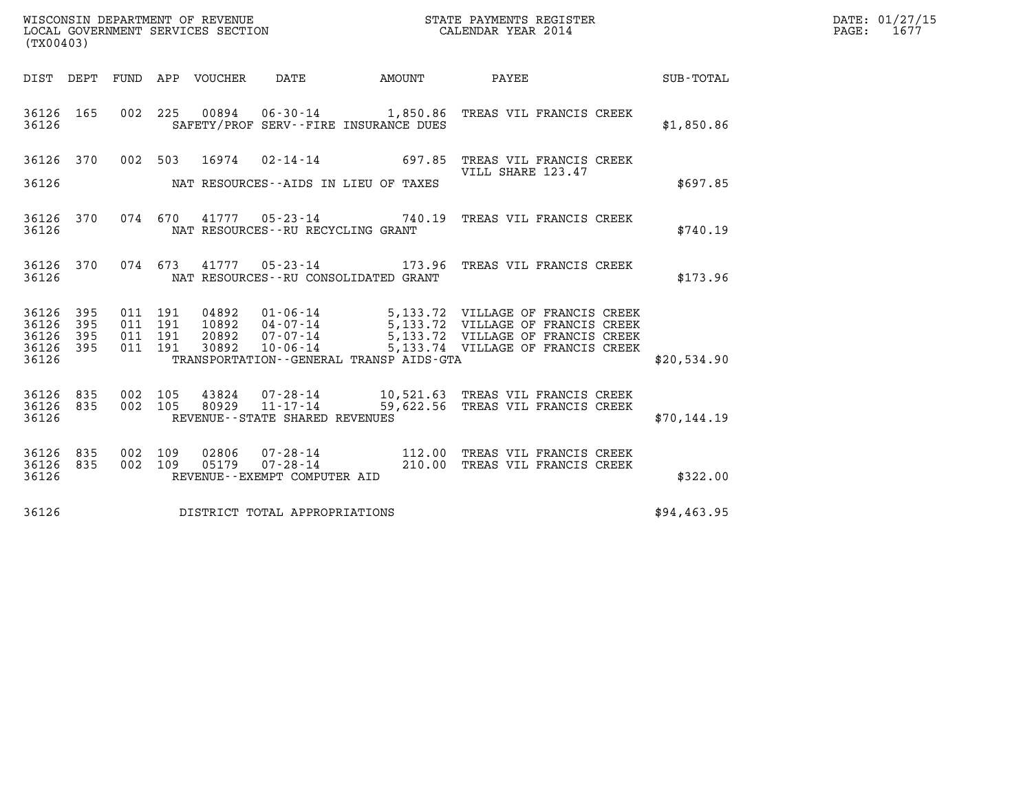WISCONSIN DEPARTMENT OF REVENUE
LOCAL GOVERNMENT SERVICES SECTION
(TX00403)

STATE PAYMENTS REGISTER
CALENDAR YEAR 2014

DATE: 01/27/15
PAGE: 1677

| DIST | DEPT | FUND | APP | VOUCHER | DATE | AMOUNT | PAYEE | SUB-TOTAL |
|---|---|---|---|---|---|---|---|---|
| 36126 | 165 | 002 | 225 | 00894 | 06-30-14 | 1,850.86 | TREAS VIL FRANCIS CREEK | |
| 36126 | | | | | SAFETY/PROF SERV--FIRE INSURANCE DUES | | | $1,850.86 |
| 36126 | 370 | 002 | 503 | 16974 | 02-14-14 | 697.85 | TREAS VIL FRANCIS CREEK VILL SHARE 123.47 | |
| 36126 | | | | | NAT RESOURCES--AIDS IN LIEU OF TAXES | | | $697.85 |
| 36126 | 370 | 074 | 670 | 41777 | 05-23-14 | 740.19 | TREAS VIL FRANCIS CREEK | |
| 36126 | | | | | NAT RESOURCES--RU RECYCLING GRANT | | | $740.19 |
| 36126 | 370 | 074 | 673 | 41777 | 05-23-14 | 173.96 | TREAS VIL FRANCIS CREEK | |
| 36126 | | | | | NAT RESOURCES--RU CONSOLIDATED GRANT | | | $173.96 |
| 36126 | 395 | 011 | 191 | 04892 | 01-06-14 | 5,133.72 | VILLAGE OF FRANCIS CREEK | |
| 36126 | 395 | 011 | 191 | 10892 | 04-07-14 | 5,133.72 | VILLAGE OF FRANCIS CREEK | |
| 36126 | 395 | 011 | 191 | 20892 | 07-07-14 | 5,133.72 | VILLAGE OF FRANCIS CREEK | |
| 36126 | 395 | 011 | 191 | 30892 | 10-06-14 | 5,133.74 | VILLAGE OF FRANCIS CREEK | |
| 36126 | | | | | TRANSPORTATION--GENERAL TRANSP AIDS-GTA | | | $20,534.90 |
| 36126 | 835 | 002 | 105 | 43824 | 07-28-14 | 10,521.63 | TREAS VIL FRANCIS CREEK | |
| 36126 | 835 | 002 | 105 | 80929 | 11-17-14 | 59,622.56 | TREAS VIL FRANCIS CREEK | |
| 36126 | | | | | REVENUE--STATE SHARED REVENUES | | | $70,144.19 |
| 36126 | 835 | 002 | 109 | 02806 | 07-28-14 | 112.00 | TREAS VIL FRANCIS CREEK | |
| 36126 | 835 | 002 | 109 | 05179 | 07-28-14 | 210.00 | TREAS VIL FRANCIS CREEK | |
| 36126 | | | | | REVENUE--EXEMPT COMPUTER AID | | | $322.00 |
| 36126 | | | | | DISTRICT TOTAL APPROPRIATIONS | | | $94,463.95 |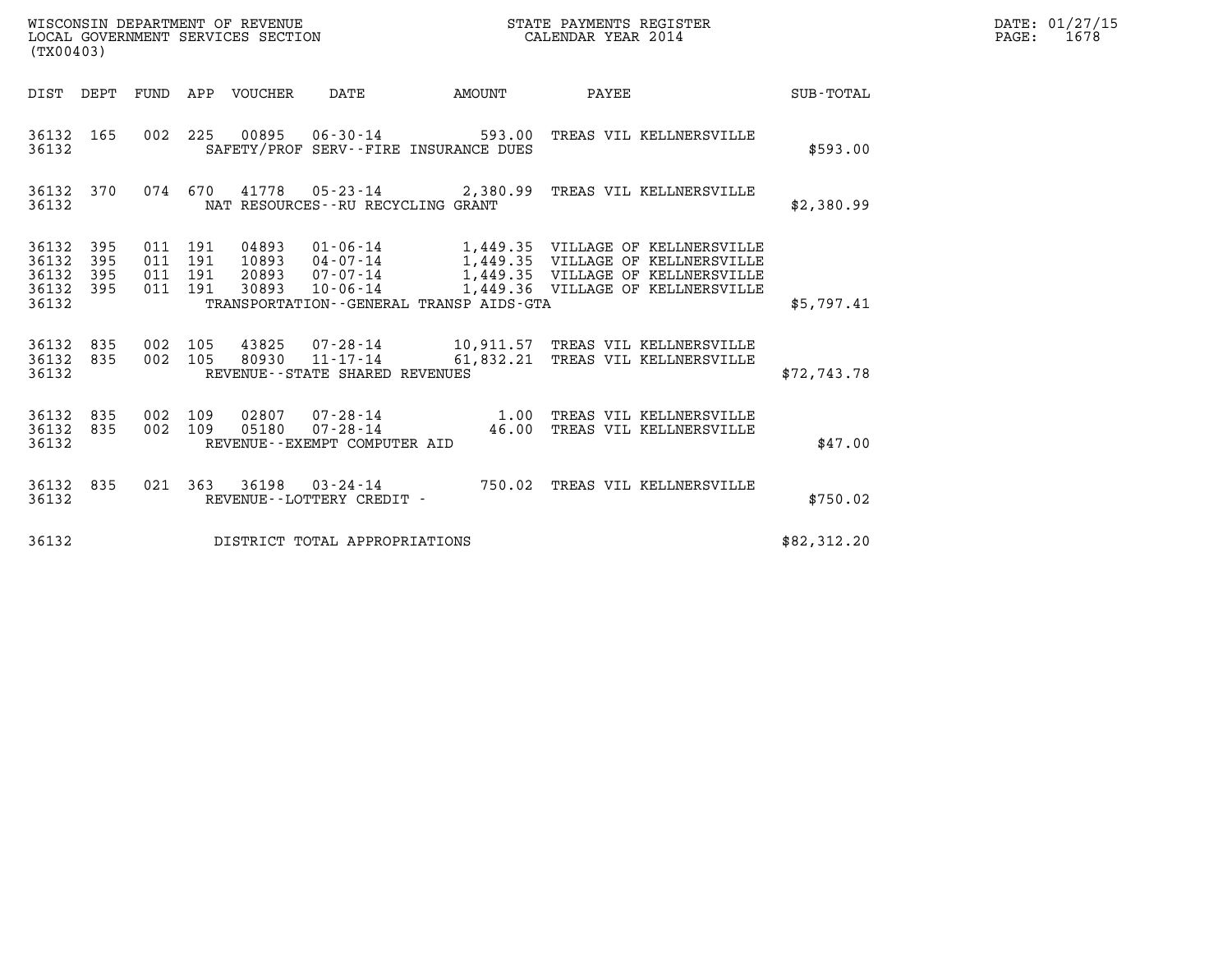WISCONSIN DEPARTMENT OF REVENUE
LOCAL GOVERNMENT SERVICES SECTION
(TX00403)

STATE PAYMENTS REGISTER
CALENDAR YEAR 2014

DATE: 01/27/15
PAGE: 1678

| DIST | DEPT | FUND | APP | VOUCHER | DATE | AMOUNT | PAYEE | SUB-TOTAL |
|---|---|---|---|---|---|---|---|---|
| 36132 | 165 | 002 | 225 | 00895 | 06-30-14 | 593.00 | TREAS VIL KELLNERSVILLE | |
| 36132 | | | | SAFETY/PROF SERV--FIRE INSURANCE DUES | | | | $593.00 |
| 36132 | 370 | 074 | 670 | 41778 | 05-23-14 | 2,380.99 | TREAS VIL KELLNERSVILLE | |
| 36132 | | | | NAT RESOURCES--RU RECYCLING GRANT | | | | $2,380.99 |
| 36132 | 395 | 011 | 191 | 04893 | 01-06-14 | 1,449.35 | VILLAGE OF KELLNERSVILLE | |
| 36132 | 395 | 011 | 191 | 10893 | 04-07-14 | 1,449.35 | VILLAGE OF KELLNERSVILLE | |
| 36132 | 395 | 011 | 191 | 20893 | 07-07-14 | 1,449.35 | VILLAGE OF KELLNERSVILLE | |
| 36132 | 395 | 011 | 191 | 30893 | 10-06-14 | 1,449.36 | VILLAGE OF KELLNERSVILLE | |
| 36132 | | | | TRANSPORTATION--GENERAL TRANSP AIDS-GTA | | | | $5,797.41 |
| 36132 | 835 | 002 | 105 | 43825 | 07-28-14 | 10,911.57 | TREAS VIL KELLNERSVILLE | |
| 36132 | 835 | 002 | 105 | 80930 | 11-17-14 | 61,832.21 | TREAS VIL KELLNERSVILLE | |
| 36132 | | | | REVENUE--STATE SHARED REVENUES | | | | $72,743.78 |
| 36132 | 835 | 002 | 109 | 02807 | 07-28-14 | 1.00 | TREAS VIL KELLNERSVILLE | |
| 36132 | 835 | 002 | 109 | 05180 | 07-28-14 | 46.00 | TREAS VIL KELLNERSVILLE | |
| 36132 | | | | REVENUE--EXEMPT COMPUTER AID | | | | $47.00 |
| 36132 | 835 | 021 | 363 | 36198 | 03-24-14 | 750.02 | TREAS VIL KELLNERSVILLE | |
| 36132 | | | | REVENUE--LOTTERY CREDIT - | | | | $750.02 |
| 36132 | | | | DISTRICT TOTAL APPROPRIATIONS | | | | $82,312.20 |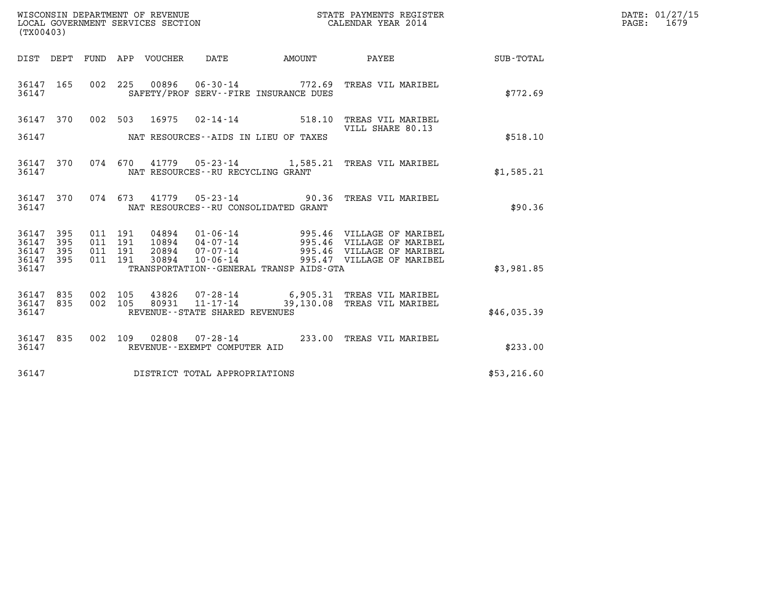WISCONSIN DEPARTMENT OF REVENUE
LOCAL GOVERNMENT SERVICES SECTION
(TX00403)

STATE PAYMENTS REGISTER
CALENDAR YEAR 2014

DATE: 01/27/15
PAGE: 1679

| DIST | DEPT | FUND | APP | VOUCHER | DATE | AMOUNT | PAYEE | SUB-TOTAL |
|---|---|---|---|---|---|---|---|---|
| 36147 | 165 | 002 | 225 | 00896 | 06-30-14 | 772.69 | TREAS VIL MARIBEL | |
| 36147 | | | | SAFETY/PROF SERV--FIRE INSURANCE DUES | | | | $772.69 |
| 36147 | 370 | 002 | 503 | 16975 | 02-14-14 | 518.10 | TREAS VIL MARIBEL VILL SHARE 80.13 | |
| 36147 | | | | NAT RESOURCES--AIDS IN LIEU OF TAXES | | | | $518.10 |
| 36147 | 370 | 074 | 670 | 41779 | 05-23-14 | 1,585.21 | TREAS VIL MARIBEL | |
| 36147 | | | | NAT RESOURCES--RU RECYCLING GRANT | | | | $1,585.21 |
| 36147 | 370 | 074 | 673 | 41779 | 05-23-14 | 90.36 | TREAS VIL MARIBEL | |
| 36147 | | | | NAT RESOURCES--RU CONSOLIDATED GRANT | | | | $90.36 |
| 36147 | 395 | 011 | 191 | 04894 | 01-06-14 | 995.46 | VILLAGE OF MARIBEL | |
| 36147 | 395 | 011 | 191 | 10894 | 04-07-14 | 995.46 | VILLAGE OF MARIBEL | |
| 36147 | 395 | 011 | 191 | 20894 | 07-07-14 | 995.46 | VILLAGE OF MARIBEL | |
| 36147 | 395 | 011 | 191 | 30894 | 10-06-14 | 995.47 | VILLAGE OF MARIBEL | |
| 36147 | | | | TRANSPORTATION--GENERAL TRANSP AIDS-GTA | | | | $3,981.85 |
| 36147 | 835 | 002 | 105 | 43826 | 07-28-14 | 6,905.31 | TREAS VIL MARIBEL | |
| 36147 | 835 | 002 | 105 | 80931 | 11-17-14 | 39,130.08 | TREAS VIL MARIBEL | |
| 36147 | | | | REVENUE--STATE SHARED REVENUES | | | | $46,035.39 |
| 36147 | 835 | 002 | 109 | 02808 | 07-28-14 | 233.00 | TREAS VIL MARIBEL | |
| 36147 | | | | REVENUE--EXEMPT COMPUTER AID | | | | $233.00 |
| 36147 | | | | DISTRICT TOTAL APPROPRIATIONS | | | | $53,216.60 |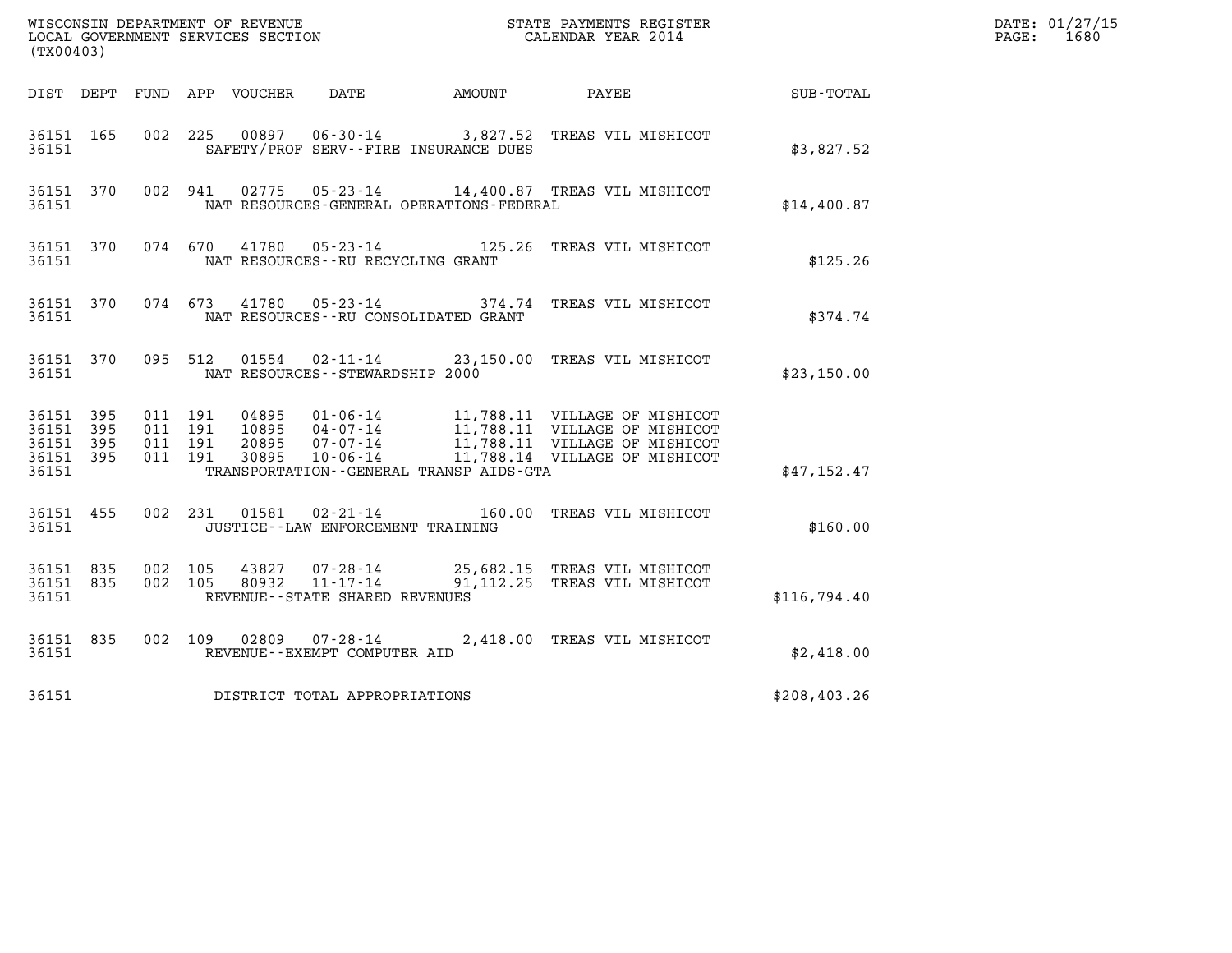WISCONSIN DEPARTMENT OF REVENUE
LOCAL GOVERNMENT SERVICES SECTION
(TX00403)

STATE PAYMENTS REGISTER
CALENDAR YEAR 2014

DATE: 01/27/15
PAGE: 1680

| DIST | DEPT | FUND | APP | VOUCHER | DATE | AMOUNT | PAYEE | SUB-TOTAL |
|---|---|---|---|---|---|---|---|---|
| 36151 | 165 | 002 | 225 | 00897 | 06-30-14 | 3,827.52 | TREAS VIL MISHICOT | |
| 36151 | | | | SAFETY/PROF SERV--FIRE INSURANCE DUES | | | | $3,827.52 |
| 36151 | 370 | 002 | 941 | 02775 | 05-23-14 | 14,400.87 | TREAS VIL MISHICOT | |
| 36151 | | | | NAT RESOURCES-GENERAL OPERATIONS-FEDERAL | | | | $14,400.87 |
| 36151 | 370 | 074 | 670 | 41780 | 05-23-14 | 125.26 | TREAS VIL MISHICOT | |
| 36151 | | | | NAT RESOURCES--RU RECYCLING GRANT | | | | $125.26 |
| 36151 | 370 | 074 | 673 | 41780 | 05-23-14 | 374.74 | TREAS VIL MISHICOT | |
| 36151 | | | | NAT RESOURCES--RU CONSOLIDATED GRANT | | | | $374.74 |
| 36151 | 370 | 095 | 512 | 01554 | 02-11-14 | 23,150.00 | TREAS VIL MISHICOT | |
| 36151 | | | | NAT RESOURCES--STEWARDSHIP 2000 | | | | $23,150.00 |
| 36151 | 395 | 011 | 191 | 04895 | 01-06-14 | 11,788.11 | VILLAGE OF MISHICOT | |
| 36151 | 395 | 011 | 191 | 10895 | 04-07-14 | 11,788.11 | VILLAGE OF MISHICOT | |
| 36151 | 395 | 011 | 191 | 20895 | 07-07-14 | 11,788.11 | VILLAGE OF MISHICOT | |
| 36151 | 395 | 011 | 191 | 30895 | 10-06-14 | 11,788.14 | VILLAGE OF MISHICOT | |
| 36151 | | | | TRANSPORTATION--GENERAL TRANSP AIDS-GTA | | | | $47,152.47 |
| 36151 | 455 | 002 | 231 | 01581 | 02-21-14 | 160.00 | TREAS VIL MISHICOT | |
| 36151 | | | | JUSTICE--LAW ENFORCEMENT TRAINING | | | | $160.00 |
| 36151 | 835 | 002 | 105 | 43827 | 07-28-14 | 25,682.15 | TREAS VIL MISHICOT | |
| 36151 | 835 | 002 | 105 | 80932 | 11-17-14 | 91,112.25 | TREAS VIL MISHICOT | |
| 36151 | | | | REVENUE--STATE SHARED REVENUES | | | | $116,794.40 |
| 36151 | 835 | 002 | 109 | 02809 | 07-28-14 | 2,418.00 | TREAS VIL MISHICOT | |
| 36151 | | | | REVENUE--EXEMPT COMPUTER AID | | | | $2,418.00 |
| 36151 | | | | DISTRICT TOTAL APPROPRIATIONS | | | | $208,403.26 |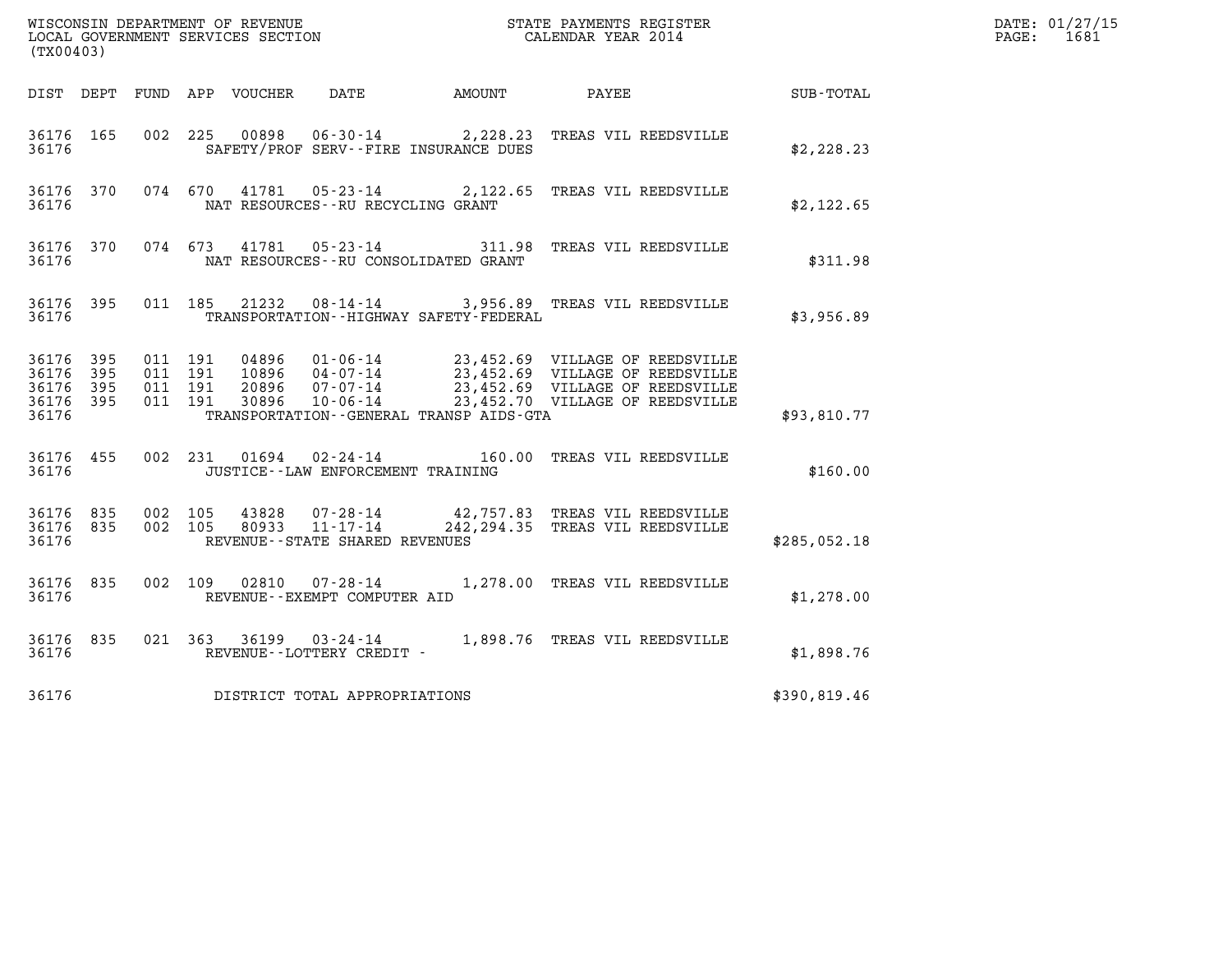WISCONSIN DEPARTMENT OF REVENUE
LOCAL GOVERNMENT SERVICES SECTION
(TX00403)

STATE PAYMENTS REGISTER
CALENDAR YEAR 2014

DATE: 01/27/15
PAGE: 1681

| DIST | DEPT | FUND | APP | VOUCHER | DATE | AMOUNT | PAYEE | SUB-TOTAL |
|---|---|---|---|---|---|---|---|---|
| 36176 | 165 | 002 | 225 | 00898 | 06-30-14 | 2,228.23 | TREAS VIL REEDSVILLE | |
| 36176 | | | | SAFETY/PROF SERV--FIRE INSURANCE DUES | | | | $2,228.23 |
| 36176 | 370 | 074 | 670 | 41781 | 05-23-14 | 2,122.65 | TREAS VIL REEDSVILLE | |
| 36176 | | | | NAT RESOURCES--RU RECYCLING GRANT | | | | $2,122.65 |
| 36176 | 370 | 074 | 673 | 41781 | 05-23-14 | 311.98 | TREAS VIL REEDSVILLE | |
| 36176 | | | | NAT RESOURCES--RU CONSOLIDATED GRANT | | | | $311.98 |
| 36176 | 395 | 011 | 185 | 21232 | 08-14-14 | 3,956.89 | TREAS VIL REEDSVILLE | |
| 36176 | | | | TRANSPORTATION--HIGHWAY SAFETY-FEDERAL | | | | $3,956.89 |
| 36176 | 395 | 011 | 191 | 04896 | 01-06-14 | 23,452.69 | VILLAGE OF REEDSVILLE | |
| 36176 | 395 | 011 | 191 | 10896 | 04-07-14 | 23,452.69 | VILLAGE OF REEDSVILLE | |
| 36176 | 395 | 011 | 191 | 20896 | 07-07-14 | 23,452.69 | VILLAGE OF REEDSVILLE | |
| 36176 | 395 | 011 | 191 | 30896 | 10-06-14 | 23,452.70 | VILLAGE OF REEDSVILLE | |
| 36176 | | | | TRANSPORTATION--GENERAL TRANSP AIDS-GTA | | | | $93,810.77 |
| 36176 | 455 | 002 | 231 | 01694 | 02-24-14 | 160.00 | TREAS VIL REEDSVILLE | |
| 36176 | | | | JUSTICE--LAW ENFORCEMENT TRAINING | | | | $160.00 |
| 36176 | 835 | 002 | 105 | 43828 | 07-28-14 | 42,757.83 | TREAS VIL REEDSVILLE | |
| 36176 | 835 | 002 | 105 | 80933 | 11-17-14 | 242,294.35 | TREAS VIL REEDSVILLE | |
| 36176 | | | | REVENUE--STATE SHARED REVENUES | | | | $285,052.18 |
| 36176 | 835 | 002 | 109 | 02810 | 07-28-14 | 1,278.00 | TREAS VIL REEDSVILLE | |
| 36176 | | | | REVENUE--EXEMPT COMPUTER AID | | | | $1,278.00 |
| 36176 | 835 | 021 | 363 | 36199 | 03-24-14 | 1,898.76 | TREAS VIL REEDSVILLE | |
| 36176 | | | | REVENUE--LOTTERY CREDIT - | | | | $1,898.76 |
| 36176 | | | | DISTRICT TOTAL APPROPRIATIONS | | | | $390,819.46 |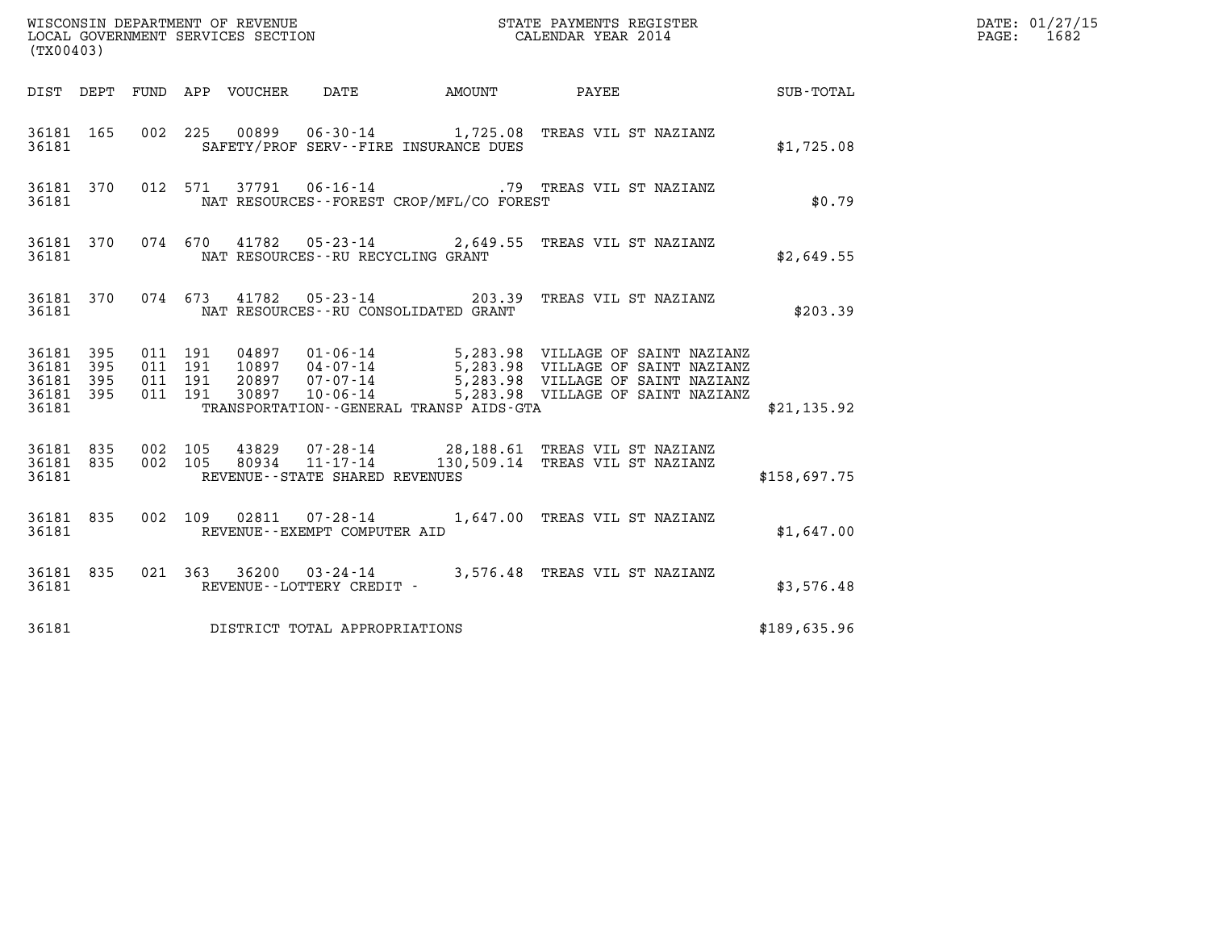WISCONSIN DEPARTMENT OF REVENUE
LOCAL GOVERNMENT SERVICES SECTION
(TX00403)

STATE PAYMENTS REGISTER
CALENDAR YEAR 2014

| DIST | DEPT | FUND | APP | VOUCHER | DATE | AMOUNT | PAYEE | SUB-TOTAL |
|---|---|---|---|---|---|---|---|---|
| 36181 | 165 | 002 | 225 | 00899 | 06-30-14 | 1,725.08 | TREAS VIL ST NAZIANZ | |
| 36181 | | | | | SAFETY/PROF SERV--FIRE INSURANCE DUES | | | $1,725.08 |
| 36181 | 370 | 012 | 571 | 37791 | 06-16-14 | .79 | TREAS VIL ST NAZIANZ | |
| 36181 | | | | | NAT RESOURCES--FOREST CROP/MFL/CO FOREST | | | $0.79 |
| 36181 | 370 | 074 | 670 | 41782 | 05-23-14 | 2,649.55 | TREAS VIL ST NAZIANZ | |
| 36181 | | | | | NAT RESOURCES--RU RECYCLING GRANT | | | $2,649.55 |
| 36181 | 370 | 074 | 673 | 41782 | 05-23-14 | 203.39 | TREAS VIL ST NAZIANZ | |
| 36181 | | | | | NAT RESOURCES--RU CONSOLIDATED GRANT | | | $203.39 |
| 36181 | 395 | 011 | 191 | 04897 | 01-06-14 | 5,283.98 | VILLAGE OF SAINT NAZIANZ | |
| 36181 | 395 | 011 | 191 | 10897 | 04-07-14 | 5,283.98 | VILLAGE OF SAINT NAZIANZ | |
| 36181 | 395 | 011 | 191 | 20897 | 07-07-14 | 5,283.98 | VILLAGE OF SAINT NAZIANZ | |
| 36181 | 395 | 011 | 191 | 30897 | 10-06-14 | 5,283.98 | VILLAGE OF SAINT NAZIANZ | |
| 36181 | | | | | TRANSPORTATION--GENERAL TRANSP AIDS-GTA | | | $21,135.92 |
| 36181 | 835 | 002 | 105 | 43829 | 07-28-14 | 28,188.61 | TREAS VIL ST NAZIANZ | |
| 36181 | 835 | 002 | 105 | 80934 | 11-17-14 | 130,509.14 | TREAS VIL ST NAZIANZ | |
| 36181 | | | | | REVENUE--STATE SHARED REVENUES | | | $158,697.75 |
| 36181 | 835 | 002 | 109 | 02811 | 07-28-14 | 1,647.00 | TREAS VIL ST NAZIANZ | |
| 36181 | | | | | REVENUE--EXEMPT COMPUTER AID | | | $1,647.00 |
| 36181 | 835 | 021 | 363 | 36200 | 03-24-14 | 3,576.48 | TREAS VIL ST NAZIANZ | |
| 36181 | | | | | REVENUE--LOTTERY CREDIT - | | | $3,576.48 |
| 36181 | | | | | DISTRICT TOTAL APPROPRIATIONS | | | $189,635.96 |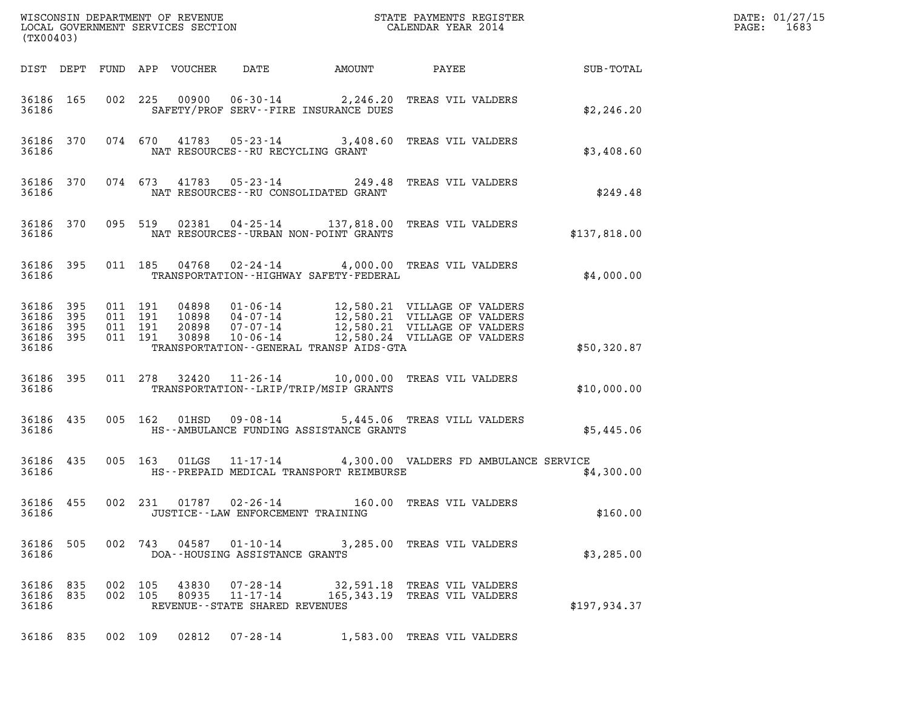WISCONSIN DEPARTMENT OF REVENUE
LOCAL GOVERNMENT SERVICES SECTION
(TX00403)

STATE PAYMENTS REGISTER
CALENDAR YEAR 2014

DATE: 01/27/15
PAGE: 1683

| DIST | DEPT | FUND | APP | VOUCHER | DATE | AMOUNT | PAYEE | SUB-TOTAL |
|---|---|---|---|---|---|---|---|---|
| 36186 | 165 | 002 | 225 | 00900 | 06-30-14 | 2,246.20 | TREAS VIL VALDERS | |
| 36186 | | | | | SAFETY/PROF SERV--FIRE INSURANCE DUES | | | $2,246.20 |
| 36186 | 370 | 074 | 670 | 41783 | 05-23-14 | 3,408.60 | TREAS VIL VALDERS | |
| 36186 | | | | | NAT RESOURCES--RU RECYCLING GRANT | | | $3,408.60 |
| 36186 | 370 | 074 | 673 | 41783 | 05-23-14 | 249.48 | TREAS VIL VALDERS | |
| 36186 | | | | | NAT RESOURCES--RU CONSOLIDATED GRANT | | | $249.48 |
| 36186 | 370 | 095 | 519 | 02381 | 04-25-14 | 137,818.00 | TREAS VIL VALDERS | |
| 36186 | | | | | NAT RESOURCES--URBAN NON-POINT GRANTS | | | $137,818.00 |
| 36186 | 395 | 011 | 185 | 04768 | 02-24-14 | 4,000.00 | TREAS VIL VALDERS | |
| 36186 | | | | | TRANSPORTATION--HIGHWAY SAFETY-FEDERAL | | | $4,000.00 |
| 36186 | 395 | 011 | 191 | 04898 | 01-06-14 | 12,580.21 | VILLAGE OF VALDERS | |
| 36186 | 395 | 011 | 191 | 10898 | 04-07-14 | 12,580.21 | VILLAGE OF VALDERS | |
| 36186 | 395 | 011 | 191 | 20898 | 07-07-14 | 12,580.21 | VILLAGE OF VALDERS | |
| 36186 | 395 | 011 | 191 | 30898 | 10-06-14 | 12,580.24 | VILLAGE OF VALDERS | |
| 36186 | | | | | TRANSPORTATION--GENERAL TRANSP AIDS-GTA | | | $50,320.87 |
| 36186 | 395 | 011 | 278 | 32420 | 11-26-14 | 10,000.00 | TREAS VIL VALDERS | |
| 36186 | | | | | TRANSPORTATION--LRIP/TRIP/MSIP GRANTS | | | $10,000.00 |
| 36186 | 435 | 005 | 162 | 01HSD | 09-08-14 | 5,445.06 | TREAS VILL VALDERS | |
| 36186 | | | | | HS--AMBULANCE FUNDING ASSISTANCE GRANTS | | | $5,445.06 |
| 36186 | 435 | 005 | 163 | 01LGS | 11-17-14 | 4,300.00 | VALDERS FD AMBULANCE SERVICE | |
| 36186 | | | | | HS--PREPAID MEDICAL TRANSPORT REIMBURSE | | | $4,300.00 |
| 36186 | 455 | 002 | 231 | 01787 | 02-26-14 | 160.00 | TREAS VIL VALDERS | |
| 36186 | | | | | JUSTICE--LAW ENFORCEMENT TRAINING | | | $160.00 |
| 36186 | 505 | 002 | 743 | 04587 | 01-10-14 | 3,285.00 | TREAS VIL VALDERS | |
| 36186 | | | | | DOA--HOUSING ASSISTANCE GRANTS | | | $3,285.00 |
| 36186 | 835 | 002 | 105 | 43830 | 07-28-14 | 32,591.18 | TREAS VIL VALDERS | |
| 36186 | 835 | 002 | 105 | 80935 | 11-17-14 | 165,343.19 | TREAS VIL VALDERS | |
| 36186 | | | | | REVENUE--STATE SHARED REVENUES | | | $197,934.37 |
| 36186 | 835 | 002 | 109 | 02812 | 07-28-14 | 1,583.00 | TREAS VIL VALDERS | |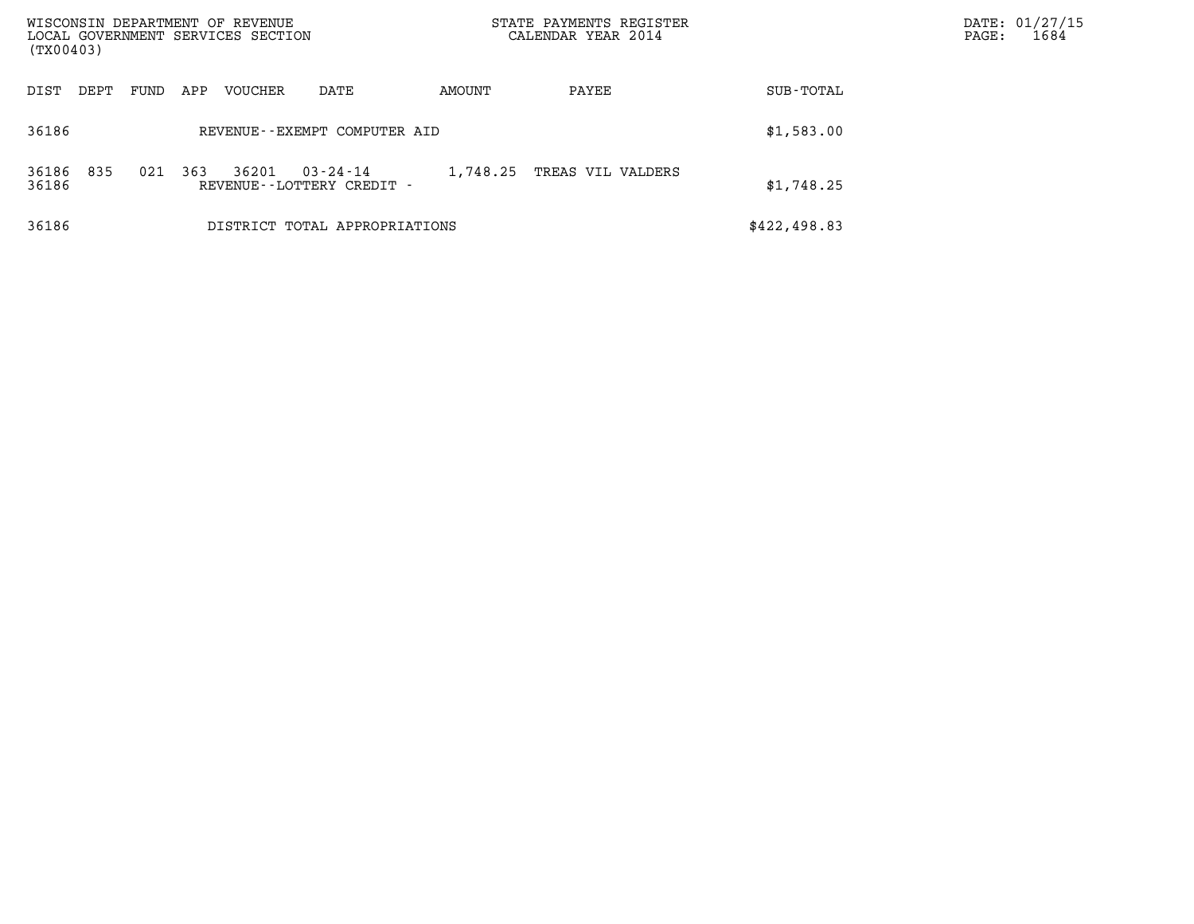| DIST | DEPT | FUND | APP | VOUCHER | DATE | AMOUNT | PAYEE | SUB-TOTAL |
|---|---|---|---|---|---|---|---|---|
| 36186 | | | | REVENUE--EXEMPT COMPUTER AID | | | | $1,583.00 |
| 36186 | 835 | 021 | 363 | 36201 | 03-24-14 | 1,748.25 | TREAS VIL VALDERS | |
| 36186 | | | | REVENUE--LOTTERY CREDIT - | | | | $1,748.25 |
| 36186 | | | | DISTRICT TOTAL APPROPRIATIONS | | | | $422,498.83 |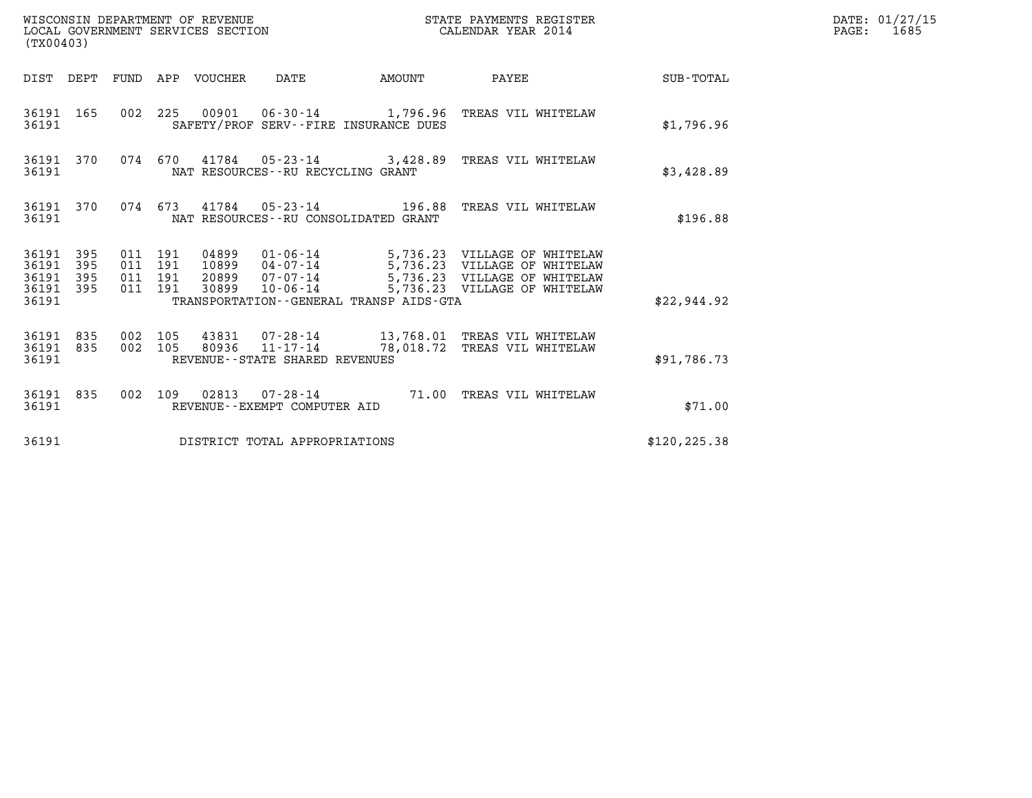WISCONSIN DEPARTMENT OF REVENUE
LOCAL GOVERNMENT SERVICES SECTION
(TX00403)

STATE PAYMENTS REGISTER
CALENDAR YEAR 2014

DATE: 01/27/15
PAGE: 1685

| DIST | DEPT | FUND | APP | VOUCHER | DATE | AMOUNT | PAYEE | SUB-TOTAL |
|---|---|---|---|---|---|---|---|---|
| 36191 | 165 | 002 | 225 | 00901 | 06-30-14 | 1,796.96 | TREAS VIL WHITELAW | |
| 36191 | | | | | SAFETY/PROF SERV--FIRE INSURANCE DUES | | | $1,796.96 |
| 36191 | 370 | 074 | 670 | 41784 | 05-23-14 | 3,428.89 | TREAS VIL WHITELAW | |
| 36191 | | | | | NAT RESOURCES--RU RECYCLING GRANT | | | $3,428.89 |
| 36191 | 370 | 074 | 673 | 41784 | 05-23-14 | 196.88 | TREAS VIL WHITELAW | |
| 36191 | | | | | NAT RESOURCES--RU CONSOLIDATED GRANT | | | $196.88 |
| 36191 | 395 | 011 | 191 | 04899 | 01-06-14 | 5,736.23 | VILLAGE OF WHITELAW | |
| 36191 | 395 | 011 | 191 | 10899 | 04-07-14 | 5,736.23 | VILLAGE OF WHITELAW | |
| 36191 | 395 | 011 | 191 | 20899 | 07-07-14 | 5,736.23 | VILLAGE OF WHITELAW | |
| 36191 | 395 | 011 | 191 | 30899 | 10-06-14 | 5,736.23 | VILLAGE OF WHITELAW | |
| 36191 | | | | | TRANSPORTATION--GENERAL TRANSP AIDS-GTA | | | $22,944.92 |
| 36191 | 835 | 002 | 105 | 43831 | 07-28-14 | 13,768.01 | TREAS VIL WHITELAW | |
| 36191 | 835 | 002 | 105 | 80936 | 11-17-14 | 78,018.72 | TREAS VIL WHITELAW | |
| 36191 | | | | | REVENUE--STATE SHARED REVENUES | | | $91,786.73 |
| 36191 | 835 | 002 | 109 | 02813 | 07-28-14 | 71.00 | TREAS VIL WHITELAW | |
| 36191 | | | | | REVENUE--EXEMPT COMPUTER AID | | | $71.00 |
| 36191 | | | | | DISTRICT TOTAL APPROPRIATIONS | | | $120,225.38 |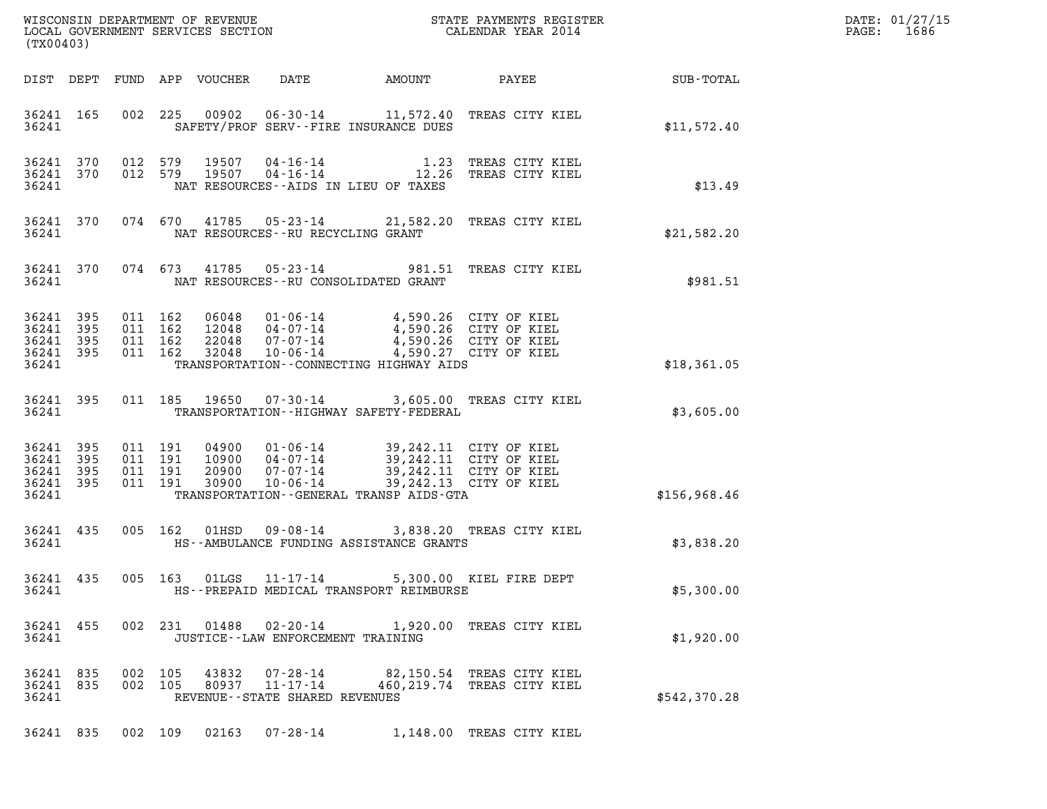WISCONSIN DEPARTMENT OF REVENUE
LOCAL GOVERNMENT SERVICES SECTION
(TX00403)

STATE PAYMENTS REGISTER
CALENDAR YEAR 2014

| DIST | DEPT | FUND | APP | VOUCHER | DATE | AMOUNT | PAYEE | SUB-TOTAL |
|---|---|---|---|---|---|---|---|---|
| 36241 | 165 | 002 | 225 | 00902 | 06-30-14 | 11,572.40 | TREAS CITY KIEL | |
| 36241 | | | | | SAFETY/PROF SERV--FIRE INSURANCE DUES | | | $11,572.40 |
| 36241 | 370 | 012 | 579 | 19507 | 04-16-14 | 1.23 | TREAS CITY KIEL | |
| 36241 | 370 | 012 | 579 | 19507 | 04-16-14 | 12.26 | TREAS CITY KIEL | |
| 36241 | | | | | NAT RESOURCES--AIDS IN LIEU OF TAXES | | | $13.49 |
| 36241 | 370 | 074 | 670 | 41785 | 05-23-14 | 21,582.20 | TREAS CITY KIEL | |
| 36241 | | | | | NAT RESOURCES--RU RECYCLING GRANT | | | $21,582.20 |
| 36241 | 370 | 074 | 673 | 41785 | 05-23-14 | 981.51 | TREAS CITY KIEL | |
| 36241 | | | | | NAT RESOURCES--RU CONSOLIDATED GRANT | | | $981.51 |
| 36241 | 395 | 011 | 162 | 06048 | 01-06-14 | 4,590.26 | CITY OF KIEL | |
| 36241 | 395 | 011 | 162 | 12048 | 04-07-14 | 4,590.26 | CITY OF KIEL | |
| 36241 | 395 | 011 | 162 | 22048 | 07-07-14 | 4,590.26 | CITY OF KIEL | |
| 36241 | 395 | 011 | 162 | 32048 | 10-06-14 | 4,590.27 | CITY OF KIEL | |
| 36241 | | | | | TRANSPORTATION--CONNECTING HIGHWAY AIDS | | | $18,361.05 |
| 36241 | 395 | 011 | 185 | 19650 | 07-30-14 | 3,605.00 | TREAS CITY KIEL | |
| 36241 | | | | | TRANSPORTATION--HIGHWAY SAFETY-FEDERAL | | | $3,605.00 |
| 36241 | 395 | 011 | 191 | 04900 | 01-06-14 | 39,242.11 | CITY OF KIEL | |
| 36241 | 395 | 011 | 191 | 10900 | 04-07-14 | 39,242.11 | CITY OF KIEL | |
| 36241 | 395 | 011 | 191 | 20900 | 07-07-14 | 39,242.11 | CITY OF KIEL | |
| 36241 | 395 | 011 | 191 | 30900 | 10-06-14 | 39,242.13 | CITY OF KIEL | |
| 36241 | | | | | TRANSPORTATION--GENERAL TRANSP AIDS-GTA | | | $156,968.46 |
| 36241 | 435 | 005 | 162 | 01HSD | 09-08-14 | 3,838.20 | TREAS CITY KIEL | |
| 36241 | | | | | HS--AMBULANCE FUNDING ASSISTANCE GRANTS | | | $3,838.20 |
| 36241 | 435 | 005 | 163 | 01LGS | 11-17-14 | 5,300.00 | KIEL FIRE DEPT | |
| 36241 | | | | | HS--PREPAID MEDICAL TRANSPORT REIMBURSE | | | $5,300.00 |
| 36241 | 455 | 002 | 231 | 01488 | 02-20-14 | 1,920.00 | TREAS CITY KIEL | |
| 36241 | | | | | JUSTICE--LAW ENFORCEMENT TRAINING | | | $1,920.00 |
| 36241 | 835 | 002 | 105 | 43832 | 07-28-14 | 82,150.54 | TREAS CITY KIEL | |
| 36241 | 835 | 002 | 105 | 80937 | 11-17-14 | 460,219.74 | TREAS CITY KIEL | |
| 36241 | | | | | REVENUE--STATE SHARED REVENUES | | | $542,370.28 |
| 36241 | 835 | 002 | 109 | 02163 | 07-28-14 | 1,148.00 | TREAS CITY KIEL | |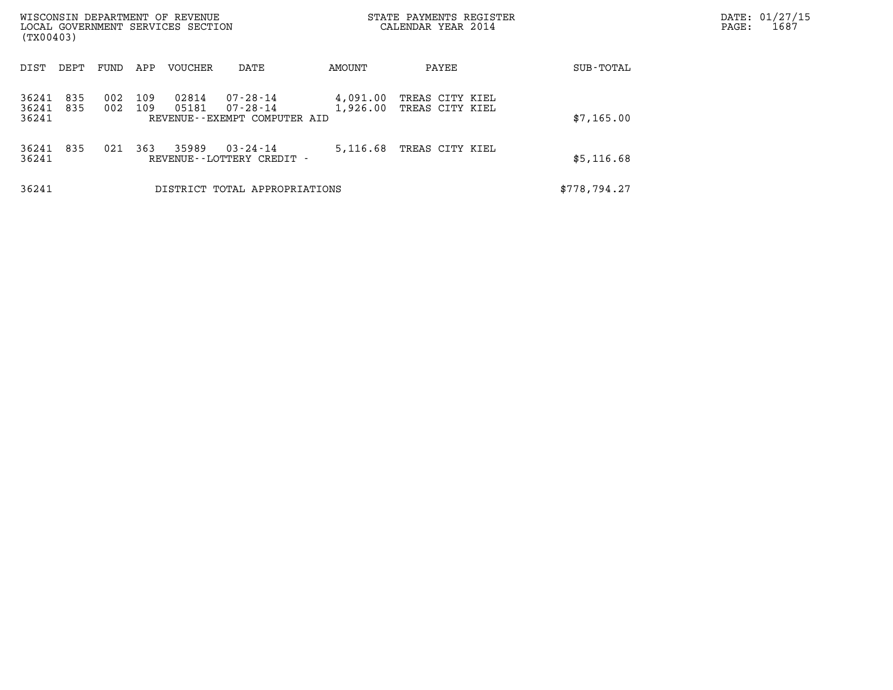| DIST | DEPT | FUND | APP | VOUCHER | DATE | AMOUNT | PAYEE | SUB-TOTAL |
|---|---|---|---|---|---|---|---|---|
| 36241 | 835 | 002 | 109 | 02814 | 07-28-14 | 4,091.00 | TREAS CITY KIEL | |
| 36241 | 835 | 002 | 109 | 05181 | 07-28-14 | 1,926.00 | TREAS CITY KIEL | |
| 36241 | | | | REVENUE--EXEMPT COMPUTER AID | | | | $7,165.00 |
| 36241 | 835 | 021 | 363 | 35989 | 03-24-14 | 5,116.68 | TREAS CITY KIEL | |
| 36241 | | | | REVENUE--LOTTERY CREDIT - | | | | $5,116.68 |
| 36241 | | | | DISTRICT TOTAL APPROPRIATIONS | | | | $778,794.27 |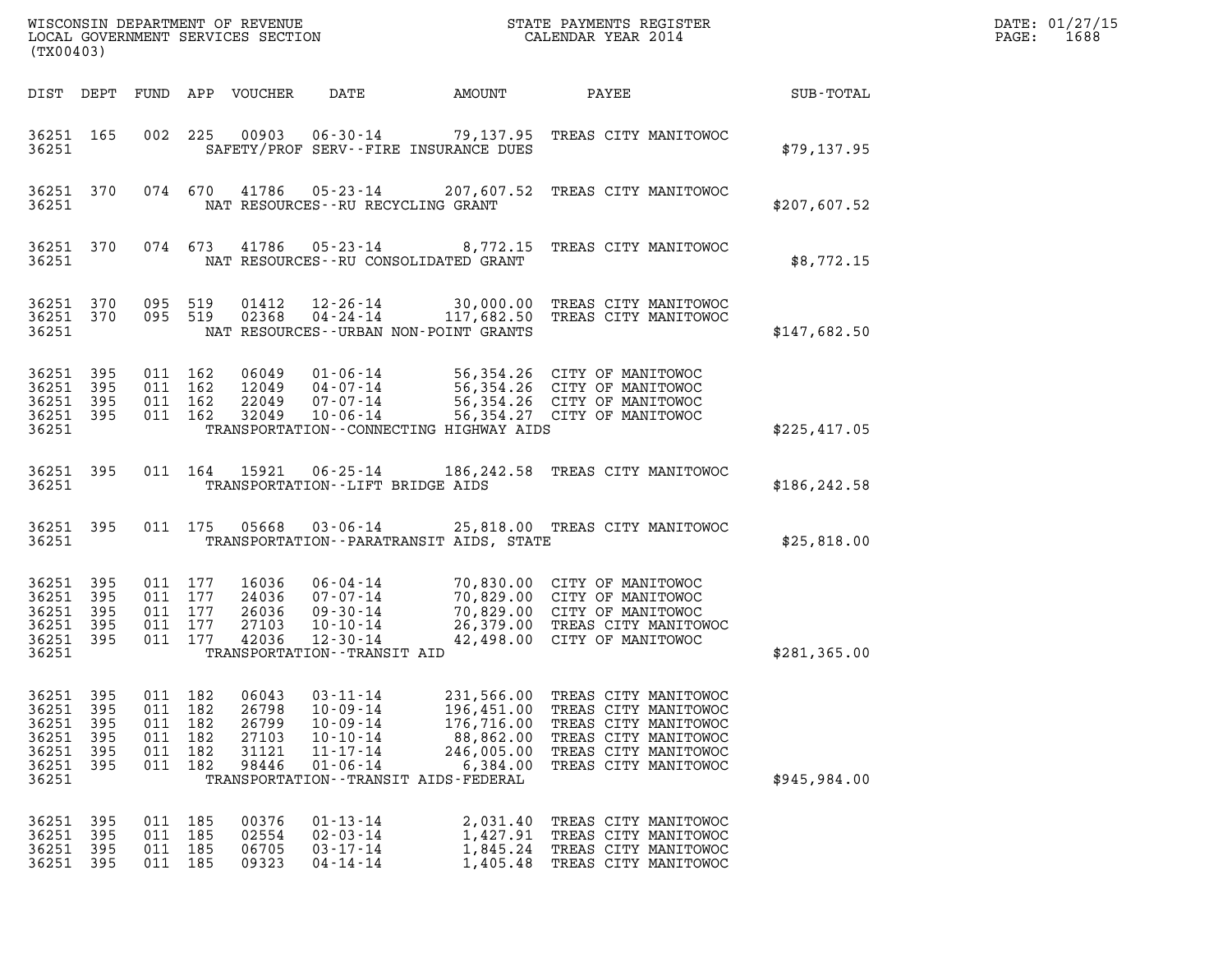| DIST | DEPT | FUND | APP | VOUCHER | DATE | AMOUNT | PAYEE | SUB-TOTAL |
|---|---|---|---|---|---|---|---|---|
| 36251 | 165 | 002 | 225 | 00903 | 06-30-14 | 79,137.95 | TREAS CITY MANITOWOC | |
| 36251 | | | | | SAFETY/PROF SERV--FIRE INSURANCE DUES | | | $79,137.95 |
| 36251 | 370 | 074 | 670 | 41786 | 05-23-14 | 207,607.52 | TREAS CITY MANITOWOC | |
| 36251 | | | | | NAT RESOURCES--RU RECYCLING GRANT | | | $207,607.52 |
| 36251 | 370 | 074 | 673 | 41786 | 05-23-14 | 8,772.15 | TREAS CITY MANITOWOC | |
| 36251 | | | | | NAT RESOURCES--RU CONSOLIDATED GRANT | | | $8,772.15 |
| 36251 | 370 | 095 | 519 | 01412 | 12-26-14 | 30,000.00 | TREAS CITY MANITOWOC | |
| 36251 | 370 | 095 | 519 | 02368 | 04-24-14 | 117,682.50 | TREAS CITY MANITOWOC | |
| 36251 | | | | | NAT RESOURCES--URBAN NON-POINT GRANTS | | | $147,682.50 |
| 36251 | 395 | 011 | 162 | 06049 | 01-06-14 | 56,354.26 | CITY OF MANITOWOC | |
| 36251 | 395 | 011 | 162 | 12049 | 04-07-14 | 56,354.26 | CITY OF MANITOWOC | |
| 36251 | 395 | 011 | 162 | 22049 | 07-07-14 | 56,354.26 | CITY OF MANITOWOC | |
| 36251 | 395 | 011 | 162 | 32049 | 10-06-14 | 56,354.27 | CITY OF MANITOWOC | |
| 36251 | | | | | TRANSPORTATION--CONNECTING HIGHWAY AIDS | | | $225,417.05 |
| 36251 | 395 | 011 | 164 | 15921 | 06-25-14 | 186,242.58 | TREAS CITY MANITOWOC | |
| 36251 | | | | | TRANSPORTATION--LIFT BRIDGE AIDS | | | $186,242.58 |
| 36251 | 395 | 011 | 175 | 05668 | 03-06-14 | 25,818.00 | TREAS CITY MANITOWOC | |
| 36251 | | | | | TRANSPORTATION--PARATRANSIT AIDS, STATE | | | $25,818.00 |
| 36251 | 395 | 011 | 177 | 16036 | 06-04-14 | 70,830.00 | CITY OF MANITOWOC | |
| 36251 | 395 | 011 | 177 | 24036 | 07-07-14 | 70,829.00 | CITY OF MANITOWOC | |
| 36251 | 395 | 011 | 177 | 26036 | 09-30-14 | 70,829.00 | CITY OF MANITOWOC | |
| 36251 | 395 | 011 | 177 | 27103 | 10-10-14 | 26,379.00 | TREAS CITY MANITOWOC | |
| 36251 | 395 | 011 | 177 | 42036 | 12-30-14 | 42,498.00 | CITY OF MANITOWOC | |
| 36251 | | | | | TRANSPORTATION--TRANSIT AID | | | $281,365.00 |
| 36251 | 395 | 011 | 182 | 06043 | 03-11-14 | 231,566.00 | TREAS CITY MANITOWOC | |
| 36251 | 395 | 011 | 182 | 26798 | 10-09-14 | 196,451.00 | TREAS CITY MANITOWOC | |
| 36251 | 395 | 011 | 182 | 26799 | 10-09-14 | 176,716.00 | TREAS CITY MANITOWOC | |
| 36251 | 395 | 011 | 182 | 27103 | 10-10-14 | 88,862.00 | TREAS CITY MANITOWOC | |
| 36251 | 395 | 011 | 182 | 31121 | 11-17-14 | 246,005.00 | TREAS CITY MANITOWOC | |
| 36251 | 395 | 011 | 182 | 98446 | 01-06-14 | 6,384.00 | TREAS CITY MANITOWOC | |
| 36251 | | | | | TRANSPORTATION--TRANSIT AIDS-FEDERAL | | | $945,984.00 |
| 36251 | 395 | 011 | 185 | 00376 | 01-13-14 | 2,031.40 | TREAS CITY MANITOWOC | |
| 36251 | 395 | 011 | 185 | 02554 | 02-03-14 | 1,427.91 | TREAS CITY MANITOWOC | |
| 36251 | 395 | 011 | 185 | 06705 | 03-17-14 | 1,845.24 | TREAS CITY MANITOWOC | |
| 36251 | 395 | 011 | 185 | 09323 | 04-14-14 | 1,405.48 | TREAS CITY MANITOWOC | |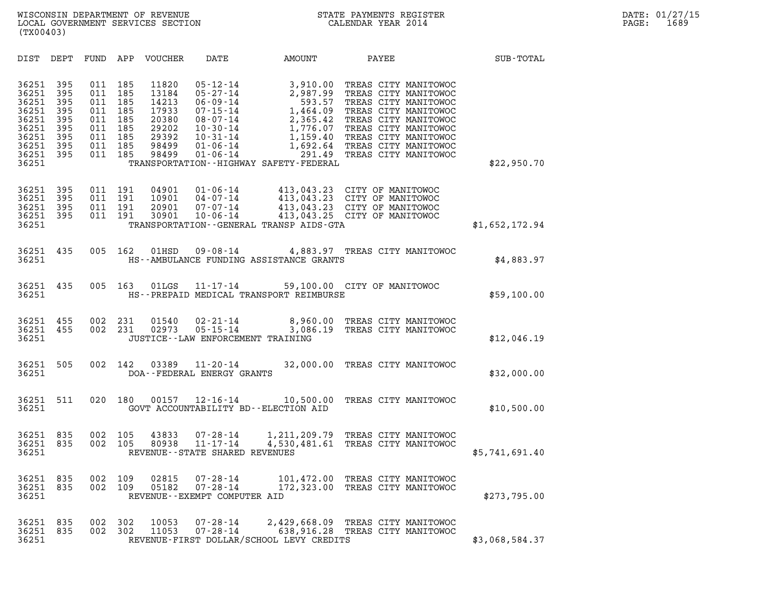WISCONSIN DEPARTMENT OF REVENUE
LOCAL GOVERNMENT SERVICES SECTION
(TX00403)

STATE PAYMENTS REGISTER
CALENDAR YEAR 2014

DATE: 01/27/15

| DIST | DEPT | FUND | APP | VOUCHER | DATE | AMOUNT | PAYEE | SUB-TOTAL |
|---|---|---|---|---|---|---|---|---|
| 36251 | 395 | 011 | 185 | 11820 | 05-12-14 | 3,910.00 | TREAS CITY MANITOWOC | |
| 36251 | 395 | 011 | 185 | 13184 | 05-27-14 | 2,987.99 | TREAS CITY MANITOWOC | |
| 36251 | 395 | 011 | 185 | 14213 | 06-09-14 | 593.57 | TREAS CITY MANITOWOC | |
| 36251 | 395 | 011 | 185 | 17933 | 07-15-14 | 1,464.09 | TREAS CITY MANITOWOC | |
| 36251 | 395 | 011 | 185 | 20380 | 08-07-14 | 2,365.42 | TREAS CITY MANITOWOC | |
| 36251 | 395 | 011 | 185 | 29202 | 10-30-14 | 1,776.07 | TREAS CITY MANITOWOC | |
| 36251 | 395 | 011 | 185 | 29392 | 10-31-14 | 1,159.40 | TREAS CITY MANITOWOC | |
| 36251 | 395 | 011 | 185 | 98499 | 01-06-14 | 1,692.64 | TREAS CITY MANITOWOC | |
| 36251 | 395 | 011 | 185 | 98499 | 01-06-14 | 291.49 | TREAS CITY MANITOWOC | |
| 36251 | | | | | TRANSPORTATION--HIGHWAY SAFETY-FEDERAL | | | $22,950.70 |
| 36251 | 395 | 011 | 191 | 04901 | 01-06-14 | 413,043.23 | CITY OF MANITOWOC | |
| 36251 | 395 | 011 | 191 | 10901 | 04-07-14 | 413,043.23 | CITY OF MANITOWOC | |
| 36251 | 395 | 011 | 191 | 20901 | 07-07-14 | 413,043.23 | CITY OF MANITOWOC | |
| 36251 | 395 | 011 | 191 | 30901 | 10-06-14 | 413,043.25 | CITY OF MANITOWOC | |
| 36251 | | | | | TRANSPORTATION--GENERAL TRANSP AIDS-GTA | | | $1,652,172.94 |
| 36251 | 435 | 005 | 162 | 01HSD | 09-08-14 | 4,883.97 | TREAS CITY MANITOWOC | |
| 36251 | | | | | HS--AMBULANCE FUNDING ASSISTANCE GRANTS | | | $4,883.97 |
| 36251 | 435 | 005 | 163 | 01LGS | 11-17-14 | 59,100.00 | CITY OF MANITOWOC | |
| 36251 | | | | | HS--PREPAID MEDICAL TRANSPORT REIMBURSE | | | $59,100.00 |
| 36251 | 455 | 002 | 231 | 01540 | 02-21-14 | 8,960.00 | TREAS CITY MANITOWOC | |
| 36251 | 455 | 002 | 231 | 02973 | 05-15-14 | 3,086.19 | TREAS CITY MANITOWOC | |
| 36251 | | | | | JUSTICE--LAW ENFORCEMENT TRAINING | | | $12,046.19 |
| 36251 | 505 | 002 | 142 | 03389 | 11-20-14 | 32,000.00 | TREAS CITY MANITOWOC | |
| 36251 | | | | | DOA--FEDERAL ENERGY GRANTS | | | $32,000.00 |
| 36251 | 511 | 020 | 180 | 00157 | 12-16-14 | 10,500.00 | TREAS CITY MANITOWOC | |
| 36251 | | | | | GOVT ACCOUNTABILITY BD--ELECTION AID | | | $10,500.00 |
| 36251 | 835 | 002 | 105 | 43833 | 07-28-14 | 1,211,209.79 | TREAS CITY MANITOWOC | |
| 36251 | 835 | 002 | 105 | 80938 | 11-17-14 | 4,530,481.61 | TREAS CITY MANITOWOC | |
| 36251 | | | | | REVENUE--STATE SHARED REVENUES | | | $5,741,691.40 |
| 36251 | 835 | 002 | 109 | 02815 | 07-28-14 | 101,472.00 | TREAS CITY MANITOWOC | |
| 36251 | 835 | 002 | 109 | 05182 | 07-28-14 | 172,323.00 | TREAS CITY MANITOWOC | |
| 36251 | | | | | REVENUE--EXEMPT COMPUTER AID | | | $273,795.00 |
| 36251 | 835 | 002 | 302 | 10053 | 07-28-14 | 2,429,668.09 | TREAS CITY MANITOWOC | |
| 36251 | 835 | 002 | 302 | 11053 | 07-28-14 | 638,916.28 | TREAS CITY MANITOWOC | |
| 36251 | | | | | REVENUE-FIRST DOLLAR/SCHOOL LEVY CREDITS | | | $3,068,584.37 |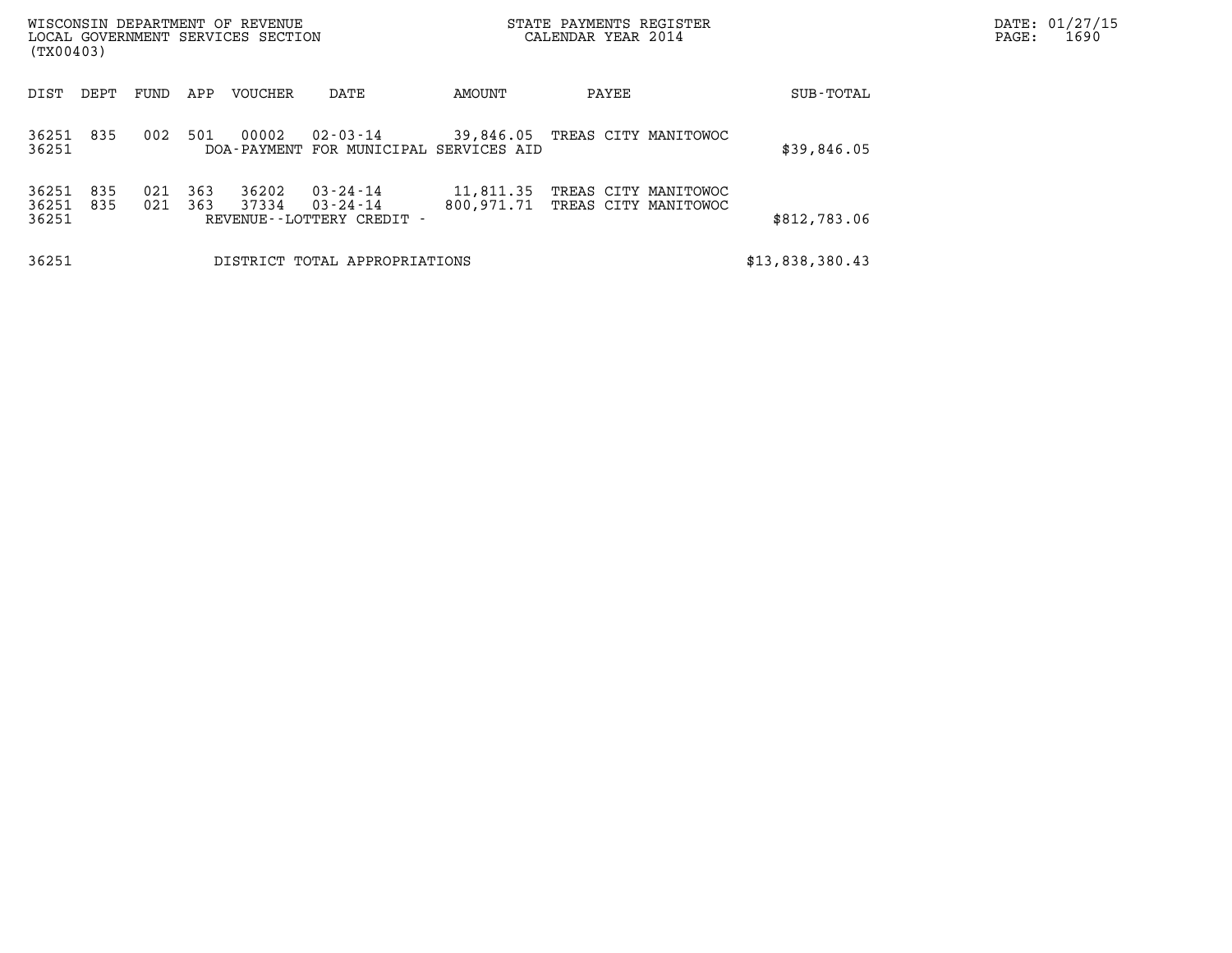| DIST | DEPT | FUND | APP | VOUCHER | DATE | AMOUNT | PAYEE | SUB-TOTAL |
|---|---|---|---|---|---|---|---|---|
| 36251 | 835 | 002 | 501 | 00002 | 02-03-14 | 39,846.05 | TREAS CITY MANITOWOC | |
| 36251 | | | | | DOA-PAYMENT FOR MUNICIPAL SERVICES AID | | | $39,846.05 |
| 36251 | 835 | 021 | 363 | 36202 | 03-24-14 | 11,811.35 | TREAS CITY MANITOWOC | |
| 36251 | 835 | 021 | 363 | 37334 | 03-24-14 | 800,971.71 | TREAS CITY MANITOWOC | |
| 36251 | | | | | REVENUE--LOTTERY CREDIT - | | | $812,783.06 |
| 36251 | | | | | DISTRICT TOTAL APPROPRIATIONS | | | $13,838,380.43 |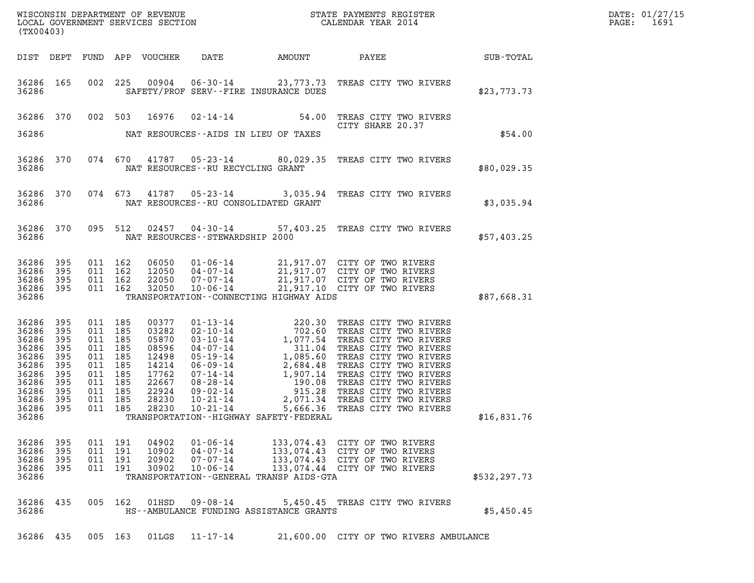WISCONSIN DEPARTMENT OF REVENUE
LOCAL GOVERNMENT SERVICES SECTION
(TX00403)

STATE PAYMENTS REGISTER
CALENDAR YEAR 2014

DATE: 01/27/15
PAGE: 1691

| DIST | DEPT | FUND | APP | VOUCHER | DATE | AMOUNT | PAYEE | SUB-TOTAL |
|---|---|---|---|---|---|---|---|---|
| 36286 | 165 | 002 | 225 | 00904 | 06-30-14 | 23,773.73 | TREAS CITY TWO RIVERS | |
| 36286 | | | | | SAFETY/PROF SERV--FIRE INSURANCE DUES | | | $23,773.73 |
| 36286 | 370 | 002 | 503 | 16976 | 02-14-14 | 54.00 | TREAS CITY TWO RIVERS CITY SHARE 20.37 | |
| 36286 | | | | | NAT RESOURCES--AIDS IN LIEU OF TAXES | | | $54.00 |
| 36286 | 370 | 074 | 670 | 41787 | 05-23-14 | 80,029.35 | TREAS CITY TWO RIVERS | |
| 36286 | | | | | NAT RESOURCES--RU RECYCLING GRANT | | | $80,029.35 |
| 36286 | 370 | 074 | 673 | 41787 | 05-23-14 | 3,035.94 | TREAS CITY TWO RIVERS | |
| 36286 | | | | | NAT RESOURCES--RU CONSOLIDATED GRANT | | | $3,035.94 |
| 36286 | 370 | 095 | 512 | 02457 | 04-30-14 | 57,403.25 | TREAS CITY TWO RIVERS | |
| 36286 | | | | | NAT RESOURCES--STEWARDSHIP 2000 | | | $57,403.25 |
| 36286 | 395 | 011 | 162 | 06050 | 01-06-14 | 21,917.07 | CITY OF TWO RIVERS | |
| 36286 | 395 | 011 | 162 | 12050 | 04-07-14 | 21,917.07 | CITY OF TWO RIVERS | |
| 36286 | 395 | 011 | 162 | 22050 | 07-07-14 | 21,917.07 | CITY OF TWO RIVERS | |
| 36286 | 395 | 011 | 162 | 32050 | 10-06-14 | 21,917.10 | CITY OF TWO RIVERS | |
| 36286 | | | | | TRANSPORTATION--CONNECTING HIGHWAY AIDS | | | $87,668.31 |
| 36286 | 395 | 011 | 185 | 00377 | 01-13-14 | 220.30 | TREAS CITY TWO RIVERS | |
| 36286 | 395 | 011 | 185 | 03282 | 02-10-14 | 702.60 | TREAS CITY TWO RIVERS | |
| 36286 | 395 | 011 | 185 | 05870 | 03-10-14 | 1,077.54 | TREAS CITY TWO RIVERS | |
| 36286 | 395 | 011 | 185 | 08596 | 04-07-14 | 311.04 | TREAS CITY TWO RIVERS | |
| 36286 | 395 | 011 | 185 | 12498 | 05-19-14 | 1,085.60 | TREAS CITY TWO RIVERS | |
| 36286 | 395 | 011 | 185 | 14214 | 06-09-14 | 2,684.48 | TREAS CITY TWO RIVERS | |
| 36286 | 395 | 011 | 185 | 17762 | 07-14-14 | 1,907.14 | TREAS CITY TWO RIVERS | |
| 36286 | 395 | 011 | 185 | 22667 | 08-28-14 | 190.08 | TREAS CITY TWO RIVERS | |
| 36286 | 395 | 011 | 185 | 22924 | 09-02-14 | 915.28 | TREAS CITY TWO RIVERS | |
| 36286 | 395 | 011 | 185 | 28230 | 10-21-14 | 2,071.34 | TREAS CITY TWO RIVERS | |
| 36286 | 395 | 011 | 185 | 28230 | 10-21-14 | 5,666.36 | TREAS CITY TWO RIVERS | |
| 36286 | | | | | TRANSPORTATION--HIGHWAY SAFETY-FEDERAL | | | $16,831.76 |
| 36286 | 395 | 011 | 191 | 04902 | 01-06-14 | 133,074.43 | CITY OF TWO RIVERS | |
| 36286 | 395 | 011 | 191 | 10902 | 04-07-14 | 133,074.43 | CITY OF TWO RIVERS | |
| 36286 | 395 | 011 | 191 | 20902 | 07-07-14 | 133,074.43 | CITY OF TWO RIVERS | |
| 36286 | 395 | 011 | 191 | 30902 | 10-06-14 | 133,074.44 | CITY OF TWO RIVERS | |
| 36286 | | | | | TRANSPORTATION--GENERAL TRANSP AIDS-GTA | | | $532,297.73 |
| 36286 | 435 | 005 | 162 | 01HSD | 09-08-14 | 5,450.45 | TREAS CITY TWO RIVERS | |
| 36286 | | | | | HS--AMBULANCE FUNDING ASSISTANCE GRANTS | | | $5,450.45 |
| 36286 | 435 | 005 | 163 | 01LGS | 11-17-14 | 21,600.00 | CITY OF TWO RIVERS AMBULANCE | |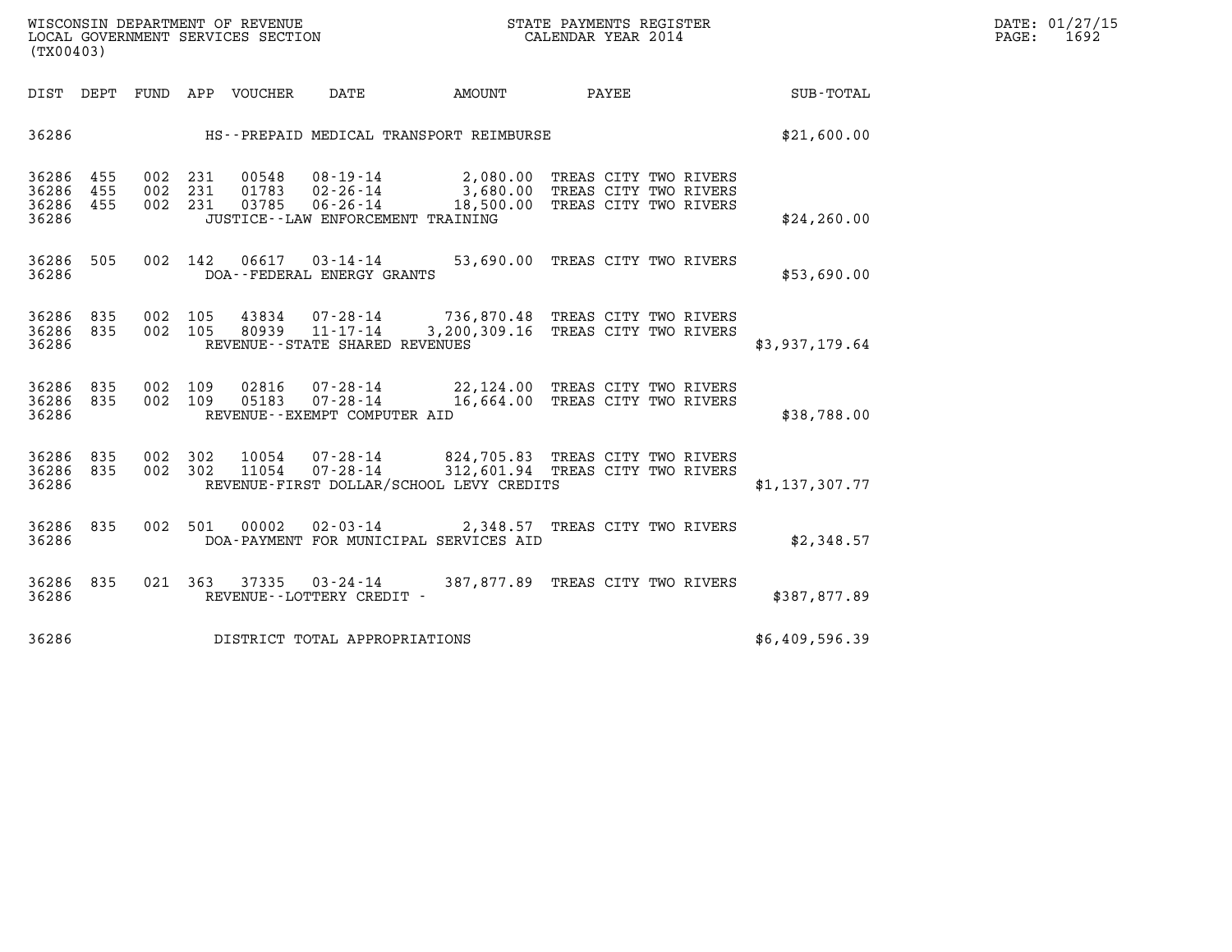| DIST | DEPT | FUND | APP | VOUCHER | DATE | AMOUNT | PAYEE | SUB-TOTAL |
|---|---|---|---|---|---|---|---|---|
| 36286 | | | | | HS--PREPAID MEDICAL TRANSPORT REIMBURSE | | | $21,600.00 |
| 36286 | 455 | 002 | 231 | 00548 | 08-19-14 | 2,080.00 | TREAS CITY TWO RIVERS | |
| 36286 | 455 | 002 | 231 | 01783 | 02-26-14 | 3,680.00 | TREAS CITY TWO RIVERS | |
| 36286 | 455 | 002 | 231 | 03785 | 06-26-14 | 18,500.00 | TREAS CITY TWO RIVERS | |
| 36286 | | | | | JUSTICE--LAW ENFORCEMENT TRAINING | | | $24,260.00 |
| 36286 | 505 | 002 | 142 | 06617 | 03-14-14 | 53,690.00 | TREAS CITY TWO RIVERS | |
| 36286 | | | | | DOA--FEDERAL ENERGY GRANTS | | | $53,690.00 |
| 36286 | 835 | 002 | 105 | 43834 | 07-28-14 | 736,870.48 | TREAS CITY TWO RIVERS | |
| 36286 | 835 | 002 | 105 | 80939 | 11-17-14 | 3,200,309.16 | TREAS CITY TWO RIVERS | |
| 36286 | | | | | REVENUE--STATE SHARED REVENUES | | | $3,937,179.64 |
| 36286 | 835 | 002 | 109 | 02816 | 07-28-14 | 22,124.00 | TREAS CITY TWO RIVERS | |
| 36286 | 835 | 002 | 109 | 05183 | 07-28-14 | 16,664.00 | TREAS CITY TWO RIVERS | |
| 36286 | | | | | REVENUE--EXEMPT COMPUTER AID | | | $38,788.00 |
| 36286 | 835 | 002 | 302 | 10054 | 07-28-14 | 824,705.83 | TREAS CITY TWO RIVERS | |
| 36286 | 835 | 002 | 302 | 11054 | 07-28-14 | 312,601.94 | TREAS CITY TWO RIVERS | |
| 36286 | | | | | REVENUE-FIRST DOLLAR/SCHOOL LEVY CREDITS | | | $1,137,307.77 |
| 36286 | 835 | 002 | 501 | 00002 | 02-03-14 | 2,348.57 | TREAS CITY TWO RIVERS | |
| 36286 | | | | | DOA-PAYMENT FOR MUNICIPAL SERVICES AID | | | $2,348.57 |
| 36286 | 835 | 021 | 363 | 37335 | 03-24-14 | 387,877.89 | TREAS CITY TWO RIVERS | |
| 36286 | | | | | REVENUE--LOTTERY CREDIT - | | | $387,877.89 |
| 36286 | | | | | DISTRICT TOTAL APPROPRIATIONS | | | $6,409,596.39 |